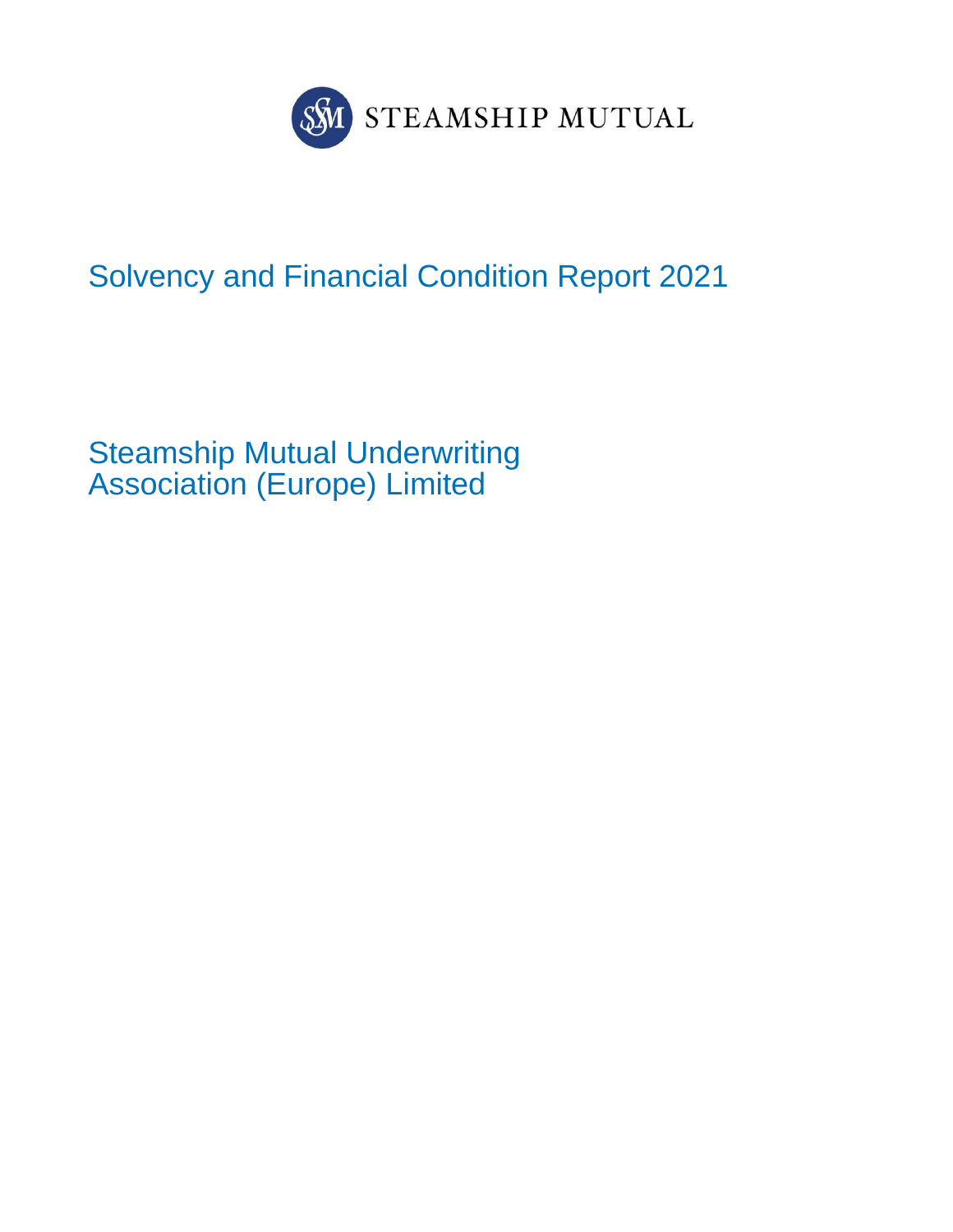STEAMSHIP MUTUAL

# Solvency and Financial Condition Report 2021

## Steamship Mutual Underwriting Association (Europe) Limited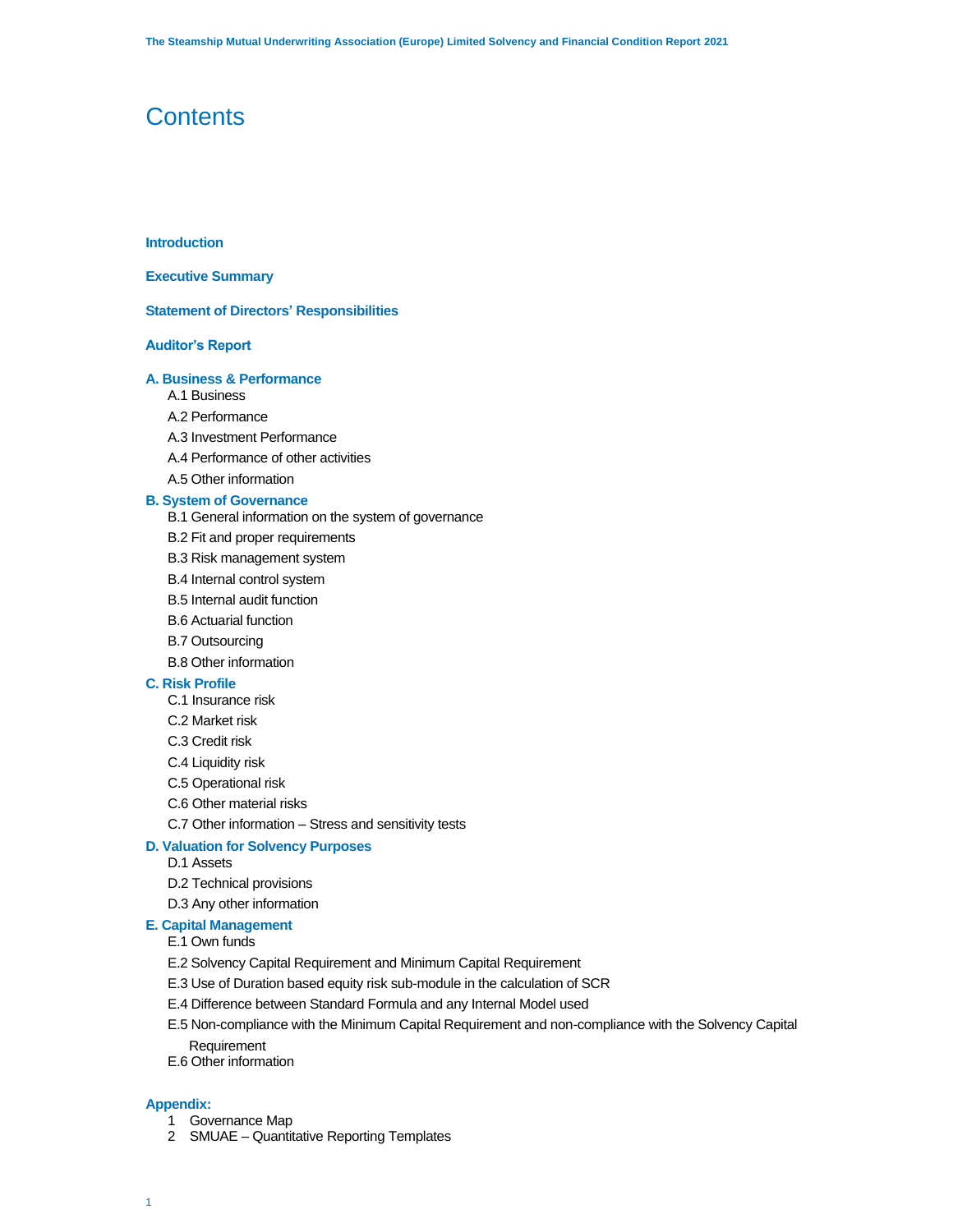# Contents

**Introduction**

**Executive Summary**

**Statement of Directors' Responsibilities**

**Auditor's Report**

**A. Business & Performance**

- A.1 Business
- A.2 Performance
- A.3 Investment Performance
- A.4 Performance of other activities
- A.5 Other information

**B. System of Governance**

- B.1 General information on the system of governance
- B.2 Fit and proper requirements
- B.3 Risk management system
- B.4 Internal control system
- B.5 Internal audit function
- B.6 Actuarial function
- B.7 Outsourcing
- B.8 Other information

**C. Risk Profile**

- C.1 Insurance risk
- C.2 Market risk
- C.3 Credit risk
- C.4 Liquidity risk
- C.5 Operational risk
- C.6 Other material risks
- C.7 Other information – Stress and sensitivity tests

**D. Valuation for Solvency Purposes**

- D.1 Assets
- D.2 Technical provisions
- D.3 Any other information

**E. Capital Management**

- E.1 Own funds
- E.2 Solvency Capital Requirement and Minimum Capital Requirement
- E.3 Use of Duration based equity risk sub-module in the calculation of SCR
- E.4 Difference between Standard Formula and any Internal Model used
- E.5 Non-compliance with the Minimum Capital Requirement and non-compliance with the Solvency Capital Requirement
- E.6 Other information

**Appendix:**

1. Governance Map
2. SMUAE – Quantitative Reporting Templates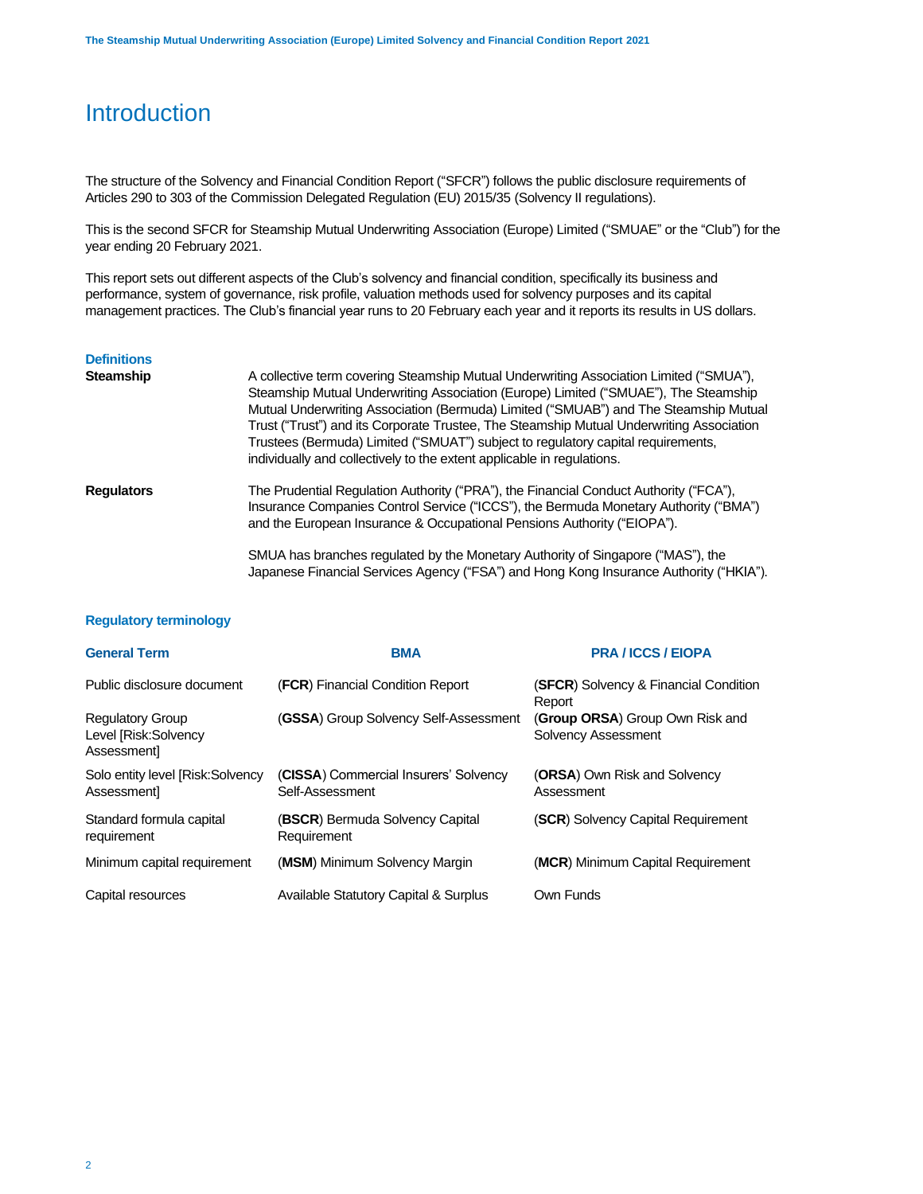# Introduction

The structure of the Solvency and Financial Condition Report ("SFCR") follows the public disclosure requirements of Articles 290 to 303 of the Commission Delegated Regulation (EU) 2015/35 (Solvency II regulations).

This is the second SFCR for Steamship Mutual Underwriting Association (Europe) Limited ("SMUAE" or the "Club") for the year ending 20 February 2021.

This report sets out different aspects of the Club's solvency and financial condition, specifically its business and performance, system of governance, risk profile, valuation methods used for solvency purposes and its capital management practices. The Club's financial year runs to 20 February each year and it reports its results in US dollars.

### Definitions

**Steamship** A collective term covering Steamship Mutual Underwriting Association Limited ("SMUA"), Steamship Mutual Underwriting Association (Europe) Limited ("SMUAE"), The Steamship Mutual Underwriting Association (Bermuda) Limited ("SMUAB") and The Steamship Mutual Trust ("Trust") and its Corporate Trustee, The Steamship Mutual Underwriting Association Trustees (Bermuda) Limited ("SMUAT") subject to regulatory capital requirements, individually and collectively to the extent applicable in regulations.

**Regulators** The Prudential Regulation Authority ("PRA"), the Financial Conduct Authority ("FCA"), Insurance Companies Control Service ("ICCS"), the Bermuda Monetary Authority ("BMA") and the European Insurance & Occupational Pensions Authority ("EIOPA").

SMUA has branches regulated by the Monetary Authority of Singapore ("MAS"), the Japanese Financial Services Agency ("FSA") and Hong Kong Insurance Authority ("HKIA").

### Regulatory terminology

| General Term | BMA | PRA / ICCS / EIOPA |
|---|---|---|
| Public disclosure document | (**FCR**) Financial Condition Report | (**SFCR**) Solvency & Financial Condition Report |
| Regulatory Group Level [Risk:Solvency Assessment] | (**GSSA**) Group Solvency Self-Assessment | (**Group ORSA**) Group Own Risk and Solvency Assessment |
| Solo entity level [Risk:Solvency Assessment] | (**CISSA**) Commercial Insurers' Solvency Self-Assessment | (**ORSA**) Own Risk and Solvency Assessment |
| Standard formula capital requirement | (**BSCR**) Bermuda Solvency Capital Requirement | (**SCR**) Solvency Capital Requirement |
| Minimum capital requirement | (**MSM**) Minimum Solvency Margin | (**MCR**) Minimum Capital Requirement |
| Capital resources | Available Statutory Capital & Surplus | Own Funds |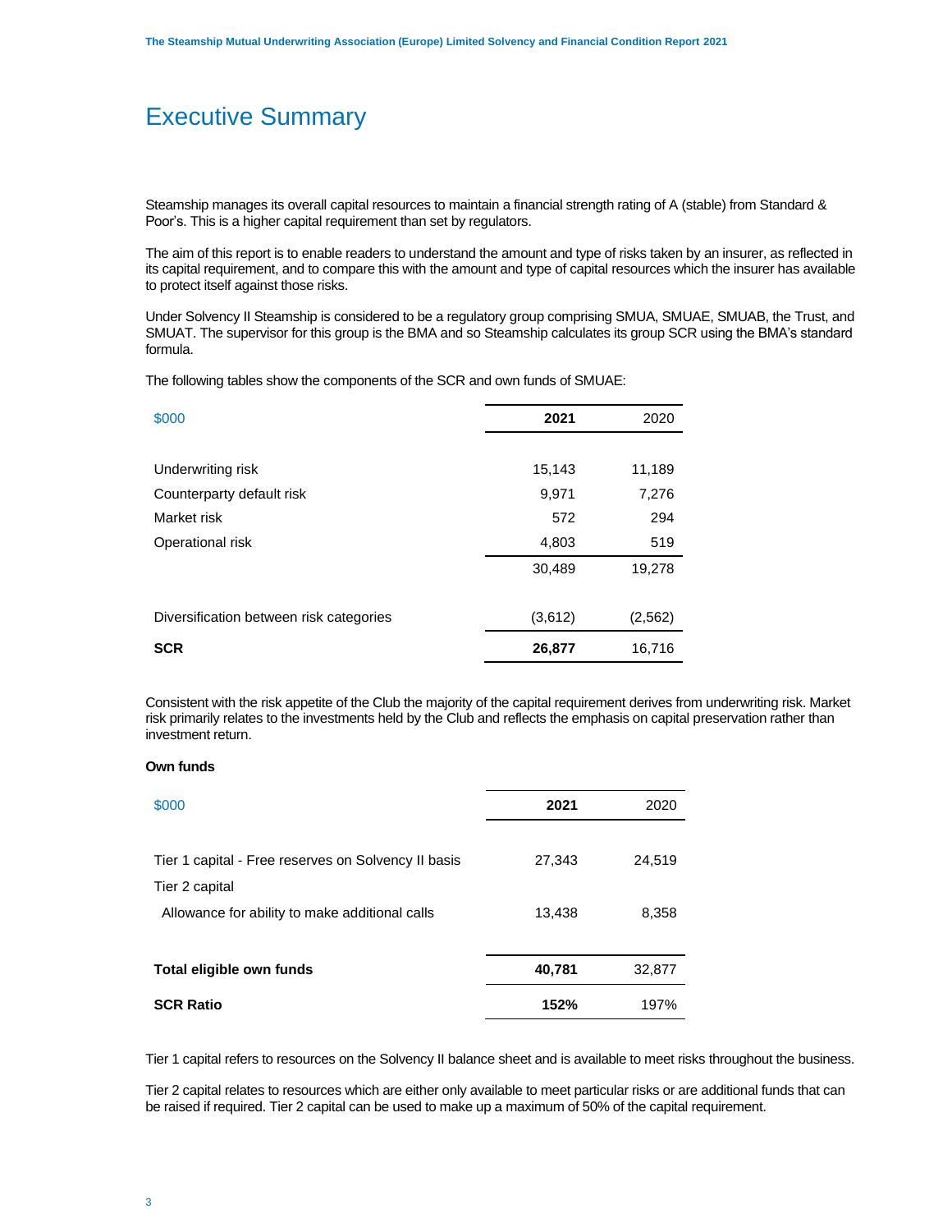# Executive Summary

Steamship manages its overall capital resources to maintain a financial strength rating of A (stable) from Standard & Poor's. This is a higher capital requirement than set by regulators.

The aim of this report is to enable readers to understand the amount and type of risks taken by an insurer, as reflected in its capital requirement, and to compare this with the amount and type of capital resources which the insurer has available to protect itself against those risks.

Under Solvency II Steamship is considered to be a regulatory group comprising SMUA, SMUAE, SMUAB, the Trust, and SMUAT. The supervisor for this group is the BMA and so Steamship calculates its group SCR using the BMA's standard formula.

The following tables show the components of the SCR and own funds of SMUAE:

| $000 | **2021** | 2020 |
|---|---|---|
| Underwriting risk | 15,143 | 11,189 |
| Counterparty default risk | 9,971 | 7,276 |
| Market risk | 572 | 294 |
| Operational risk | 4,803 | 519 |
| | 30,489 | 19,278 |
| Diversification between risk categories | (3,612) | (2,562) |
| **SCR** | **26,877** | 16,716 |

Consistent with the risk appetite of the Club the majority of the capital requirement derives from underwriting risk. Market risk primarily relates to the investments held by the Club and reflects the emphasis on capital preservation rather than investment return.

**Own funds**

| $000 | **2021** | 2020 |
|---|---|---|
| Tier 1 capital - Free reserves on Solvency II basis | 27,343 | 24,519 |
| Tier 2 capital | | |
| Allowance for ability to make additional calls | 13,438 | 8,358 |
| **Total eligible own funds** | **40,781** | 32,877 |
| **SCR Ratio** | **152%** | 197% |

Tier 1 capital refers to resources on the Solvency II balance sheet and is available to meet risks throughout the business.

Tier 2 capital relates to resources which are either only available to meet particular risks or are additional funds that can be raised if required. Tier 2 capital can be used to make up a maximum of 50% of the capital requirement.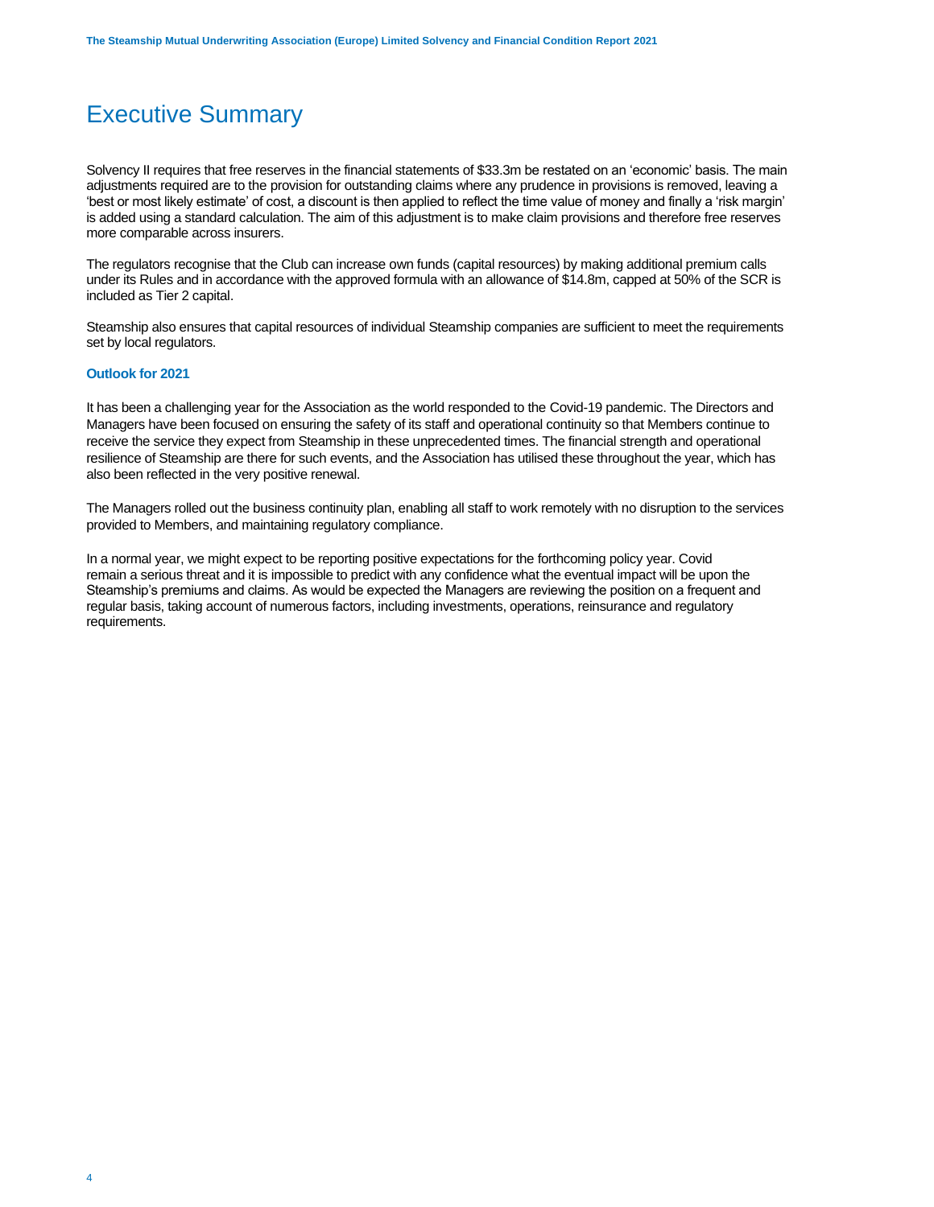# Executive Summary

Solvency II requires that free reserves in the financial statements of $33.3m be restated on an 'economic' basis. The main adjustments required are to the provision for outstanding claims where any prudence in provisions is removed, leaving a 'best or most likely estimate' of cost, a discount is then applied to reflect the time value of money and finally a 'risk margin' is added using a standard calculation. The aim of this adjustment is to make claim provisions and therefore free reserves more comparable across insurers.

The regulators recognise that the Club can increase own funds (capital resources) by making additional premium calls under its Rules and in accordance with the approved formula with an allowance of $14.8m, capped at 50% of the SCR is included as Tier 2 capital.

Steamship also ensures that capital resources of individual Steamship companies are sufficient to meet the requirements set by local regulators.

### Outlook for 2021

It has been a challenging year for the Association as the world responded to the Covid-19 pandemic. The Directors and Managers have been focused on ensuring the safety of its staff and operational continuity so that Members continue to receive the service they expect from Steamship in these unprecedented times. The financial strength and operational resilience of Steamship are there for such events, and the Association has utilised these throughout the year, which has also been reflected in the very positive renewal.

The Managers rolled out the business continuity plan, enabling all staff to work remotely with no disruption to the services provided to Members, and maintaining regulatory compliance.

In a normal year, we might expect to be reporting positive expectations for the forthcoming policy year. Covid remain a serious threat and it is impossible to predict with any confidence what the eventual impact will be upon the Steamship's premiums and claims. As would be expected the Managers are reviewing the position on a frequent and regular basis, taking account of numerous factors, including investments, operations, reinsurance and regulatory requirements.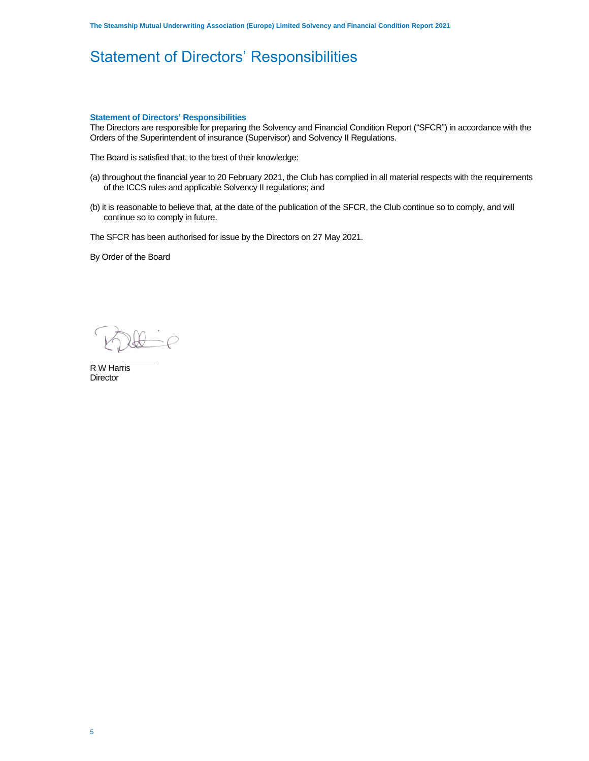# Statement of Directors' Responsibilities

### Statement of Directors' Responsibilities

The Directors are responsible for preparing the Solvency and Financial Condition Report ("SFCR") in accordance with the Orders of the Superintendent of insurance (Supervisor) and Solvency II Regulations.

The Board is satisfied that, to the best of their knowledge:

(a) throughout the financial year to 20 February 2021, the Club has complied in all material respects with the requirements of the ICCS rules and applicable Solvency II regulations; and

(b) it is reasonable to believe that, at the date of the publication of the SFCR, the Club continue so to comply, and will continue so to comply in future.

The SFCR has been authorised for issue by the Directors on 27 May 2021.

By Order of the Board

R W Harris
Director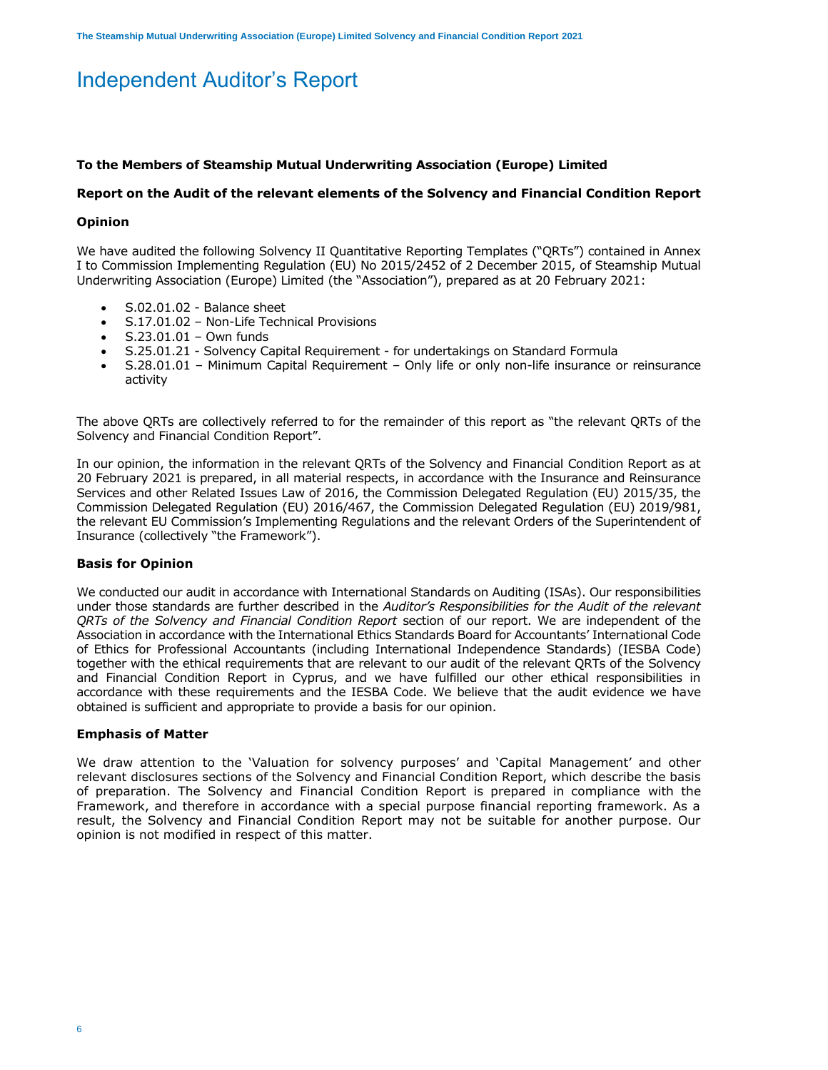# Independent Auditor's Report

**To the Members of Steamship Mutual Underwriting Association (Europe) Limited**

**Report on the Audit of the relevant elements of the Solvency and Financial Condition Report**

**Opinion**

We have audited the following Solvency II Quantitative Reporting Templates ("QRTs") contained in Annex I to Commission Implementing Regulation (EU) No 2015/2452 of 2 December 2015, of Steamship Mutual Underwriting Association (Europe) Limited (the "Association"), prepared as at 20 February 2021:

- S.02.01.02 - Balance sheet
- S.17.01.02 – Non-Life Technical Provisions
- S.23.01.01 – Own funds
- S.25.01.21 - Solvency Capital Requirement - for undertakings on Standard Formula
- S.28.01.01 – Minimum Capital Requirement – Only life or only non-life insurance or reinsurance activity

The above QRTs are collectively referred to for the remainder of this report as "the relevant QRTs of the Solvency and Financial Condition Report".

In our opinion, the information in the relevant QRTs of the Solvency and Financial Condition Report as at 20 February 2021 is prepared, in all material respects, in accordance with the Insurance and Reinsurance Services and other Related Issues Law of 2016, the Commission Delegated Regulation (EU) 2015/35, the Commission Delegated Regulation (EU) 2016/467, the Commission Delegated Regulation (EU) 2019/981, the relevant EU Commission's Implementing Regulations and the relevant Orders of the Superintendent of Insurance (collectively "the Framework").

**Basis for Opinion**

We conducted our audit in accordance with International Standards on Auditing (ISAs). Our responsibilities under those standards are further described in the *Auditor's Responsibilities for the Audit of the relevant QRTs of the Solvency and Financial Condition Report* section of our report. We are independent of the Association in accordance with the International Ethics Standards Board for Accountants' International Code of Ethics for Professional Accountants (including International Independence Standards) (IESBA Code) together with the ethical requirements that are relevant to our audit of the relevant QRTs of the Solvency and Financial Condition Report in Cyprus, and we have fulfilled our other ethical responsibilities in accordance with these requirements and the IESBA Code. We believe that the audit evidence we have obtained is sufficient and appropriate to provide a basis for our opinion.

**Emphasis of Matter**

We draw attention to the 'Valuation for solvency purposes' and 'Capital Management' and other relevant disclosures sections of the Solvency and Financial Condition Report, which describe the basis of preparation. The Solvency and Financial Condition Report is prepared in compliance with the Framework, and therefore in accordance with a special purpose financial reporting framework. As a result, the Solvency and Financial Condition Report may not be suitable for another purpose. Our opinion is not modified in respect of this matter.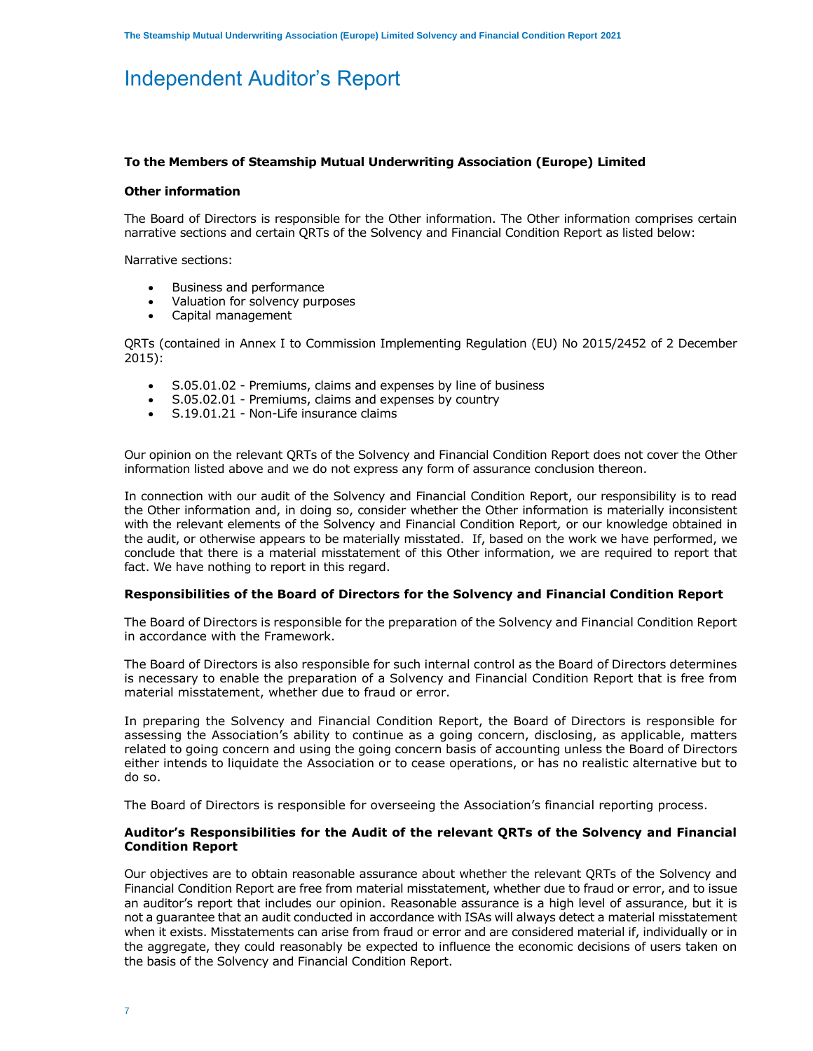# Independent Auditor's Report

**To the Members of Steamship Mutual Underwriting Association (Europe) Limited**

**Other information**

The Board of Directors is responsible for the Other information. The Other information comprises certain narrative sections and certain QRTs of the Solvency and Financial Condition Report as listed below:

Narrative sections:

- Business and performance
- Valuation for solvency purposes
- Capital management

QRTs (contained in Annex I to Commission Implementing Regulation (EU) No 2015/2452 of 2 December 2015):

- S.05.01.02 - Premiums, claims and expenses by line of business
- S.05.02.01 - Premiums, claims and expenses by country
- S.19.01.21 - Non-Life insurance claims

Our opinion on the relevant QRTs of the Solvency and Financial Condition Report does not cover the Other information listed above and we do not express any form of assurance conclusion thereon.

In connection with our audit of the Solvency and Financial Condition Report, our responsibility is to read the Other information and, in doing so, consider whether the Other information is materially inconsistent with the relevant elements of the Solvency and Financial Condition Report, or our knowledge obtained in the audit, or otherwise appears to be materially misstated. If, based on the work we have performed, we conclude that there is a material misstatement of this Other information, we are required to report that fact. We have nothing to report in this regard.

**Responsibilities of the Board of Directors for the Solvency and Financial Condition Report**

The Board of Directors is responsible for the preparation of the Solvency and Financial Condition Report in accordance with the Framework.

The Board of Directors is also responsible for such internal control as the Board of Directors determines is necessary to enable the preparation of a Solvency and Financial Condition Report that is free from material misstatement, whether due to fraud or error.

In preparing the Solvency and Financial Condition Report, the Board of Directors is responsible for assessing the Association's ability to continue as a going concern, disclosing, as applicable, matters related to going concern and using the going concern basis of accounting unless the Board of Directors either intends to liquidate the Association or to cease operations, or has no realistic alternative but to do so.

The Board of Directors is responsible for overseeing the Association's financial reporting process.

**Auditor's Responsibilities for the Audit of the relevant QRTs of the Solvency and Financial Condition Report**

Our objectives are to obtain reasonable assurance about whether the relevant QRTs of the Solvency and Financial Condition Report are free from material misstatement, whether due to fraud or error, and to issue an auditor's report that includes our opinion. Reasonable assurance is a high level of assurance, but it is not a guarantee that an audit conducted in accordance with ISAs will always detect a material misstatement when it exists. Misstatements can arise from fraud or error and are considered material if, individually or in the aggregate, they could reasonably be expected to influence the economic decisions of users taken on the basis of the Solvency and Financial Condition Report.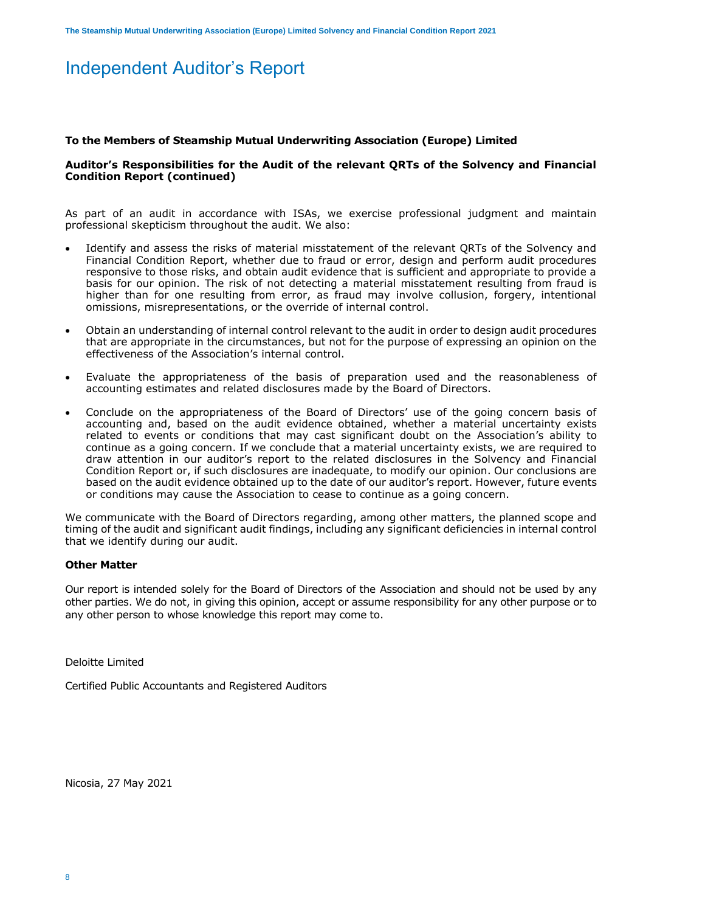# Independent Auditor's Report

**To the Members of Steamship Mutual Underwriting Association (Europe) Limited**

**Auditor's Responsibilities for the Audit of the relevant QRTs of the Solvency and Financial Condition Report (continued)**

As part of an audit in accordance with ISAs, we exercise professional judgment and maintain professional skepticism throughout the audit. We also:

- Identify and assess the risks of material misstatement of the relevant QRTs of the Solvency and Financial Condition Report, whether due to fraud or error, design and perform audit procedures responsive to those risks, and obtain audit evidence that is sufficient and appropriate to provide a basis for our opinion. The risk of not detecting a material misstatement resulting from fraud is higher than for one resulting from error, as fraud may involve collusion, forgery, intentional omissions, misrepresentations, or the override of internal control.

- Obtain an understanding of internal control relevant to the audit in order to design audit procedures that are appropriate in the circumstances, but not for the purpose of expressing an opinion on the effectiveness of the Association's internal control.

- Evaluate the appropriateness of the basis of preparation used and the reasonableness of accounting estimates and related disclosures made by the Board of Directors.

- Conclude on the appropriateness of the Board of Directors' use of the going concern basis of accounting and, based on the audit evidence obtained, whether a material uncertainty exists related to events or conditions that may cast significant doubt on the Association's ability to continue as a going concern. If we conclude that a material uncertainty exists, we are required to draw attention in our auditor's report to the related disclosures in the Solvency and Financial Condition Report or, if such disclosures are inadequate, to modify our opinion. Our conclusions are based on the audit evidence obtained up to the date of our auditor's report. However, future events or conditions may cause the Association to cease to continue as a going concern.

We communicate with the Board of Directors regarding, among other matters, the planned scope and timing of the audit and significant audit findings, including any significant deficiencies in internal control that we identify during our audit.

**Other Matter**

Our report is intended solely for the Board of Directors of the Association and should not be used by any other parties. We do not, in giving this opinion, accept or assume responsibility for any other purpose or to any other person to whose knowledge this report may come to.

Deloitte Limited

Certified Public Accountants and Registered Auditors

Nicosia, 27 May 2021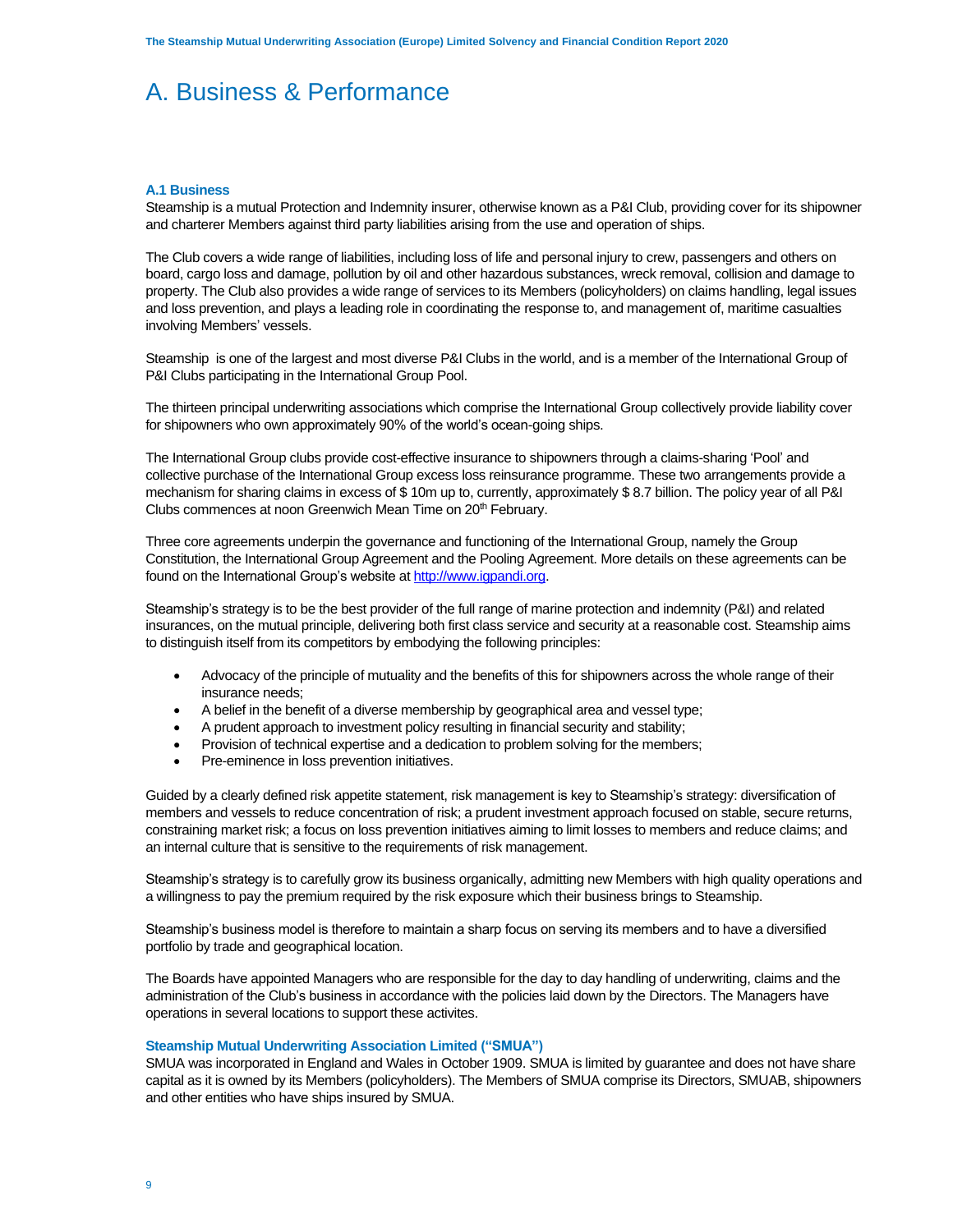# A. Business & Performance

### A.1 Business

Steamship is a mutual Protection and Indemnity insurer, otherwise known as a P&I Club, providing cover for its shipowner and charterer Members against third party liabilities arising from the use and operation of ships.

The Club covers a wide range of liabilities, including loss of life and personal injury to crew, passengers and others on board, cargo loss and damage, pollution by oil and other hazardous substances, wreck removal, collision and damage to property. The Club also provides a wide range of services to its Members (policyholders) on claims handling, legal issues and loss prevention, and plays a leading role in coordinating the response to, and management of, maritime casualties involving Members' vessels.

Steamship is one of the largest and most diverse P&I Clubs in the world, and is a member of the International Group of P&I Clubs participating in the International Group Pool.

The thirteen principal underwriting associations which comprise the International Group collectively provide liability cover for shipowners who own approximately 90% of the world's ocean-going ships.

The International Group clubs provide cost-effective insurance to shipowners through a claims-sharing 'Pool' and collective purchase of the International Group excess loss reinsurance programme. These two arrangements provide a mechanism for sharing claims in excess of $ 10m up to, currently, approximately $ 8.7 billion. The policy year of all P&I Clubs commences at noon Greenwich Mean Time on 20th February.

Three core agreements underpin the governance and functioning of the International Group, namely the Group Constitution, the International Group Agreement and the Pooling Agreement. More details on these agreements can be found on the International Group's website at [http://www.igpandi.org](http://www.igpandi.org).

Steamship's strategy is to be the best provider of the full range of marine protection and indemnity (P&I) and related insurances, on the mutual principle, delivering both first class service and security at a reasonable cost. Steamship aims to distinguish itself from its competitors by embodying the following principles:

- Advocacy of the principle of mutuality and the benefits of this for shipowners across the whole range of their insurance needs;
- A belief in the benefit of a diverse membership by geographical area and vessel type;
- A prudent approach to investment policy resulting in financial security and stability;
- Provision of technical expertise and a dedication to problem solving for the members;
- Pre-eminence in loss prevention initiatives.

Guided by a clearly defined risk appetite statement, risk management is key to Steamship's strategy: diversification of members and vessels to reduce concentration of risk; a prudent investment approach focused on stable, secure returns, constraining market risk; a focus on loss prevention initiatives aiming to limit losses to members and reduce claims; and an internal culture that is sensitive to the requirements of risk management.

Steamship's strategy is to carefully grow its business organically, admitting new Members with high quality operations and a willingness to pay the premium required by the risk exposure which their business brings to Steamship.

Steamship's business model is therefore to maintain a sharp focus on serving its members and to have a diversified portfolio by trade and geographical location.

The Boards have appointed Managers who are responsible for the day to day handling of underwriting, claims and the administration of the Club's business in accordance with the policies laid down by the Directors. The Managers have operations in several locations to support these activites.

#### Steamship Mutual Underwriting Association Limited ("SMUA")

SMUA was incorporated in England and Wales in October 1909. SMUA is limited by guarantee and does not have share capital as it is owned by its Members (policyholders). The Members of SMUA comprise its Directors, SMUAB, shipowners and other entities who have ships insured by SMUA.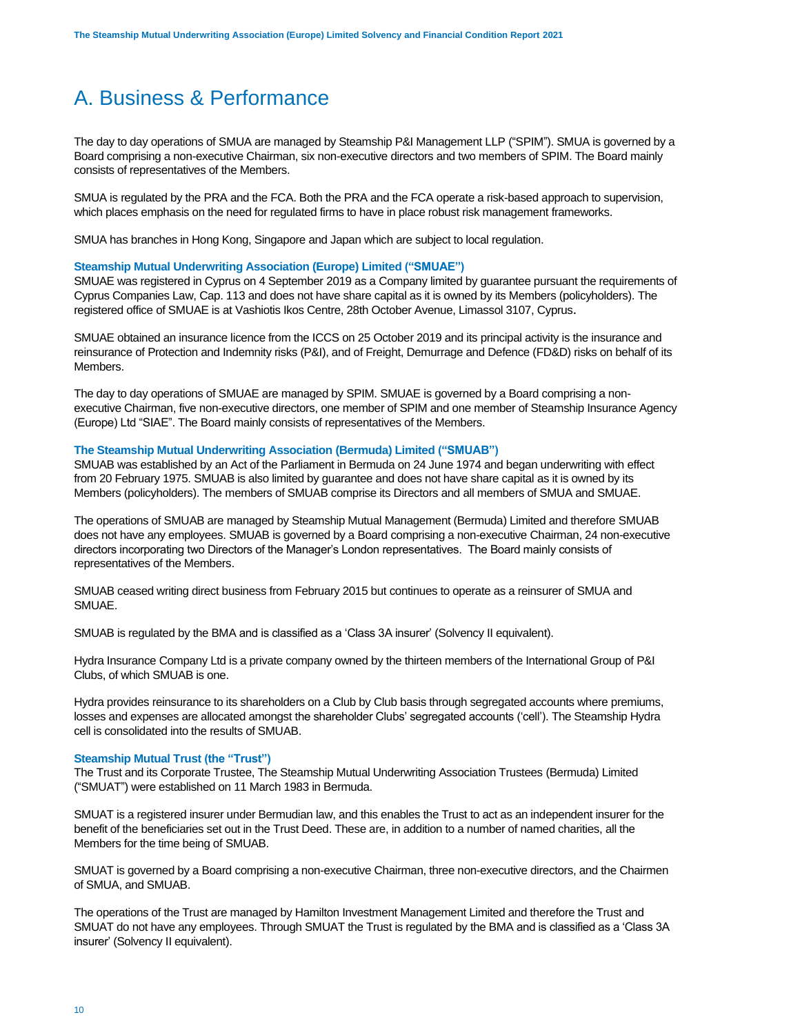# A. Business & Performance

The day to day operations of SMUA are managed by Steamship P&I Management LLP ("SPIM"). SMUA is governed by a Board comprising a non-executive Chairman, six non-executive directors and two members of SPIM. The Board mainly consists of representatives of the Members.

SMUA is regulated by the PRA and the FCA. Both the PRA and the FCA operate a risk-based approach to supervision, which places emphasis on the need for regulated firms to have in place robust risk management frameworks.

SMUA has branches in Hong Kong, Singapore and Japan which are subject to local regulation.

### Steamship Mutual Underwriting Association (Europe) Limited ("SMUAE")

SMUAE was registered in Cyprus on 4 September 2019 as a Company limited by guarantee pursuant the requirements of Cyprus Companies Law, Cap. 113 and does not have share capital as it is owned by its Members (policyholders). The registered office of SMUAE is at Vashiotis Ikos Centre, 28th October Avenue, Limassol 3107, Cyprus.

SMUAE obtained an insurance licence from the ICCS on 25 October 2019 and its principal activity is the insurance and reinsurance of Protection and Indemnity risks (P&I), and of Freight, Demurrage and Defence (FD&D) risks on behalf of its Members.

The day to day operations of SMUAE are managed by SPIM. SMUAE is governed by a Board comprising a non-executive Chairman, five non-executive directors, one member of SPIM and one member of Steamship Insurance Agency (Europe) Ltd "SIAE". The Board mainly consists of representatives of the Members.

### The Steamship Mutual Underwriting Association (Bermuda) Limited ("SMUAB")

SMUAB was established by an Act of the Parliament in Bermuda on 24 June 1974 and began underwriting with effect from 20 February 1975. SMUAB is also limited by guarantee and does not have share capital as it is owned by its Members (policyholders). The members of SMUAB comprise its Directors and all members of SMUA and SMUAE.

The operations of SMUAB are managed by Steamship Mutual Management (Bermuda) Limited and therefore SMUAB does not have any employees. SMUAB is governed by a Board comprising a non-executive Chairman, 24 non-executive directors incorporating two Directors of the Manager's London representatives. The Board mainly consists of representatives of the Members.

SMUAB ceased writing direct business from February 2015 but continues to operate as a reinsurer of SMUA and SMUAE.

SMUAB is regulated by the BMA and is classified as a 'Class 3A insurer' (Solvency II equivalent).

Hydra Insurance Company Ltd is a private company owned by the thirteen members of the International Group of P&I Clubs, of which SMUAB is one.

Hydra provides reinsurance to its shareholders on a Club by Club basis through segregated accounts where premiums, losses and expenses are allocated amongst the shareholder Clubs' segregated accounts ('cell'). The Steamship Hydra cell is consolidated into the results of SMUAB.

### Steamship Mutual Trust (the "Trust")

The Trust and its Corporate Trustee, The Steamship Mutual Underwriting Association Trustees (Bermuda) Limited ("SMUAT") were established on 11 March 1983 in Bermuda.

SMUAT is a registered insurer under Bermudian law, and this enables the Trust to act as an independent insurer for the benefit of the beneficiaries set out in the Trust Deed. These are, in addition to a number of named charities, all the Members for the time being of SMUAB.

SMUAT is governed by a Board comprising a non-executive Chairman, three non-executive directors, and the Chairmen of SMUA, and SMUAB.

The operations of the Trust are managed by Hamilton Investment Management Limited and therefore the Trust and SMUAT do not have any employees. Through SMUAT the Trust is regulated by the BMA and is classified as a 'Class 3A insurer' (Solvency II equivalent).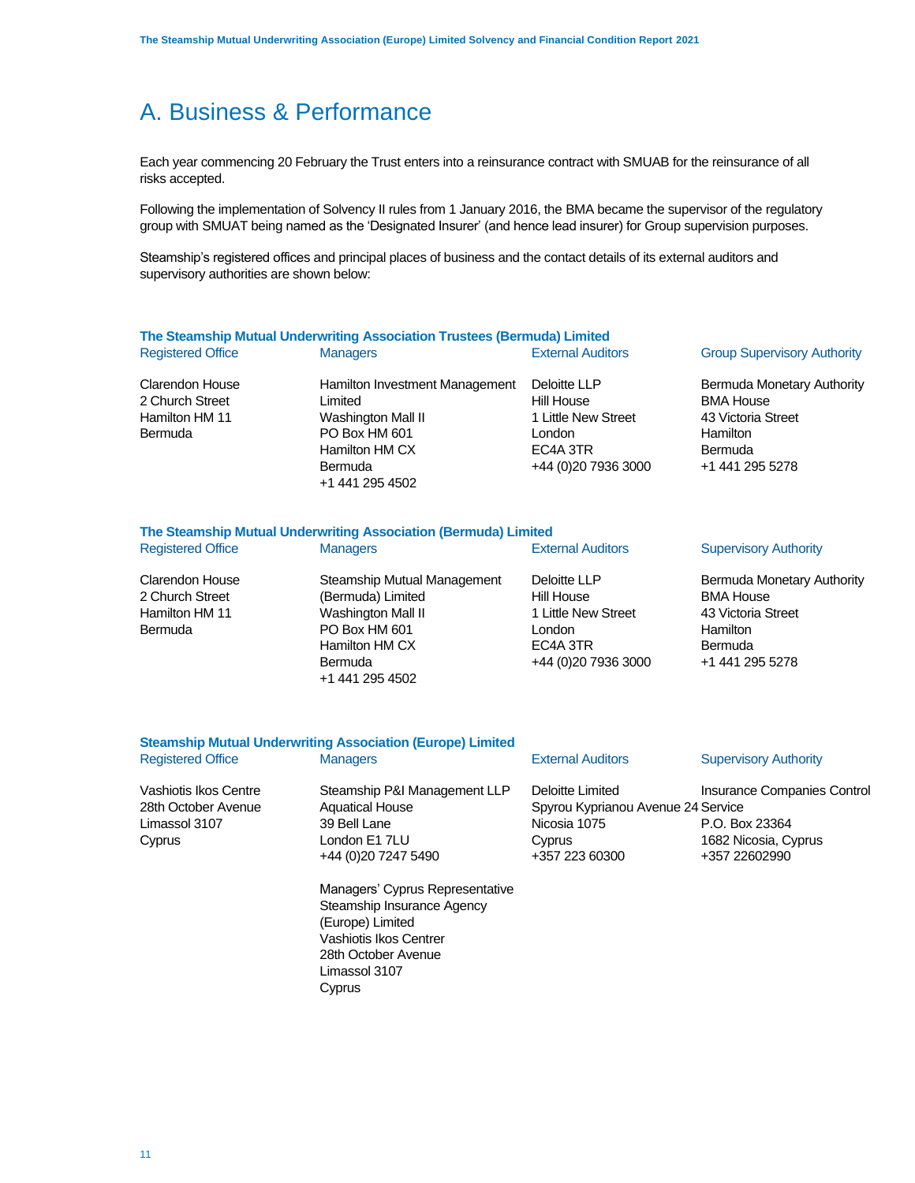# A. Business & Performance

Each year commencing 20 February the Trust enters into a reinsurance contract with SMUAB for the reinsurance of all risks accepted.

Following the implementation of Solvency II rules from 1 January 2016, the BMA became the supervisor of the regulatory group with SMUAT being named as the 'Designated Insurer' (and hence lead insurer) for Group supervision purposes.

Steamship's registered offices and principal places of business and the contact details of its external auditors and supervisory authorities are shown below:

### The Steamship Mutual Underwriting Association Trustees (Bermuda) Limited

| Registered Office | Managers | External Auditors | Group Supervisory Authority |
|---|---|---|---|
| Clarendon House<br>2 Church Street<br>Hamilton HM 11<br>Bermuda | Hamilton Investment Management Limited<br>Washington Mall II<br>PO Box HM 601<br>Hamilton HM CX<br>Bermuda<br>+1 441 295 4502 | Deloitte LLP<br>Hill House<br>1 Little New Street<br>London<br>EC4A 3TR<br>+44 (0)20 7936 3000 | Bermuda Monetary Authority<br>BMA House<br>43 Victoria Street<br>Hamilton<br>Bermuda<br>+1 441 295 5278 |

### The Steamship Mutual Underwriting Association (Bermuda) Limited

| Registered Office | Managers | External Auditors | Supervisory Authority |
|---|---|---|---|
| Clarendon House<br>2 Church Street<br>Hamilton HM 11<br>Bermuda | Steamship Mutual Management (Bermuda) Limited<br>Washington Mall II<br>PO Box HM 601<br>Hamilton HM CX<br>Bermuda<br>+1 441 295 4502 | Deloitte LLP<br>Hill House<br>1 Little New Street<br>London<br>EC4A 3TR<br>+44 (0)20 7936 3000 | Bermuda Monetary Authority<br>BMA House<br>43 Victoria Street<br>Hamilton<br>Bermuda<br>+1 441 295 5278 |

### Steamship Mutual Underwriting Association (Europe) Limited

| Registered Office | Managers | External Auditors | Supervisory Authority |
|---|---|---|---|
| Vashiotis Ikos Centre<br>28th October Avenue<br>Limassol 3107<br>Cyprus | Steamship P&I Management LLP<br>Aquatical House<br>39 Bell Lane<br>London E1 7LU<br>+44 (0)20 7247 5490<br><br>Managers' Cyprus Representative<br>Steamship Insurance Agency (Europe) Limited<br>Vashiotis Ikos Centrer<br>28th October Avenue<br>Limassol 3107<br>Cyprus | Deloitte Limited<br>Spyrou Kyprianou Avenue 24<br>Nicosia 1075<br>Cyprus<br>+357 223 60300 | Insurance Companies Control Service<br>P.O. Box 23364<br>1682 Nicosia, Cyprus<br>+357 22602990 |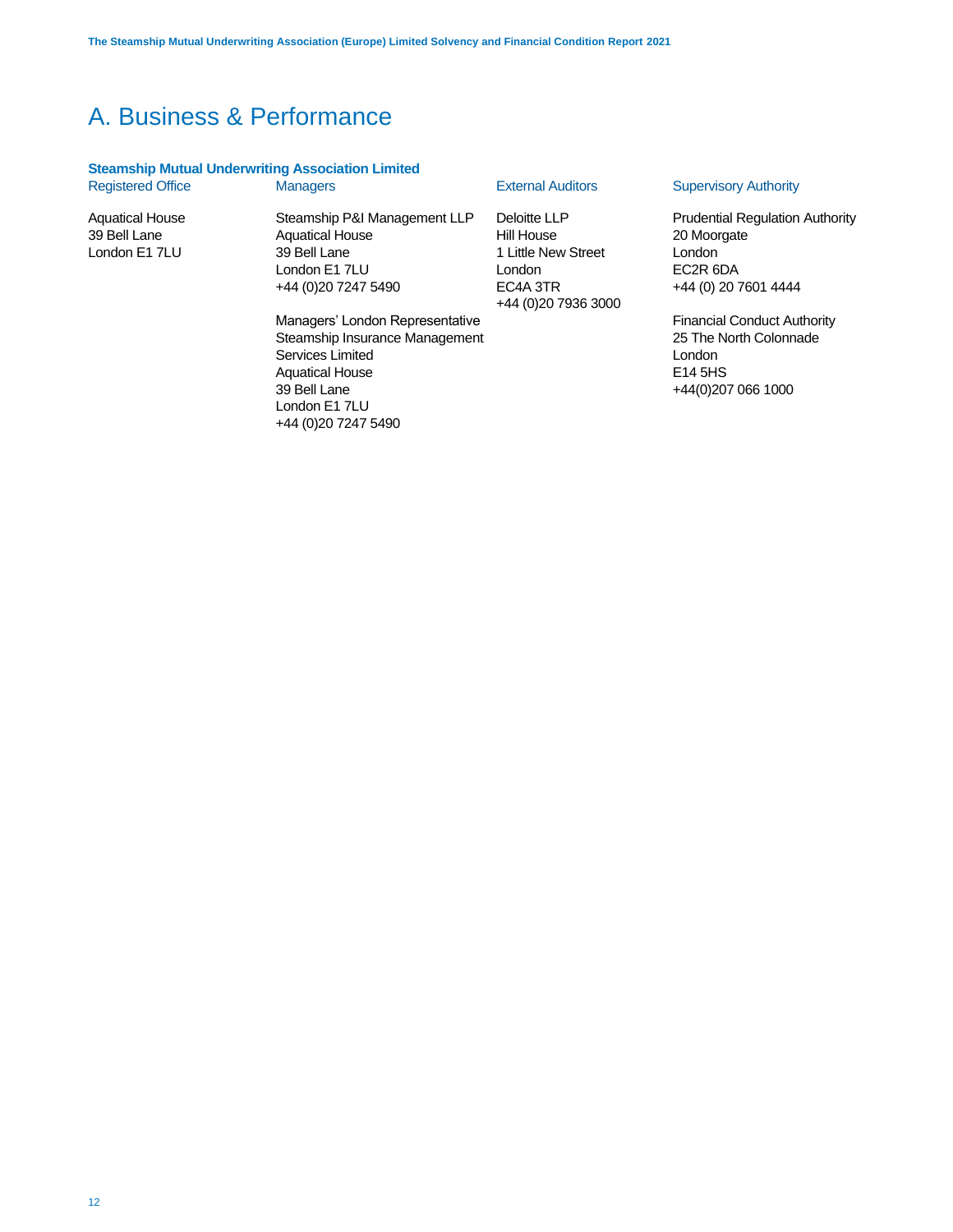# A. Business & Performance

### Steamship Mutual Underwriting Association Limited

| Registered Office | Managers | External Auditors | Supervisory Authority |
|---|---|---|---|
| Aquatical House<br>39 Bell Lane<br>London E1 7LU | Steamship P&I Management LLP<br>Aquatical House<br>39 Bell Lane<br>London E1 7LU<br>+44 (0)20 7247 5490 | Deloitte LLP<br>Hill House<br>1 Little New Street<br>London<br>EC4A 3TR<br>+44 (0)20 7936 3000 | Prudential Regulation Authority<br>20 Moorgate<br>London<br>EC2R 6DA<br>+44 (0) 20 7601 4444 |
| | Managers' London Representative<br>Steamship Insurance Management Services Limited<br>Aquatical House<br>39 Bell Lane<br>London E1 7LU<br>+44 (0)20 7247 5490 | | Financial Conduct Authority<br>25 The North Colonnade<br>London<br>E14 5HS<br>+44(0)207 066 1000 |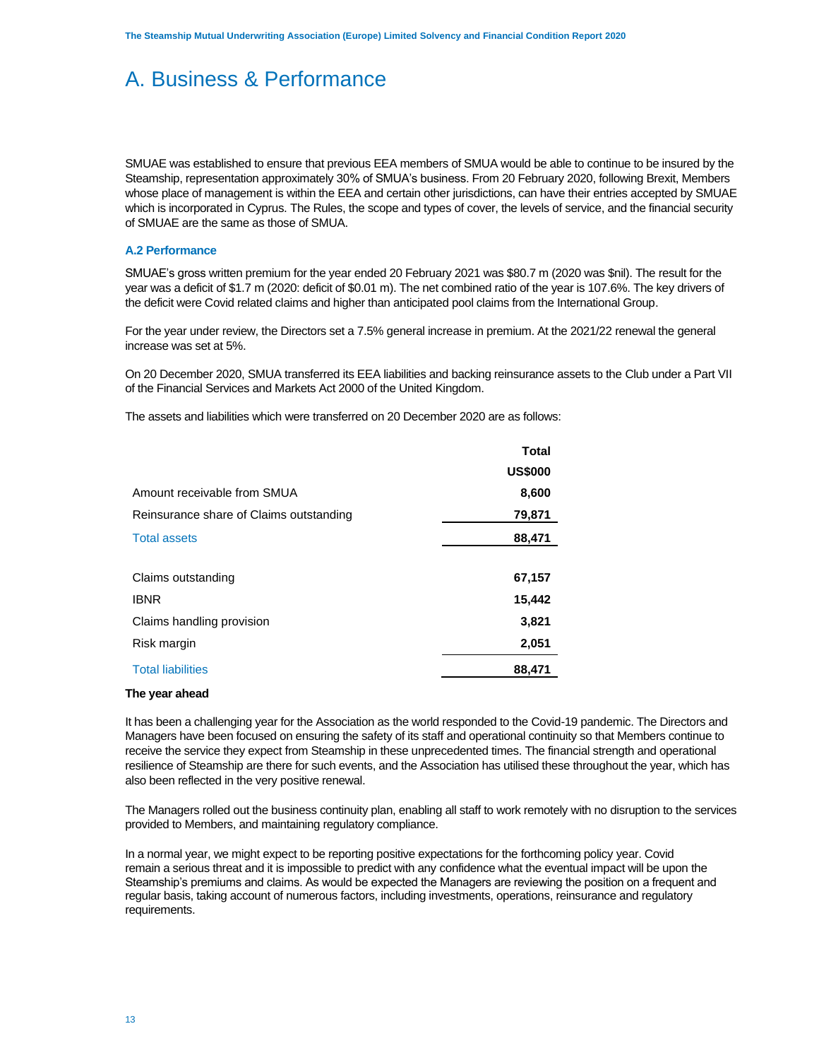# A. Business & Performance

SMUAE was established to ensure that previous EEA members of SMUA would be able to continue to be insured by the Steamship, representation approximately 30% of SMUA's business. From 20 February 2020, following Brexit, Members whose place of management is within the EEA and certain other jurisdictions, can have their entries accepted by SMUAE which is incorporated in Cyprus. The Rules, the scope and types of cover, the levels of service, and the financial security of SMUAE are the same as those of SMUA.

### A.2 Performance

SMUAE's gross written premium for the year ended 20 February 2021 was $80.7 m (2020 was $nil). The result for the year was a deficit of $1.7 m (2020: deficit of $0.01 m). The net combined ratio of the year is 107.6%. The key drivers of the deficit were Covid related claims and higher than anticipated pool claims from the International Group.

For the year under review, the Directors set a 7.5% general increase in premium. At the 2021/22 renewal the general increase was set at 5%.

On 20 December 2020, SMUA transferred its EEA liabilities and backing reinsurance assets to the Club under a Part VII of the Financial Services and Markets Act 2000 of the United Kingdom.

The assets and liabilities which were transferred on 20 December 2020 are as follows:

| | **Total** |
|---|---|
| | **US$000** |
| Amount receivable from SMUA | **8,600** |
| Reinsurance share of Claims outstanding | **79,871** |
| Total assets | **88,471** |
| | |
| Claims outstanding | **67,157** |
| IBNR | **15,442** |
| Claims handling provision | **3,821** |
| Risk margin | **2,051** |
| Total liabilities | **88,471** |

**The year ahead**

It has been a challenging year for the Association as the world responded to the Covid-19 pandemic. The Directors and Managers have been focused on ensuring the safety of its staff and operational continuity so that Members continue to receive the service they expect from Steamship in these unprecedented times. The financial strength and operational resilience of Steamship are there for such events, and the Association has utilised these throughout the year, which has also been reflected in the very positive renewal.

The Managers rolled out the business continuity plan, enabling all staff to work remotely with no disruption to the services provided to Members, and maintaining regulatory compliance.

In a normal year, we might expect to be reporting positive expectations for the forthcoming policy year. Covid remain a serious threat and it is impossible to predict with any confidence what the eventual impact will be upon the Steamship's premiums and claims. As would be expected the Managers are reviewing the position on a frequent and regular basis, taking account of numerous factors, including investments, operations, reinsurance and regulatory requirements.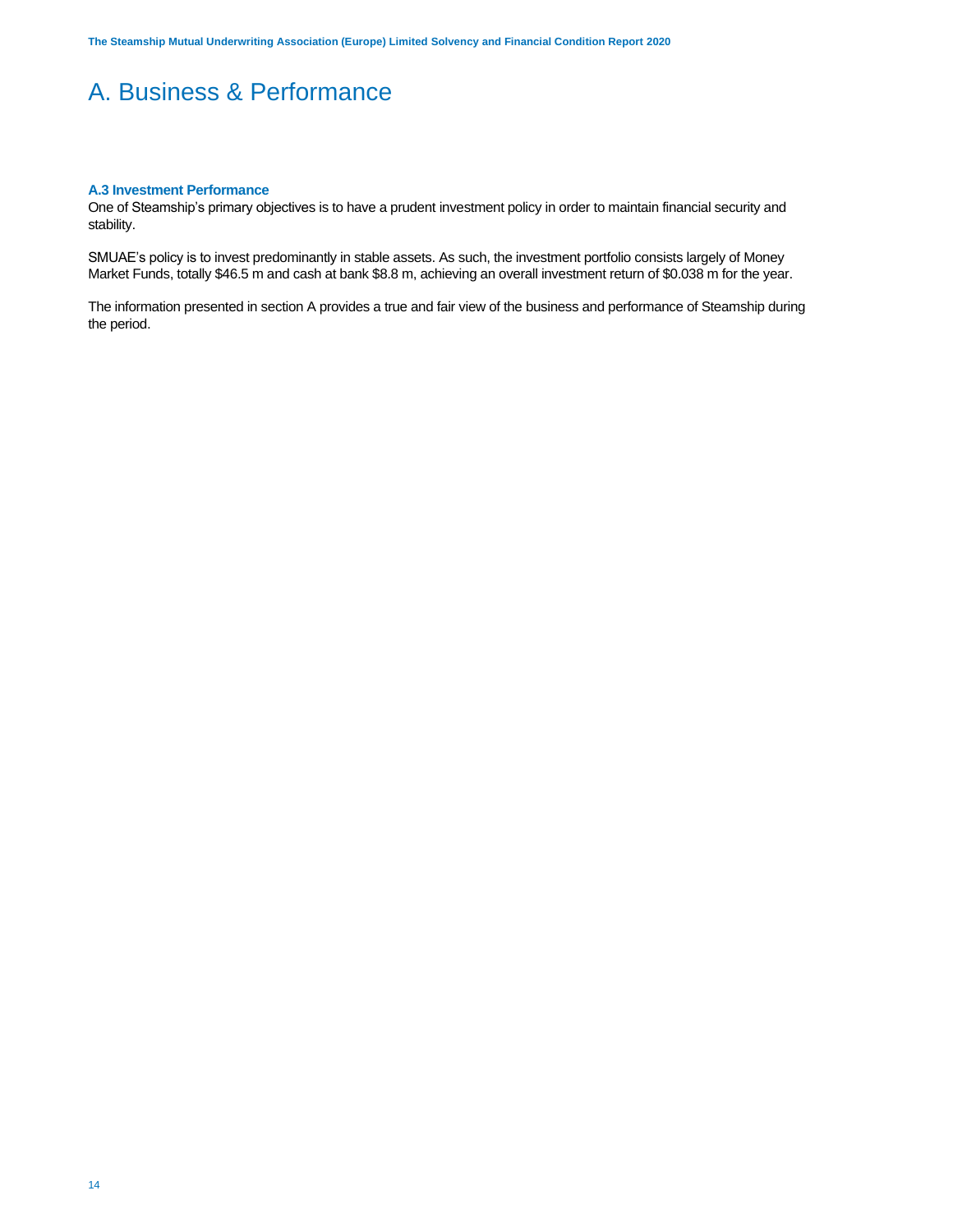# A. Business & Performance

### A.3 Investment Performance

One of Steamship's primary objectives is to have a prudent investment policy in order to maintain financial security and stability.

SMUAE's policy is to invest predominantly in stable assets. As such, the investment portfolio consists largely of Money Market Funds, totally $46.5 m and cash at bank $8.8 m, achieving an overall investment return of $0.038 m for the year.

The information presented in section A provides a true and fair view of the business and performance of Steamship during the period.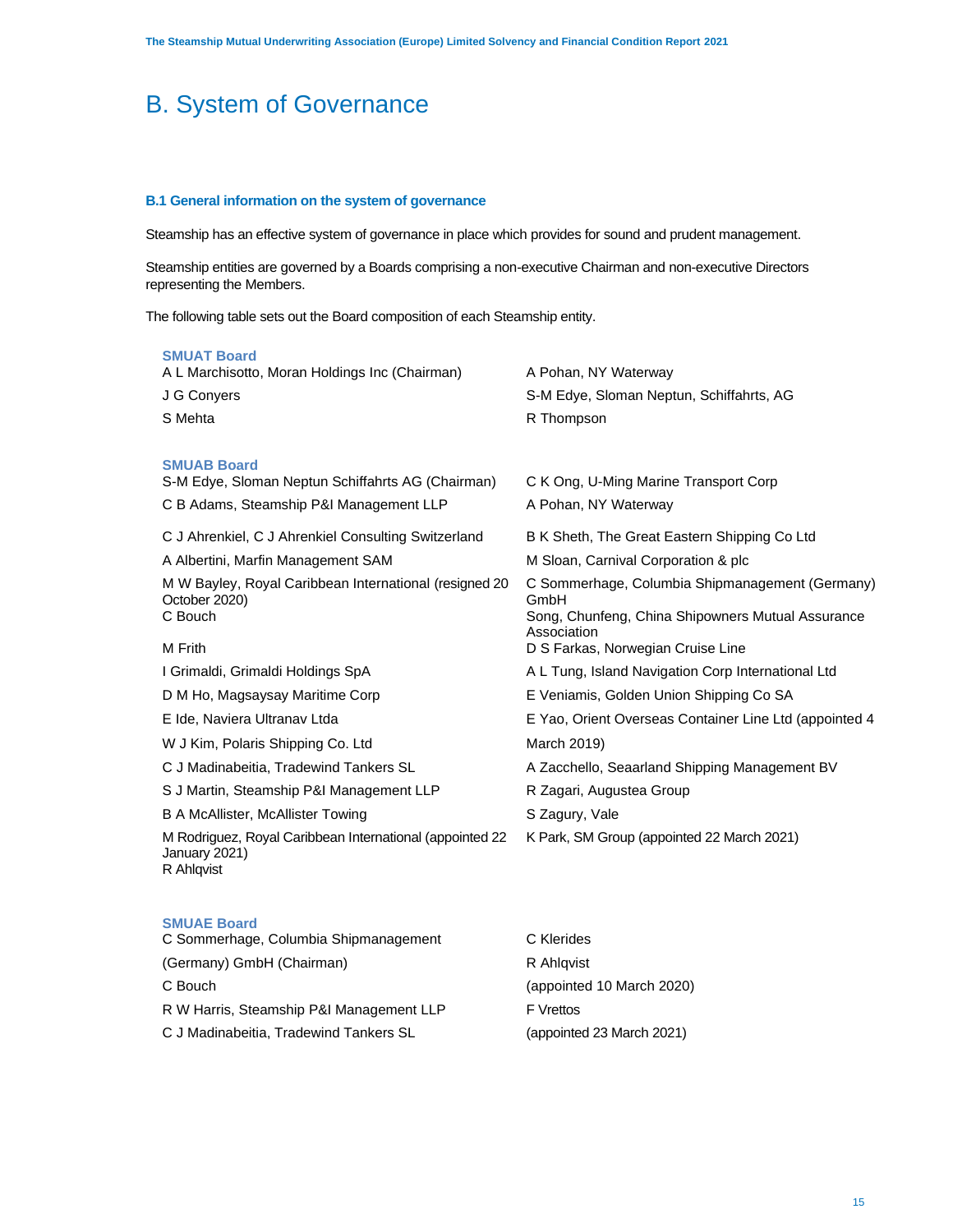# B. System of Governance

### B.1 General information on the system of governance

Steamship has an effective system of governance in place which provides for sound and prudent management.

Steamship entities are governed by a Boards comprising a non-executive Chairman and non-executive Directors representing the Members.

The following table sets out the Board composition of each Steamship entity.

**SMUAT Board**

| | |
|---|---|
| A L Marchisotto, Moran Holdings Inc (Chairman) | A Pohan, NY Waterway |
| J G Conyers | S-M Edye, Sloman Neptun, Schiffahrts, AG |
| S Mehta | R Thompson |

**SMUAB Board**

| | |
|---|---|
| S-M Edye, Sloman Neptun Schiffahrts AG (Chairman) | C K Ong, U-Ming Marine Transport Corp |
| C B Adams, Steamship P&I Management LLP | A Pohan, NY Waterway |
| C J Ahrenkiel, C J Ahrenkiel Consulting Switzerland | B K Sheth, The Great Eastern Shipping Co Ltd |
| A Albertini, Marfin Management SAM | M Sloan, Carnival Corporation & plc |
| M W Bayley, Royal Caribbean International (resigned 20 October 2020) | C Sommerhage, Columbia Shipmanagement (Germany) GmbH |
| C Bouch | Song, Chunfeng, China Shipowners Mutual Assurance Association |
| M Frith | D S Farkas, Norwegian Cruise Line |
| I Grimaldi, Grimaldi Holdings SpA | A L Tung, Island Navigation Corp International Ltd |
| D M Ho, Magsaysay Maritime Corp | E Veniamis, Golden Union Shipping Co SA |
| E Ide, Naviera Ultranav Ltda | E Yao, Orient Overseas Container Line Ltd (appointed 4 March 2019) |
| W J Kim, Polaris Shipping Co. Ltd | |
| C J Madinabeitia, Tradewind Tankers SL | A Zacchello, Seaarland Shipping Management BV |
| S J Martin, Steamship P&I Management LLP | R Zagari, Augustea Group |
| B A McAllister, McAllister Towing | S Zagury, Vale |
| M Rodriguez, Royal Caribbean International (appointed 22 January 2021) | K Park, SM Group (appointed 22 March 2021) |
| R Ahlqvist | |

**SMUAE Board**

| | |
|---|---|
| C Sommerhage, Columbia Shipmanagement (Germany) GmbH (Chairman) | C Klerides |
| C Bouch | R Ahlqvist (appointed 10 March 2020) |
| R W Harris, Steamship P&I Management LLP | F Vrettos (appointed 23 March 2021) |
| C J Madinabeitia, Tradewind Tankers SL | |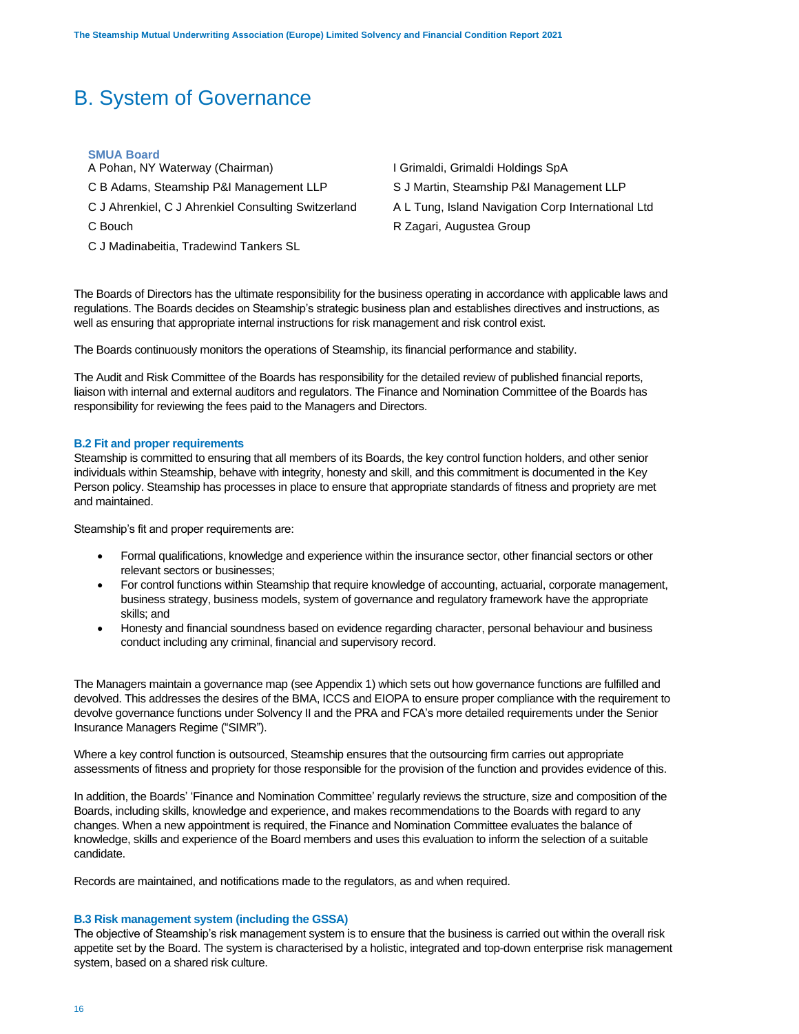# B. System of Governance

**SMUA Board**

A Pohan, NY Waterway (Chairman)

C B Adams, Steamship P&I Management LLP

C J Ahrenkiel, C J Ahrenkiel Consulting Switzerland

C Bouch

C J Madinabeitia, Tradewind Tankers SL

I Grimaldi, Grimaldi Holdings SpA

S J Martin, Steamship P&I Management LLP

A L Tung, Island Navigation Corp International Ltd

R Zagari, Augustea Group

The Boards of Directors has the ultimate responsibility for the business operating in accordance with applicable laws and regulations. The Boards decides on Steamship's strategic business plan and establishes directives and instructions, as well as ensuring that appropriate internal instructions for risk management and risk control exist.

The Boards continuously monitors the operations of Steamship, its financial performance and stability.

The Audit and Risk Committee of the Boards has responsibility for the detailed review of published financial reports, liaison with internal and external auditors and regulators. The Finance and Nomination Committee of the Boards has responsibility for reviewing the fees paid to the Managers and Directors.

### B.2 Fit and proper requirements

Steamship is committed to ensuring that all members of its Boards, the key control function holders, and other senior individuals within Steamship, behave with integrity, honesty and skill, and this commitment is documented in the Key Person policy. Steamship has processes in place to ensure that appropriate standards of fitness and propriety are met and maintained.

Steamship's fit and proper requirements are:

- Formal qualifications, knowledge and experience within the insurance sector, other financial sectors or other relevant sectors or businesses;
- For control functions within Steamship that require knowledge of accounting, actuarial, corporate management, business strategy, business models, system of governance and regulatory framework have the appropriate skills; and
- Honesty and financial soundness based on evidence regarding character, personal behaviour and business conduct including any criminal, financial and supervisory record.

The Managers maintain a governance map (see Appendix 1) which sets out how governance functions are fulfilled and devolved. This addresses the desires of the BMA, ICCS and EIOPA to ensure proper compliance with the requirement to devolve governance functions under Solvency II and the PRA and FCA's more detailed requirements under the Senior Insurance Managers Regime ("SIMR").

Where a key control function is outsourced, Steamship ensures that the outsourcing firm carries out appropriate assessments of fitness and propriety for those responsible for the provision of the function and provides evidence of this.

In addition, the Boards' 'Finance and Nomination Committee' regularly reviews the structure, size and composition of the Boards, including skills, knowledge and experience, and makes recommendations to the Boards with regard to any changes. When a new appointment is required, the Finance and Nomination Committee evaluates the balance of knowledge, skills and experience of the Board members and uses this evaluation to inform the selection of a suitable candidate.

Records are maintained, and notifications made to the regulators, as and when required.

### B.3 Risk management system (including the GSSA)

The objective of Steamship's risk management system is to ensure that the business is carried out within the overall risk appetite set by the Board. The system is characterised by a holistic, integrated and top-down enterprise risk management system, based on a shared risk culture.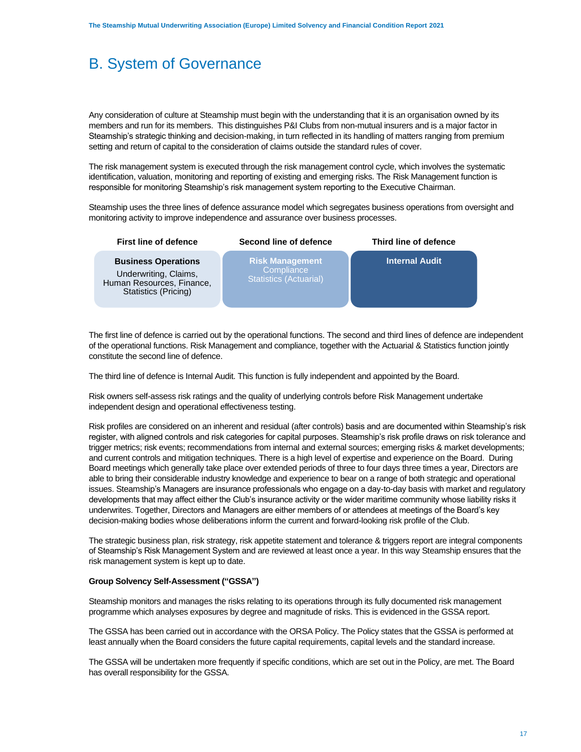# B. System of Governance

Any consideration of culture at Steamship must begin with the understanding that it is an organisation owned by its members and run for its members. This distinguishes P&I Clubs from non-mutual insurers and is a major factor in Steamship's strategic thinking and decision-making, in turn reflected in its handling of matters ranging from premium setting and return of capital to the consideration of claims outside the standard rules of cover.

The risk management system is executed through the risk management control cycle, which involves the systematic identification, valuation, monitoring and reporting of existing and emerging risks. The Risk Management function is responsible for monitoring Steamship's risk management system reporting to the Executive Chairman.

Steamship uses the three lines of defence assurance model which segregates business operations from oversight and monitoring activity to improve independence and assurance over business processes.

| First line of defence | Second line of defence | Third line of defence |
| --- | --- | --- |
| **Business Operations**<br>Underwriting, Claims, Human Resources, Finance, Statistics (Pricing) | **Risk Management**<br>Compliance<br>Statistics (Actuarial) | **Internal Audit** |

The first line of defence is carried out by the operational functions. The second and third lines of defence are independent of the operational functions. Risk Management and compliance, together with the Actuarial & Statistics function jointly constitute the second line of defence.

The third line of defence is Internal Audit. This function is fully independent and appointed by the Board.

Risk owners self-assess risk ratings and the quality of underlying controls before Risk Management undertake independent design and operational effectiveness testing.

Risk profiles are considered on an inherent and residual (after controls) basis and are documented within Steamship's risk register, with aligned controls and risk categories for capital purposes. Steamship's risk profile draws on risk tolerance and trigger metrics; risk events; recommendations from internal and external sources; emerging risks & market developments; and current controls and mitigation techniques. There is a high level of expertise and experience on the Board. During Board meetings which generally take place over extended periods of three to four days three times a year, Directors are able to bring their considerable industry knowledge and experience to bear on a range of both strategic and operational issues. Steamship's Managers are insurance professionals who engage on a day-to-day basis with market and regulatory developments that may affect either the Club's insurance activity or the wider maritime community whose liability risks it underwrites. Together, Directors and Managers are either members of or attendees at meetings of the Board's key decision-making bodies whose deliberations inform the current and forward-looking risk profile of the Club.

The strategic business plan, risk strategy, risk appetite statement and tolerance & triggers report are integral components of Steamship's Risk Management System and are reviewed at least once a year. In this way Steamship ensures that the risk management system is kept up to date.

**Group Solvency Self-Assessment ("GSSA")**

Steamship monitors and manages the risks relating to its operations through its fully documented risk management programme which analyses exposures by degree and magnitude of risks. This is evidenced in the GSSA report.

The GSSA has been carried out in accordance with the ORSA Policy. The Policy states that the GSSA is performed at least annually when the Board considers the future capital requirements, capital levels and the standard increase.

The GSSA will be undertaken more frequently if specific conditions, which are set out in the Policy, are met. The Board has overall responsibility for the GSSA.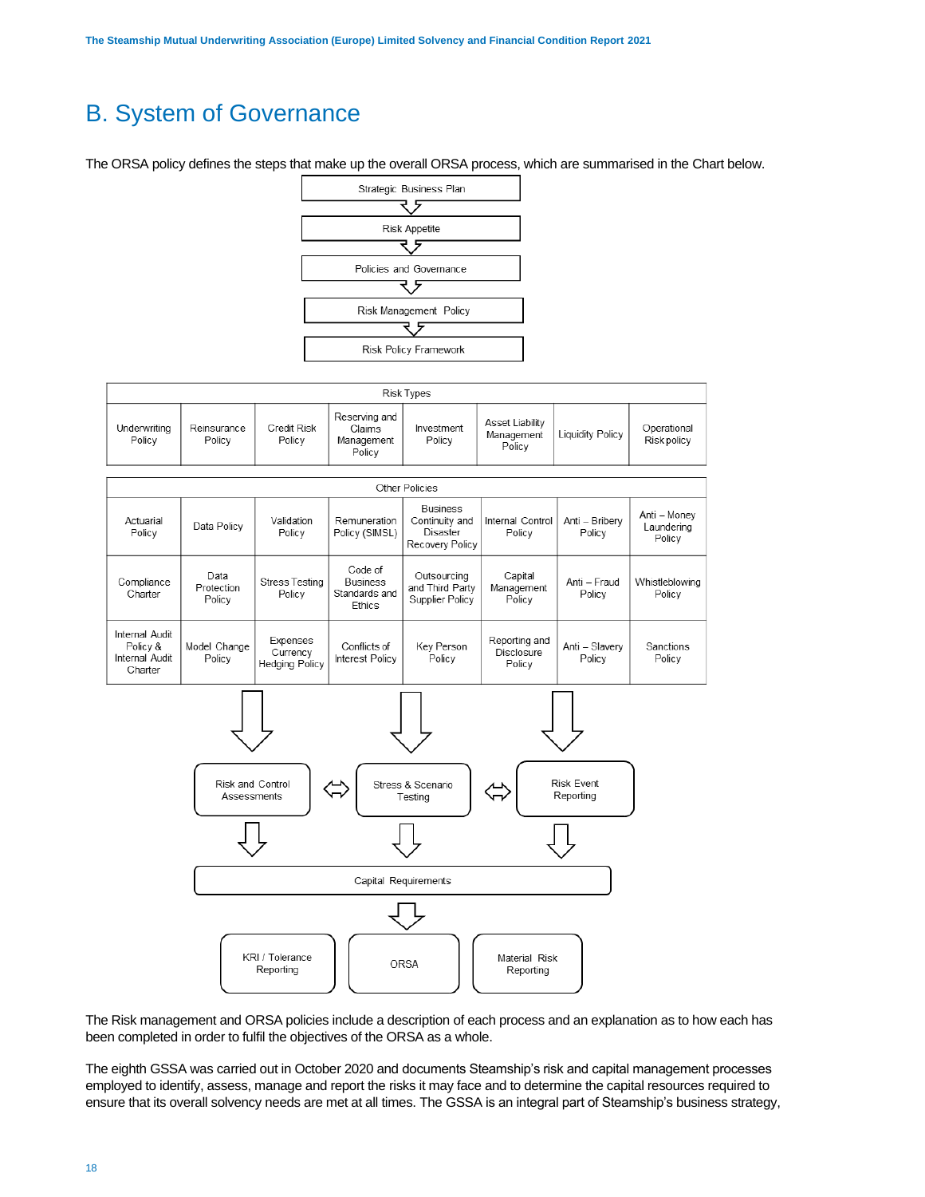# B. System of Governance

The ORSA policy defines the steps that make up the overall ORSA process, which are summarised in the Chart below.

Strategic Business Plan → Risk Appetite → Policies and Governance → Risk Management Policy → Risk Policy Framework

| Risk Types | | | | | | | |
|---|---|---|---|---|---|---|---|
| Underwriting Policy | Reinsurance Policy | Credit Risk Policy | Reserving and Claims Management Policy | Investment Policy | Asset Liability Management Policy | Liquidity Policy | Operational Risk policy |

| Other Policies | | | | | | | |
|---|---|---|---|---|---|---|---|
| Actuarial Policy | Data Policy | Validation Policy | Remuneration Policy (SIMSL) | Business Continuity and Disaster Recovery Policy | Internal Control Policy | Anti – Bribery Policy | Anti – Money Laundering Policy |
| Compliance Charter | Data Protection Policy | Stress Testing Policy | Code of Business Standards and Ethics | Outsourcing and Third Party Supplier Policy | Capital Management Policy | Anti – Fraud Policy | Whistleblowing Policy |
| Internal Audit Policy & Internal Audit Charter | Model Change Policy | Expenses Currency Hedging Policy | Conflicts of Interest Policy | Key Person Policy | Reporting and Disclosure Policy | Anti – Slavery Policy | Sanctions Policy |

Risk and Control Assessments ⇔ Stress & Scenario Testing ⇔ Risk Event Reporting

→ Capital Requirements

→ KRI / Tolerance Reporting | ORSA | Material Risk Reporting

The Risk management and ORSA policies include a description of each process and an explanation as to how each has been completed in order to fulfil the objectives of the ORSA as a whole.

The eighth GSSA was carried out in October 2020 and documents Steamship's risk and capital management processes employed to identify, assess, manage and report the risks it may face and to determine the capital resources required to ensure that its overall solvency needs are met at all times. The GSSA is an integral part of Steamship's business strategy,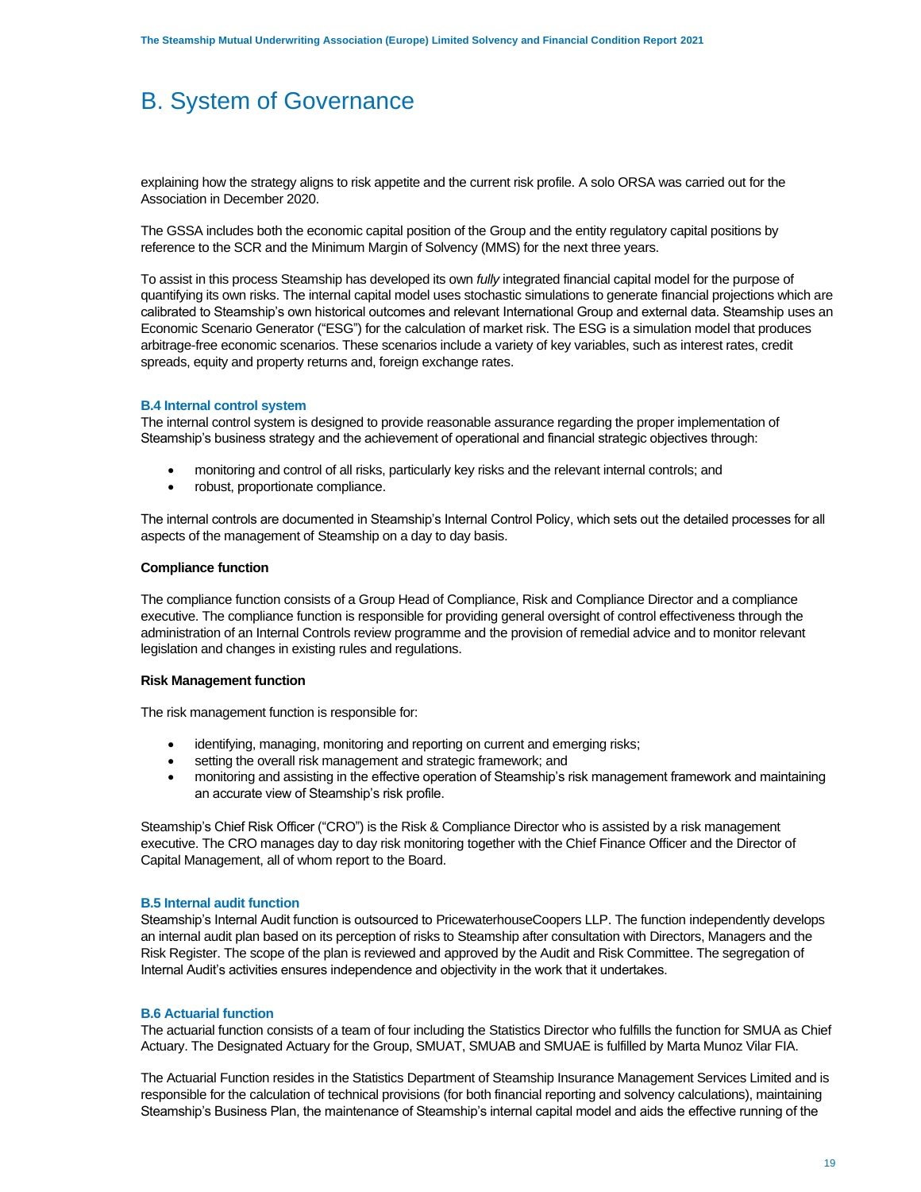# B. System of Governance

explaining how the strategy aligns to risk appetite and the current risk profile. A solo ORSA was carried out for the Association in December 2020.

The GSSA includes both the economic capital position of the Group and the entity regulatory capital positions by reference to the SCR and the Minimum Margin of Solvency (MMS) for the next three years.

To assist in this process Steamship has developed its own *fully* integrated financial capital model for the purpose of quantifying its own risks. The internal capital model uses stochastic simulations to generate financial projections which are calibrated to Steamship's own historical outcomes and relevant International Group and external data. Steamship uses an Economic Scenario Generator ("ESG") for the calculation of market risk. The ESG is a simulation model that produces arbitrage-free economic scenarios. These scenarios include a variety of key variables, such as interest rates, credit spreads, equity and property returns and, foreign exchange rates.

### B.4 Internal control system

The internal control system is designed to provide reasonable assurance regarding the proper implementation of Steamship's business strategy and the achievement of operational and financial strategic objectives through:

- monitoring and control of all risks, particularly key risks and the relevant internal controls; and
- robust, proportionate compliance.

The internal controls are documented in Steamship's Internal Control Policy, which sets out the detailed processes for all aspects of the management of Steamship on a day to day basis.

**Compliance function**

The compliance function consists of a Group Head of Compliance, Risk and Compliance Director and a compliance executive. The compliance function is responsible for providing general oversight of control effectiveness through the administration of an Internal Controls review programme and the provision of remedial advice and to monitor relevant legislation and changes in existing rules and regulations.

**Risk Management function**

The risk management function is responsible for:

- identifying, managing, monitoring and reporting on current and emerging risks;
- setting the overall risk management and strategic framework; and
- monitoring and assisting in the effective operation of Steamship's risk management framework and maintaining an accurate view of Steamship's risk profile.

Steamship's Chief Risk Officer ("CRO") is the Risk & Compliance Director who is assisted by a risk management executive. The CRO manages day to day risk monitoring together with the Chief Finance Officer and the Director of Capital Management, all of whom report to the Board.

### B.5 Internal audit function

Steamship's Internal Audit function is outsourced to PricewaterhouseCoopers LLP. The function independently develops an internal audit plan based on its perception of risks to Steamship after consultation with Directors, Managers and the Risk Register. The scope of the plan is reviewed and approved by the Audit and Risk Committee. The segregation of Internal Audit's activities ensures independence and objectivity in the work that it undertakes.

### B.6 Actuarial function

The actuarial function consists of a team of four including the Statistics Director who fulfills the function for SMUA as Chief Actuary. The Designated Actuary for the Group, SMUAT, SMUAB and SMUAE is fulfilled by Marta Munoz Vilar FIA.

The Actuarial Function resides in the Statistics Department of Steamship Insurance Management Services Limited and is responsible for the calculation of technical provisions (for both financial reporting and solvency calculations), maintaining Steamship's Business Plan, the maintenance of Steamship's internal capital model and aids the effective running of the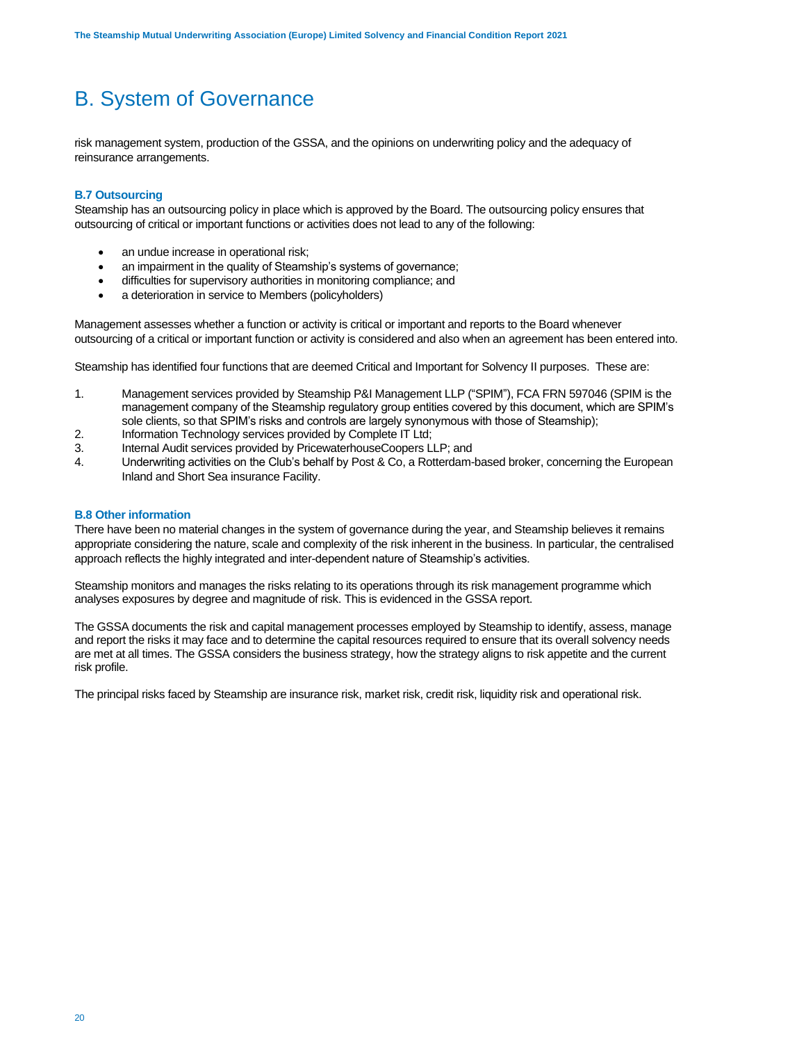# B. System of Governance

risk management system, production of the GSSA, and the opinions on underwriting policy and the adequacy of reinsurance arrangements.

### B.7 Outsourcing

Steamship has an outsourcing policy in place which is approved by the Board. The outsourcing policy ensures that outsourcing of critical or important functions or activities does not lead to any of the following:

- an undue increase in operational risk;
- an impairment in the quality of Steamship's systems of governance;
- difficulties for supervisory authorities in monitoring compliance; and
- a deterioration in service to Members (policyholders)

Management assesses whether a function or activity is critical or important and reports to the Board whenever outsourcing of a critical or important function or activity is considered and also when an agreement has been entered into.

Steamship has identified four functions that are deemed Critical and Important for Solvency II purposes. These are:

1. Management services provided by Steamship P&I Management LLP ("SPIM"), FCA FRN 597046 (SPIM is the management company of the Steamship regulatory group entities covered by this document, which are SPIM's sole clients, so that SPIM's risks and controls are largely synonymous with those of Steamship);
2. Information Technology services provided by Complete IT Ltd;
3. Internal Audit services provided by PricewaterhouseCoopers LLP; and
4. Underwriting activities on the Club's behalf by Post & Co, a Rotterdam-based broker, concerning the European Inland and Short Sea insurance Facility.

### B.8 Other information

There have been no material changes in the system of governance during the year, and Steamship believes it remains appropriate considering the nature, scale and complexity of the risk inherent in the business. In particular, the centralised approach reflects the highly integrated and inter-dependent nature of Steamship's activities.

Steamship monitors and manages the risks relating to its operations through its risk management programme which analyses exposures by degree and magnitude of risk. This is evidenced in the GSSA report.

The GSSA documents the risk and capital management processes employed by Steamship to identify, assess, manage and report the risks it may face and to determine the capital resources required to ensure that its overall solvency needs are met at all times. The GSSA considers the business strategy, how the strategy aligns to risk appetite and the current risk profile.

The principal risks faced by Steamship are insurance risk, market risk, credit risk, liquidity risk and operational risk.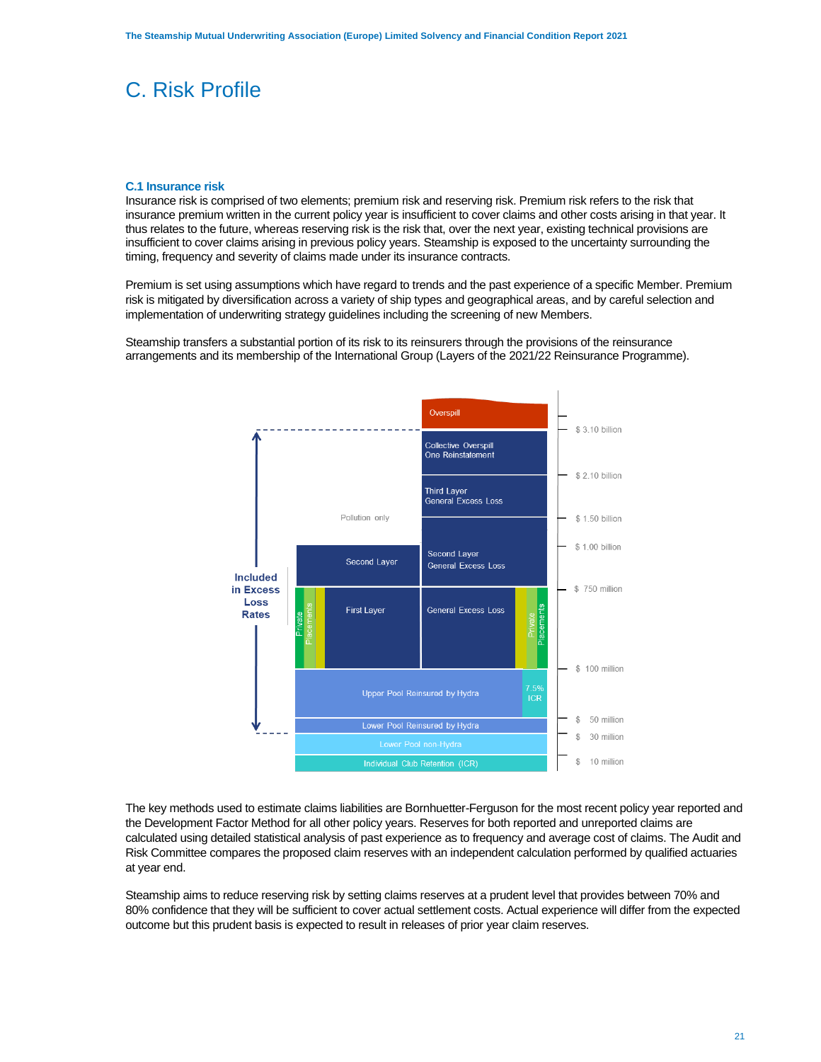# C. Risk Profile

### C.1 Insurance risk

Insurance risk is comprised of two elements; premium risk and reserving risk. Premium risk refers to the risk that insurance premium written in the current policy year is insufficient to cover claims and other costs arising in that year. It thus relates to the future, whereas reserving risk is the risk that, over the next year, existing technical provisions are insufficient to cover claims arising in previous policy years. Steamship is exposed to the uncertainty surrounding the timing, frequency and severity of claims made under its insurance contracts.

Premium is set using assumptions which have regard to trends and the past experience of a specific Member. Premium risk is mitigated by diversification across a variety of ship types and geographical areas, and by careful selection and implementation of underwriting strategy guidelines including the screening of new Members.

Steamship transfers a substantial portion of its risk to its reinsurers through the provisions of the reinsurance arrangements and its membership of the International Group (Layers of the 2021/22 Reinsurance Programme).

| Layer | Attachment |
| --- | --- |
| Overspill | above \$ 3.10 billion |
| Collective Overspill One Reinstatement | \$ 2.10 billion – \$ 3.10 billion |
| Third Layer General Excess Loss | \$ 1.50 billion – \$ 2.10 billion |
| Second Layer General Excess Loss (Pollution only: Second Layer to \$ 1.00 billion) | \$ 750 million – \$ 1.50 billion |
| First Layer / General Excess Loss (incl. Private Placements) | \$ 100 million – \$ 750 million |
| Upper Pool Reinsured by Hydra / 7.5% ICR | \$ 50 million – \$ 100 million |
| Lower Pool Reinsured by Hydra | \$ 30 million – \$ 50 million |
| Lower Pool non-Hydra | \$ 10 million – \$ 30 million |
| Individual Club Retention (ICR) | up to \$ 10 million |

Included in Excess Loss Rates: \$ 30 million – \$ 3.10 billion

The key methods used to estimate claims liabilities are Bornhuetter-Ferguson for the most recent policy year reported and the Development Factor Method for all other policy years. Reserves for both reported and unreported claims are calculated using detailed statistical analysis of past experience as to frequency and average cost of claims. The Audit and Risk Committee compares the proposed claim reserves with an independent calculation performed by qualified actuaries at year end.

Steamship aims to reduce reserving risk by setting claims reserves at a prudent level that provides between 70% and 80% confidence that they will be sufficient to cover actual settlement costs. Actual experience will differ from the expected outcome but this prudent basis is expected to result in releases of prior year claim reserves.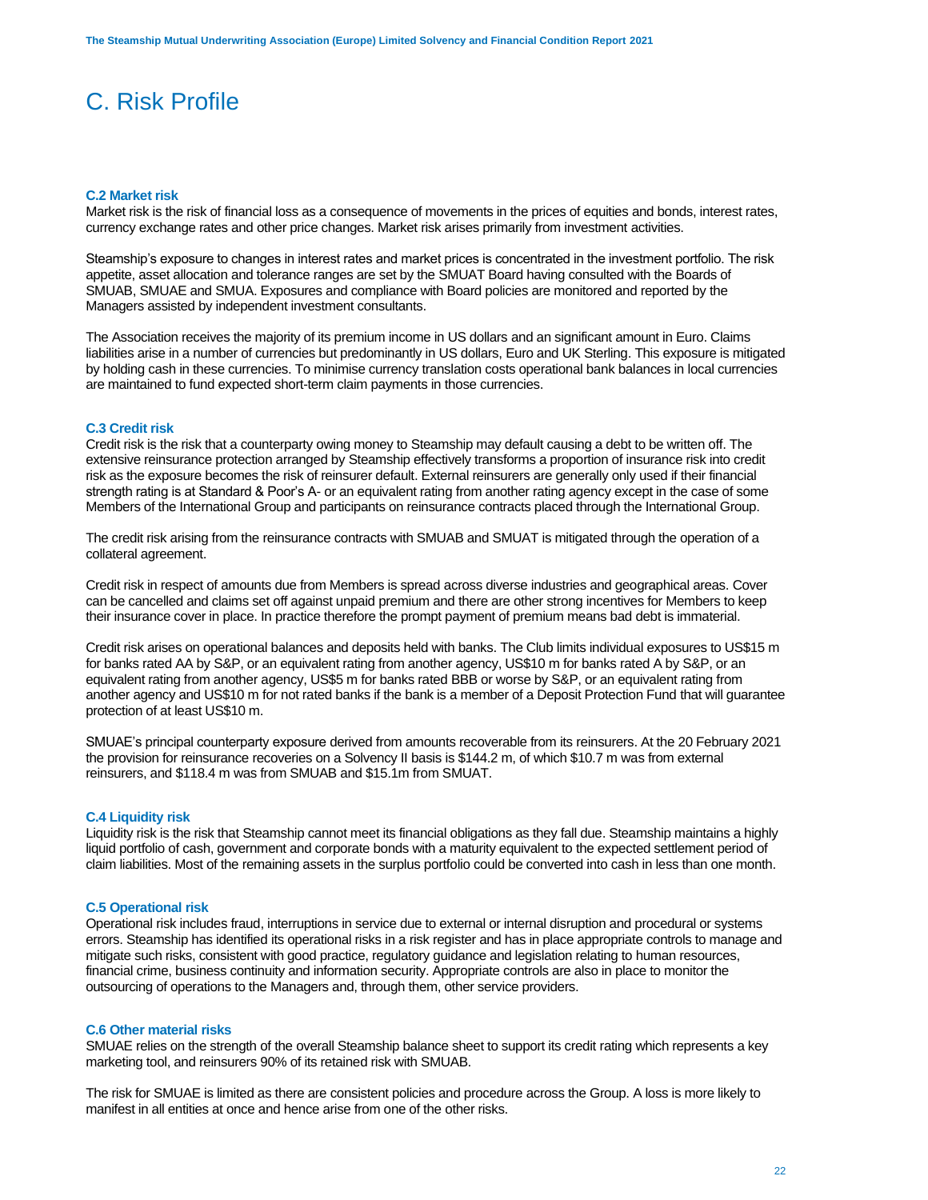# C. Risk Profile

### C.2 Market risk

Market risk is the risk of financial loss as a consequence of movements in the prices of equities and bonds, interest rates, currency exchange rates and other price changes. Market risk arises primarily from investment activities.

Steamship's exposure to changes in interest rates and market prices is concentrated in the investment portfolio. The risk appetite, asset allocation and tolerance ranges are set by the SMUAT Board having consulted with the Boards of SMUAB, SMUAE and SMUA. Exposures and compliance with Board policies are monitored and reported by the Managers assisted by independent investment consultants.

The Association receives the majority of its premium income in US dollars and an significant amount in Euro. Claims liabilities arise in a number of currencies but predominantly in US dollars, Euro and UK Sterling. This exposure is mitigated by holding cash in these currencies. To minimise currency translation costs operational bank balances in local currencies are maintained to fund expected short-term claim payments in those currencies.

### C.3 Credit risk

Credit risk is the risk that a counterparty owing money to Steamship may default causing a debt to be written off. The extensive reinsurance protection arranged by Steamship effectively transforms a proportion of insurance risk into credit risk as the exposure becomes the risk of reinsurer default. External reinsurers are generally only used if their financial strength rating is at Standard & Poor's A- or an equivalent rating from another rating agency except in the case of some Members of the International Group and participants on reinsurance contracts placed through the International Group.

The credit risk arising from the reinsurance contracts with SMUAB and SMUAT is mitigated through the operation of a collateral agreement.

Credit risk in respect of amounts due from Members is spread across diverse industries and geographical areas. Cover can be cancelled and claims set off against unpaid premium and there are other strong incentives for Members to keep their insurance cover in place. In practice therefore the prompt payment of premium means bad debt is immaterial.

Credit risk arises on operational balances and deposits held with banks. The Club limits individual exposures to US$15 m for banks rated AA by S&P, or an equivalent rating from another agency, US$10 m for banks rated A by S&P, or an equivalent rating from another agency, US$5 m for banks rated BBB or worse by S&P, or an equivalent rating from another agency and US$10 m for not rated banks if the bank is a member of a Deposit Protection Fund that will guarantee protection of at least US$10 m.

SMUAE's principal counterparty exposure derived from amounts recoverable from its reinsurers. At the 20 February 2021 the provision for reinsurance recoveries on a Solvency II basis is $144.2 m, of which $10.7 m was from external reinsurers, and $118.4 m was from SMUAB and $15.1m from SMUAT.

### C.4 Liquidity risk

Liquidity risk is the risk that Steamship cannot meet its financial obligations as they fall due. Steamship maintains a highly liquid portfolio of cash, government and corporate bonds with a maturity equivalent to the expected settlement period of claim liabilities. Most of the remaining assets in the surplus portfolio could be converted into cash in less than one month.

### C.5 Operational risk

Operational risk includes fraud, interruptions in service due to external or internal disruption and procedural or systems errors. Steamship has identified its operational risks in a risk register and has in place appropriate controls to manage and mitigate such risks, consistent with good practice, regulatory guidance and legislation relating to human resources, financial crime, business continuity and information security. Appropriate controls are also in place to monitor the outsourcing of operations to the Managers and, through them, other service providers.

### C.6 Other material risks

SMUAE relies on the strength of the overall Steamship balance sheet to support its credit rating which represents a key marketing tool, and reinsurers 90% of its retained risk with SMUAB.

The risk for SMUAE is limited as there are consistent policies and procedure across the Group. A loss is more likely to manifest in all entities at once and hence arise from one of the other risks.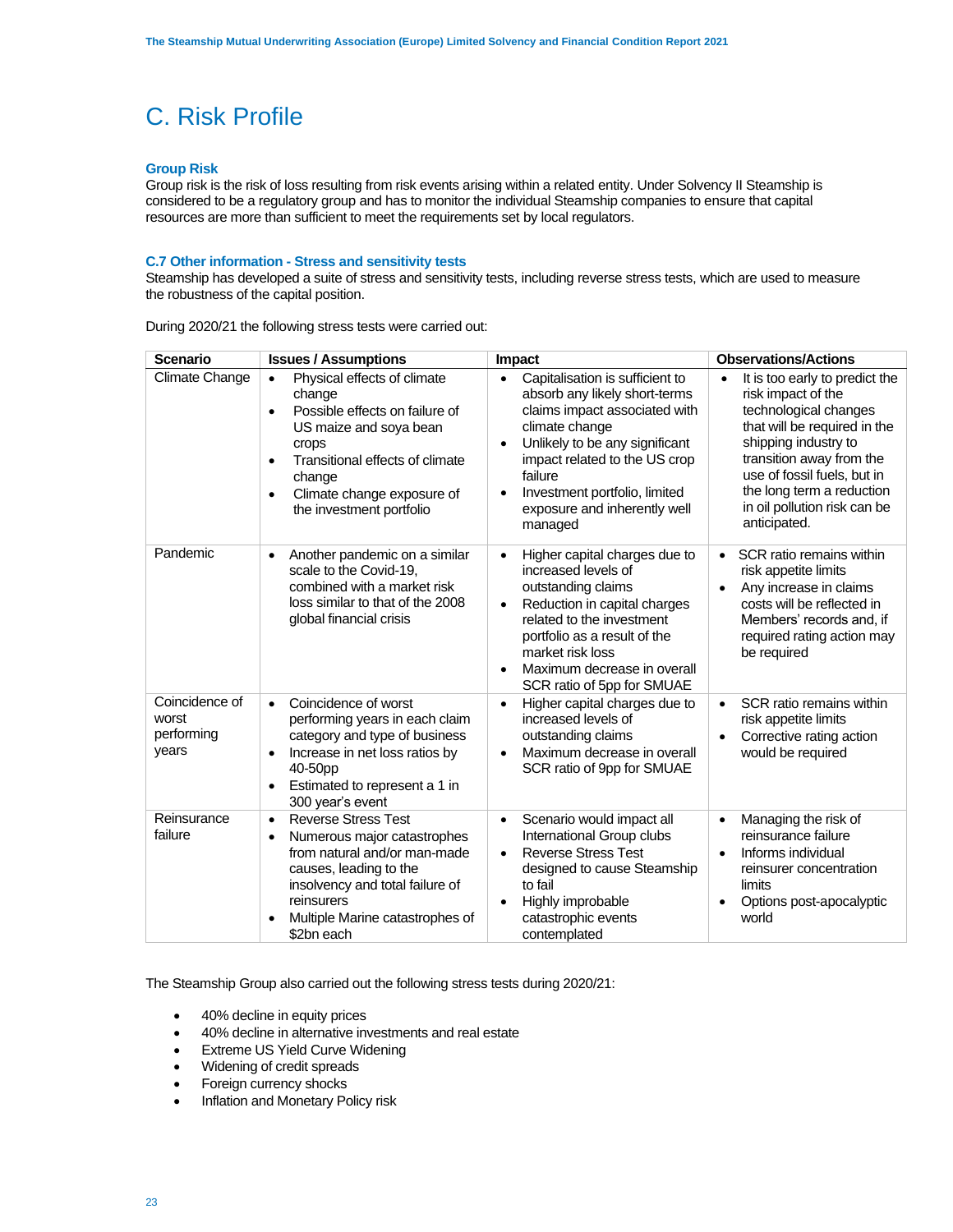# C. Risk Profile

### Group Risk

Group risk is the risk of loss resulting from risk events arising within a related entity. Under Solvency II Steamship is considered to be a regulatory group and has to monitor the individual Steamship companies to ensure that capital resources are more than sufficient to meet the requirements set by local regulators.

### C.7 Other information - Stress and sensitivity tests

Steamship has developed a suite of stress and sensitivity tests, including reverse stress tests, which are used to measure the robustness of the capital position.

During 2020/21 the following stress tests were carried out:

| Scenario | Issues / Assumptions | Impact | Observations/Actions |
|---|---|---|---|
| Climate Change | • Physical effects of climate change<br>• Possible effects on failure of US maize and soya bean crops<br>• Transitional effects of climate change<br>• Climate change exposure of the investment portfolio | • Capitalisation is sufficient to absorb any likely short-terms claims impact associated with climate change<br>• Unlikely to be any significant impact related to the US crop failure<br>• Investment portfolio, limited exposure and inherently well managed | • It is too early to predict the risk impact of the technological changes that will be required in the shipping industry to transition away from the use of fossil fuels, but in the long term a reduction in oil pollution risk can be anticipated. |
| Pandemic | • Another pandemic on a similar scale to the Covid-19, combined with a market risk loss similar to that of the 2008 global financial crisis | • Higher capital charges due to increased levels of outstanding claims<br>• Reduction in capital charges related to the investment portfolio as a result of the market risk loss<br>• Maximum decrease in overall SCR ratio of 5pp for SMUAE | • SCR ratio remains within risk appetite limits<br>• Any increase in claims costs will be reflected in Members' records and, if required rating action may be required |
| Coincidence of worst performing years | • Coincidence of worst performing years in each claim category and type of business<br>• Increase in net loss ratios by 40-50pp<br>• Estimated to represent a 1 in 300 year's event | • Higher capital charges due to increased levels of outstanding claims<br>• Maximum decrease in overall SCR ratio of 9pp for SMUAE | • SCR ratio remains within risk appetite limits<br>• Corrective rating action would be required |
| Reinsurance failure | • Reverse Stress Test<br>• Numerous major catastrophes from natural and/or man-made causes, leading to the insolvency and total failure of reinsurers<br>• Multiple Marine catastrophes of $2bn each | • Scenario would impact all International Group clubs<br>• Reverse Stress Test designed to cause Steamship to fail<br>• Highly improbable catastrophic events contemplated | • Managing the risk of reinsurance failure<br>• Informs individual reinsurer concentration limits<br>• Options post-apocalyptic world |

The Steamship Group also carried out the following stress tests during 2020/21:

- 40% decline in equity prices
- 40% decline in alternative investments and real estate
- Extreme US Yield Curve Widening
- Widening of credit spreads
- Foreign currency shocks
- Inflation and Monetary Policy risk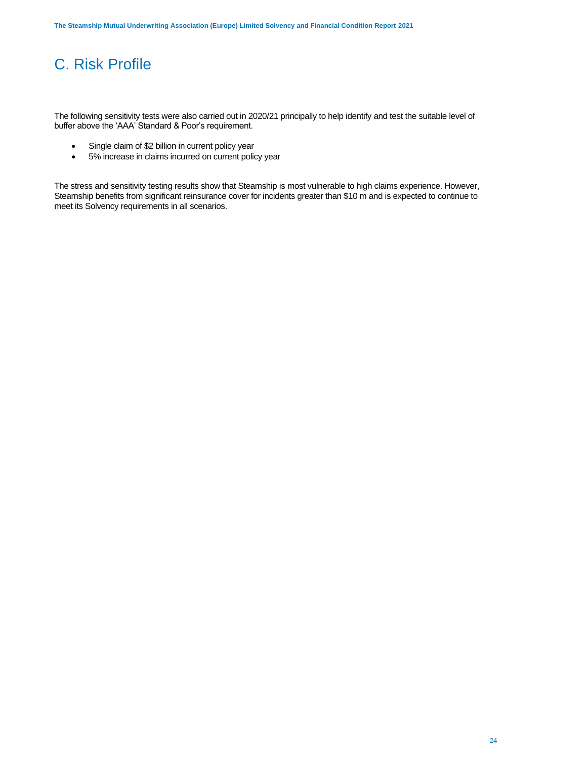# C. Risk Profile

The following sensitivity tests were also carried out in 2020/21 principally to help identify and test the suitable level of buffer above the 'AAA' Standard & Poor's requirement.

- Single claim of $2 billion in current policy year
- 5% increase in claims incurred on current policy year

The stress and sensitivity testing results show that Steamship is most vulnerable to high claims experience. However, Steamship benefits from significant reinsurance cover for incidents greater than $10 m and is expected to continue to meet its Solvency requirements in all scenarios.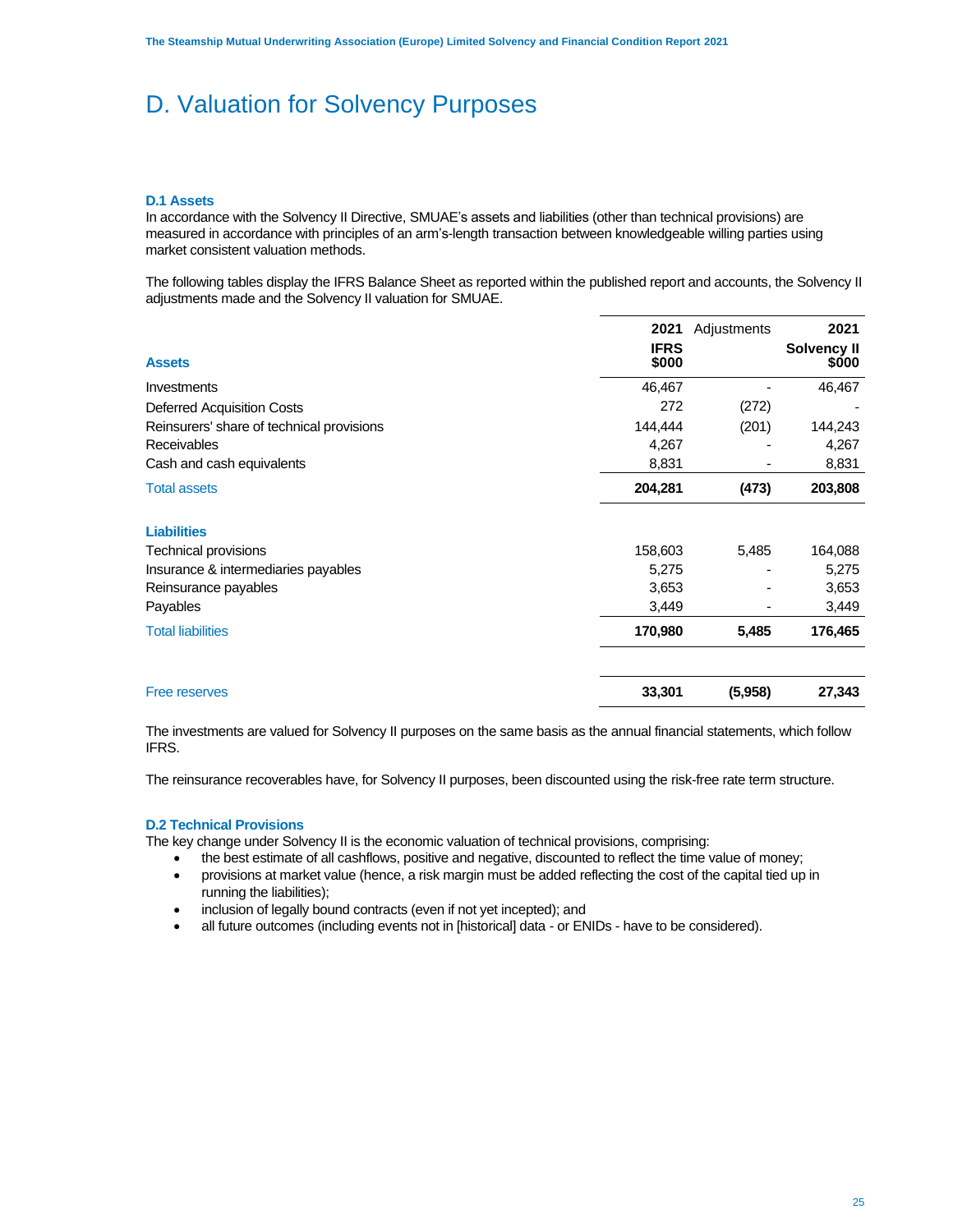# D. Valuation for Solvency Purposes

### D.1 Assets

In accordance with the Solvency II Directive, SMUAE's assets and liabilities (other than technical provisions) are measured in accordance with principles of an arm's-length transaction between knowledgeable willing parties using market consistent valuation methods.

The following tables display the IFRS Balance Sheet as reported within the published report and accounts, the Solvency II adjustments made and the Solvency II valuation for SMUAE.

| Assets | 2021 IFRS $000 | Adjustments | 2021 Solvency II $000 |
|---|---|---|---|
| Investments | 46,467 | - | 46,467 |
| Deferred Acquisition Costs | 272 | (272) | - |
| Reinsurers' share of technical provisions | 144,444 | (201) | 144,243 |
| Receivables | 4,267 | - | 4,267 |
| Cash and cash equivalents | 8,831 | - | 8,831 |
| Total assets | **204,281** | **(473)** | **203,808** |
| **Liabilities** | | | |
| Technical provisions | 158,603 | 5,485 | 164,088 |
| Insurance & intermediaries payables | 5,275 | - | 5,275 |
| Reinsurance payables | 3,653 | - | 3,653 |
| Payables | 3,449 | - | 3,449 |
| Total liabilities | **170,980** | **5,485** | **176,465** |
| Free reserves | **33,301** | **(5,958)** | **27,343** |

The investments are valued for Solvency II purposes on the same basis as the annual financial statements, which follow IFRS.

The reinsurance recoverables have, for Solvency II purposes, been discounted using the risk-free rate term structure.

### D.2 Technical Provisions

The key change under Solvency II is the economic valuation of technical provisions, comprising:

- the best estimate of all cashflows, positive and negative, discounted to reflect the time value of money;
- provisions at market value (hence, a risk margin must be added reflecting the cost of the capital tied up in running the liabilities);
- inclusion of legally bound contracts (even if not yet incepted); and
- all future outcomes (including events not in [historical] data - or ENIDs - have to be considered).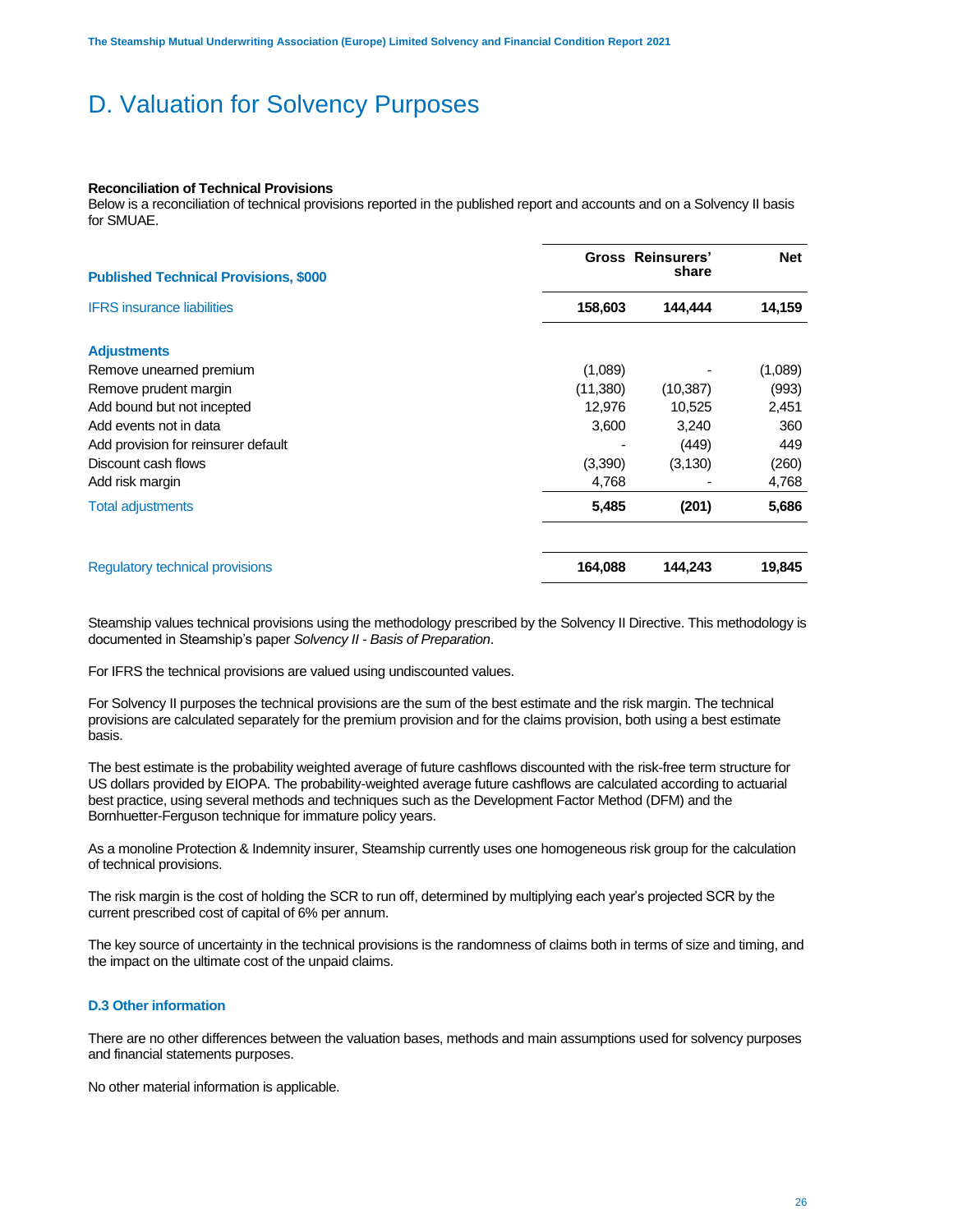# D. Valuation for Solvency Purposes

**Reconciliation of Technical Provisions**

Below is a reconciliation of technical provisions reported in the published report and accounts and on a Solvency II basis for SMUAE.

| Published Technical Provisions, $000 | Gross | Reinsurers' share | Net |
|---|---|---|---|
| IFRS insurance liabilities | **158,603** | **144,444** | **14,159** |
| **Adjustments** | | | |
| Remove unearned premium | (1,089) | - | (1,089) |
| Remove prudent margin | (11,380) | (10,387) | (993) |
| Add bound but not incepted | 12,976 | 10,525 | 2,451 |
| Add events not in data | 3,600 | 3,240 | 360 |
| Add provision for reinsurer default | - | (449) | 449 |
| Discount cash flows | (3,390) | (3,130) | (260) |
| Add risk margin | 4,768 | - | 4,768 |
| Total adjustments | **5,485** | **(201)** | **5,686** |
| Regulatory technical provisions | **164,088** | **144,243** | **19,845** |

Steamship values technical provisions using the methodology prescribed by the Solvency II Directive. This methodology is documented in Steamship's paper *Solvency II - Basis of Preparation*.

For IFRS the technical provisions are valued using undiscounted values.

For Solvency II purposes the technical provisions are the sum of the best estimate and the risk margin. The technical provisions are calculated separately for the premium provision and for the claims provision, both using a best estimate basis.

The best estimate is the probability weighted average of future cashflows discounted with the risk-free term structure for US dollars provided by EIOPA. The probability-weighted average future cashflows are calculated according to actuarial best practice, using several methods and techniques such as the Development Factor Method (DFM) and the Bornhuetter-Ferguson technique for immature policy years.

As a monoline Protection & Indemnity insurer, Steamship currently uses one homogeneous risk group for the calculation of technical provisions.

The risk margin is the cost of holding the SCR to run off, determined by multiplying each year's projected SCR by the current prescribed cost of capital of 6% per annum.

The key source of uncertainty in the technical provisions is the randomness of claims both in terms of size and timing, and the impact on the ultimate cost of the unpaid claims.

### D.3 Other information

There are no other differences between the valuation bases, methods and main assumptions used for solvency purposes and financial statements purposes.

No other material information is applicable.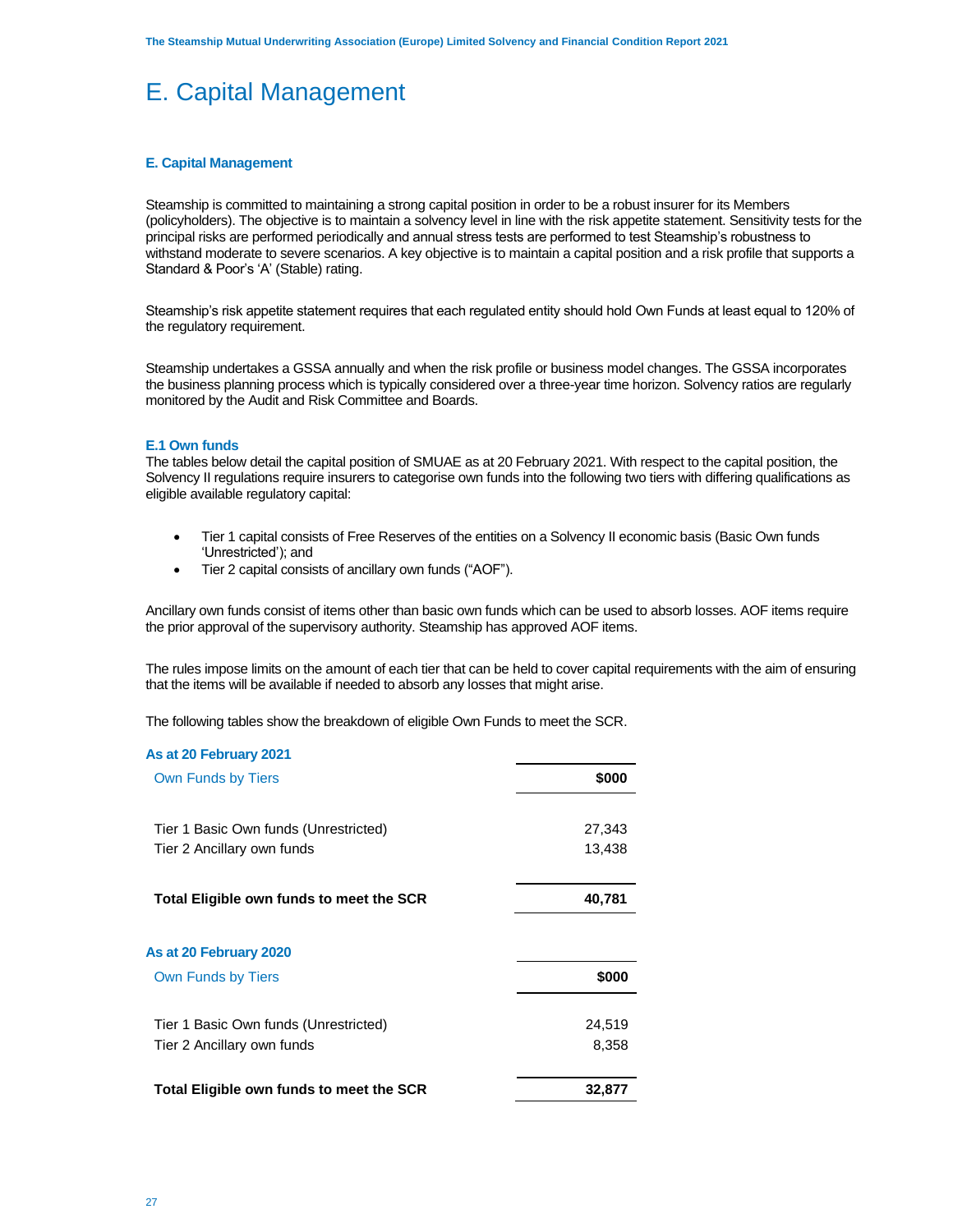# E. Capital Management

### E. Capital Management

Steamship is committed to maintaining a strong capital position in order to be a robust insurer for its Members (policyholders). The objective is to maintain a solvency level in line with the risk appetite statement. Sensitivity tests for the principal risks are performed periodically and annual stress tests are performed to test Steamship's robustness to withstand moderate to severe scenarios. A key objective is to maintain a capital position and a risk profile that supports a Standard & Poor's 'A' (Stable) rating.

Steamship's risk appetite statement requires that each regulated entity should hold Own Funds at least equal to 120% of the regulatory requirement.

Steamship undertakes a GSSA annually and when the risk profile or business model changes. The GSSA incorporates the business planning process which is typically considered over a three-year time horizon. Solvency ratios are regularly monitored by the Audit and Risk Committee and Boards.

### E.1 Own funds

The tables below detail the capital position of SMUAE as at 20 February 2021. With respect to the capital position, the Solvency II regulations require insurers to categorise own funds into the following two tiers with differing qualifications as eligible available regulatory capital:

- Tier 1 capital consists of Free Reserves of the entities on a Solvency II economic basis (Basic Own funds 'Unrestricted'); and
- Tier 2 capital consists of ancillary own funds ("AOF").

Ancillary own funds consist of items other than basic own funds which can be used to absorb losses. AOF items require the prior approval of the supervisory authority. Steamship has approved AOF items.

The rules impose limits on the amount of each tier that can be held to cover capital requirements with the aim of ensuring that the items will be available if needed to absorb any losses that might arise.

The following tables show the breakdown of eligible Own Funds to meet the SCR.

**As at 20 February 2021**

| Own Funds by Tiers | $000 |
|---|---|
| Tier 1 Basic Own funds (Unrestricted) | 27,343 |
| Tier 2 Ancillary own funds | 13,438 |
| **Total Eligible own funds to meet the SCR** | **40,781** |

**As at 20 February 2020**

| Own Funds by Tiers | $000 |
|---|---|
| Tier 1 Basic Own funds (Unrestricted) | 24,519 |
| Tier 2 Ancillary own funds | 8,358 |
| **Total Eligible own funds to meet the SCR** | **32,877** |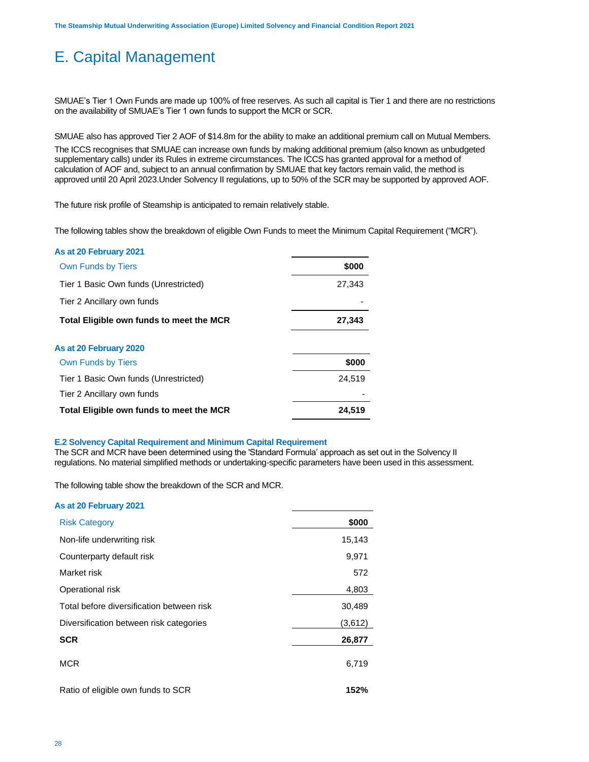# E. Capital Management

SMUAE's Tier 1 Own Funds are made up 100% of free reserves. As such all capital is Tier 1 and there are no restrictions on the availability of SMUAE's Tier 1 own funds to support the MCR or SCR.

SMUAE also has approved Tier 2 AOF of $14.8m for the ability to make an additional premium call on Mutual Members.

The ICCS recognises that SMUAE can increase own funds by making additional premium (also known as unbudgeted supplementary calls) under its Rules in extreme circumstances. The ICCS has granted approval for a method of calculation of AOF and, subject to an annual confirmation by SMUAE that key factors remain valid, the method is approved until 20 April 2023.Under Solvency II regulations, up to 50% of the SCR may be supported by approved AOF.

The future risk profile of Steamship is anticipated to remain relatively stable.

The following tables show the breakdown of eligible Own Funds to meet the Minimum Capital Requirement ("MCR").

**As at 20 February 2021**

| Own Funds by Tiers | $000 |
|---|---|
| Tier 1 Basic Own funds (Unrestricted) | 27,343 |
| Tier 2 Ancillary own funds | - |
| **Total Eligible own funds to meet the MCR** | **27,343** |

**As at 20 February 2020**

| Own Funds by Tiers | $000 |
|---|---|
| Tier 1 Basic Own funds (Unrestricted) | 24,519 |
| Tier 2 Ancillary own funds | - |
| **Total Eligible own funds to meet the MCR** | **24,519** |

### E.2 Solvency Capital Requirement and Minimum Capital Requirement

The SCR and MCR have been determined using the 'Standard Formula' approach as set out in the Solvency II regulations. No material simplified methods or undertaking-specific parameters have been used in this assessment.

The following table show the breakdown of the SCR and MCR.

**As at 20 February 2021**

| Risk Category | $000 |
|---|---|
| Non-life underwriting risk | 15,143 |
| Counterparty default risk | 9,971 |
| Market risk | 572 |
| Operational risk | 4,803 |
| Total before diversification between risk | 30,489 |
| Diversification between risk categories | (3,612) |
| **SCR** | **26,877** |
| MCR | 6,719 |
| Ratio of eligible own funds to SCR | **152%** |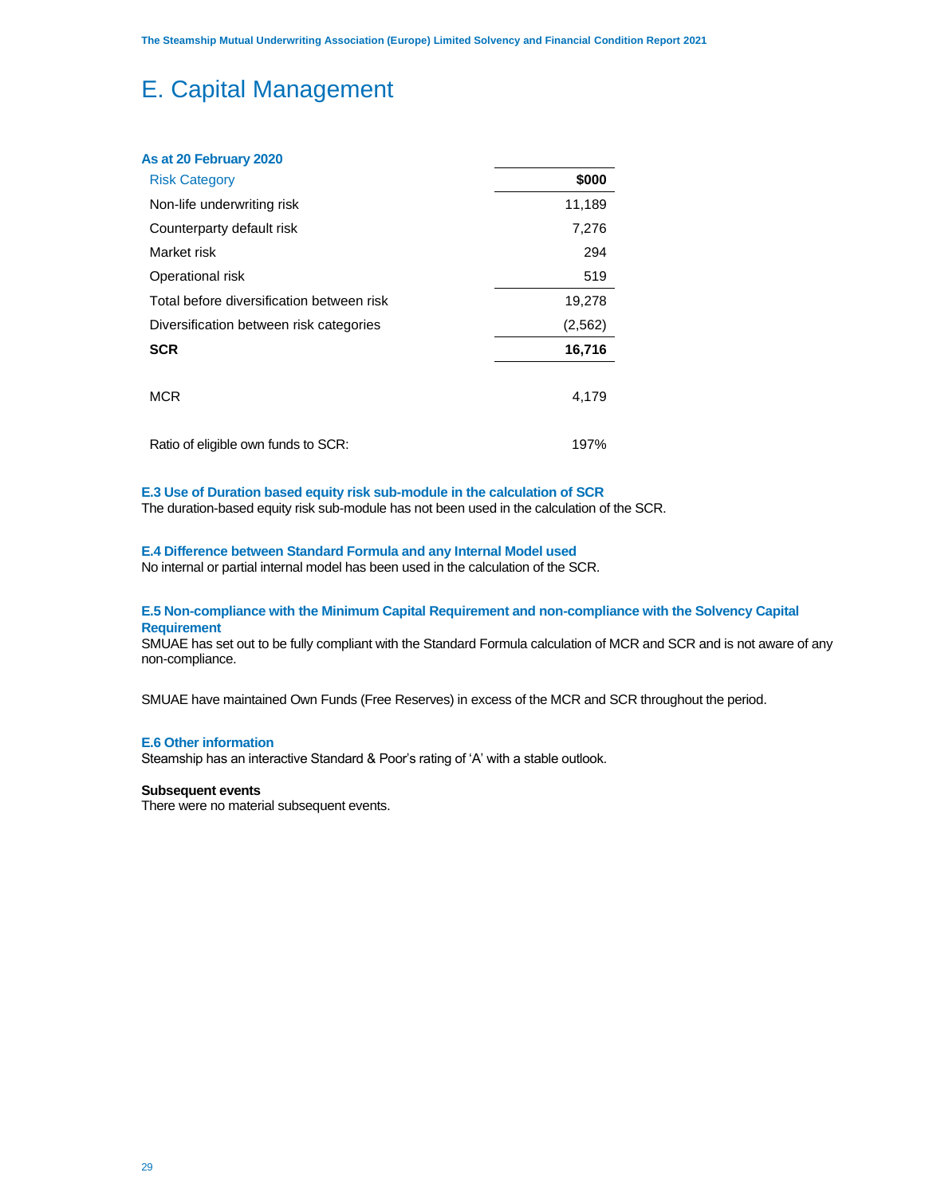# E. Capital Management

**As at 20 February 2020**

| Risk Category | $000 |
|---|---|
| Non-life underwriting risk | 11,189 |
| Counterparty default risk | 7,276 |
| Market risk | 294 |
| Operational risk | 519 |
| Total before diversification between risk | 19,278 |
| Diversification between risk categories | (2,562) |
| **SCR** | **16,716** |
| MCR | 4,179 |
| Ratio of eligible own funds to SCR: | 197% |

### E.3 Use of Duration based equity risk sub-module in the calculation of SCR

The duration-based equity risk sub-module has not been used in the calculation of the SCR.

### E.4 Difference between Standard Formula and any Internal Model used

No internal or partial internal model has been used in the calculation of the SCR.

### E.5 Non-compliance with the Minimum Capital Requirement and non-compliance with the Solvency Capital Requirement

SMUAE has set out to be fully compliant with the Standard Formula calculation of MCR and SCR and is not aware of any non-compliance.

SMUAE have maintained Own Funds (Free Reserves) in excess of the MCR and SCR throughout the period.

### E.6 Other information

Steamship has an interactive Standard & Poor's rating of 'A' with a stable outlook.

**Subsequent events**

There were no material subsequent events.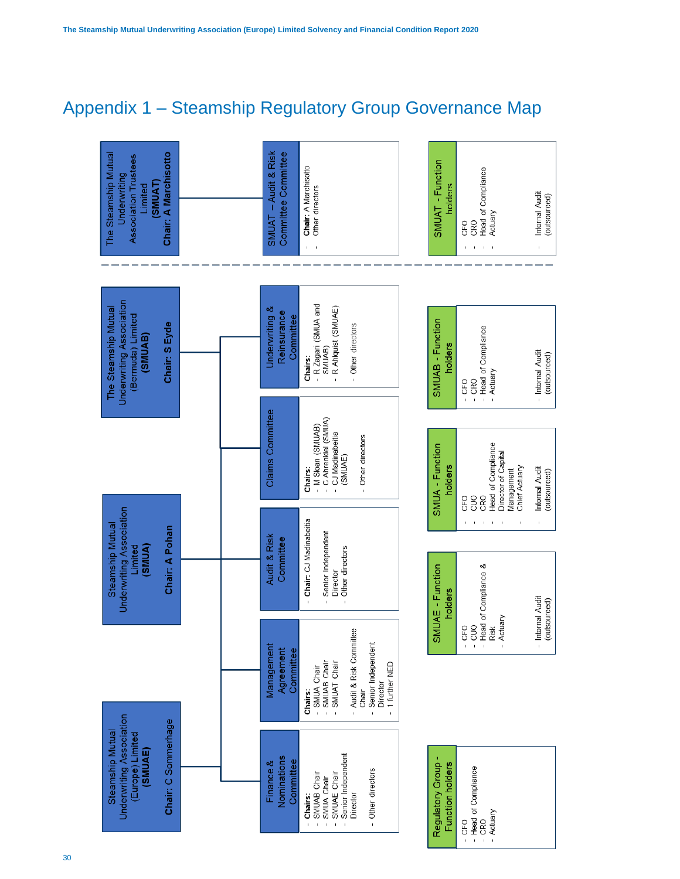# Appendix 1 – Steamship Regulatory Group Governance Map

**The Steamship Mutual Underwriting Association Trustees Limited (SMUAT)**
**Chair: A Marchisotto**

**SMUAT – Audit & Risk Committee Committee**
- **Chair:** A Marchisotto
- Other directors

**SMUAT - Function holders**
- CFO
- CRO
- Head of Compliance
- Actuary
- Internal Audit (outsourced)

---

**The Steamship Mutual Underwriting Association (Bermuda) Limited (SMUAB)**
**Chair: S Eyde**

**Steamship Mutual Underwriting Association Limited (SMUA)**
**Chair: A Pohan**

**Steamship Mutual Underwriting Association (Europe) Limited (SMUAE)**
**Chair: C Sommerhage**

**Underwriting & Reinsurance Committee**
- **Chairs:**
  - R Zagari (SMUA and SMUAB)
  - R Ahlquist (SMUAE)
- Other directors

**Claims Committee**
- **Chairs:**
  - M Sloan (SMUAB)
  - C Ahrenkiel (SMUA)
  - CJ Madinabeitia (SMUAE)
- Other directors

**Audit & Risk Committee**
- **Chair:** CJ Madinabeitia
- Senior Independent Director
- Other directors

**Management Agreement Committee**
- **Chairs:**
  - SMUA Chair
  - SMUAB Chair
  - SMUAT Chair
- Audit & Risk Committee Chair
- Senior Independent Director
- 1 further NED

**Finance & Nominations Committee**
- **Chairs:**
  - SMUAB Chair
  - SMUA Chair
  - SMUAE Chair
- Senior Independent Director
- Other directors

**SMUAB - Function holders**
- CFO
- CRO
- Head of Compliance
- Actuary
- Internal Audit (outsourced)

**SMUA - Function holders**
- CFO
- CUO
- CRO
- Head of Compliance
- Director of Capital Management
- Chief Actuary
- Internal Audit (outsourced)

**SMUAE - Function holders**
- CFO
- CUO
- Head of Compliance & Risk
- Actuary
- Internal Audit (outsourced)

**Regulatory Group - Function holders**
- CFO
- Head of Compliance
- CRO
- Actuary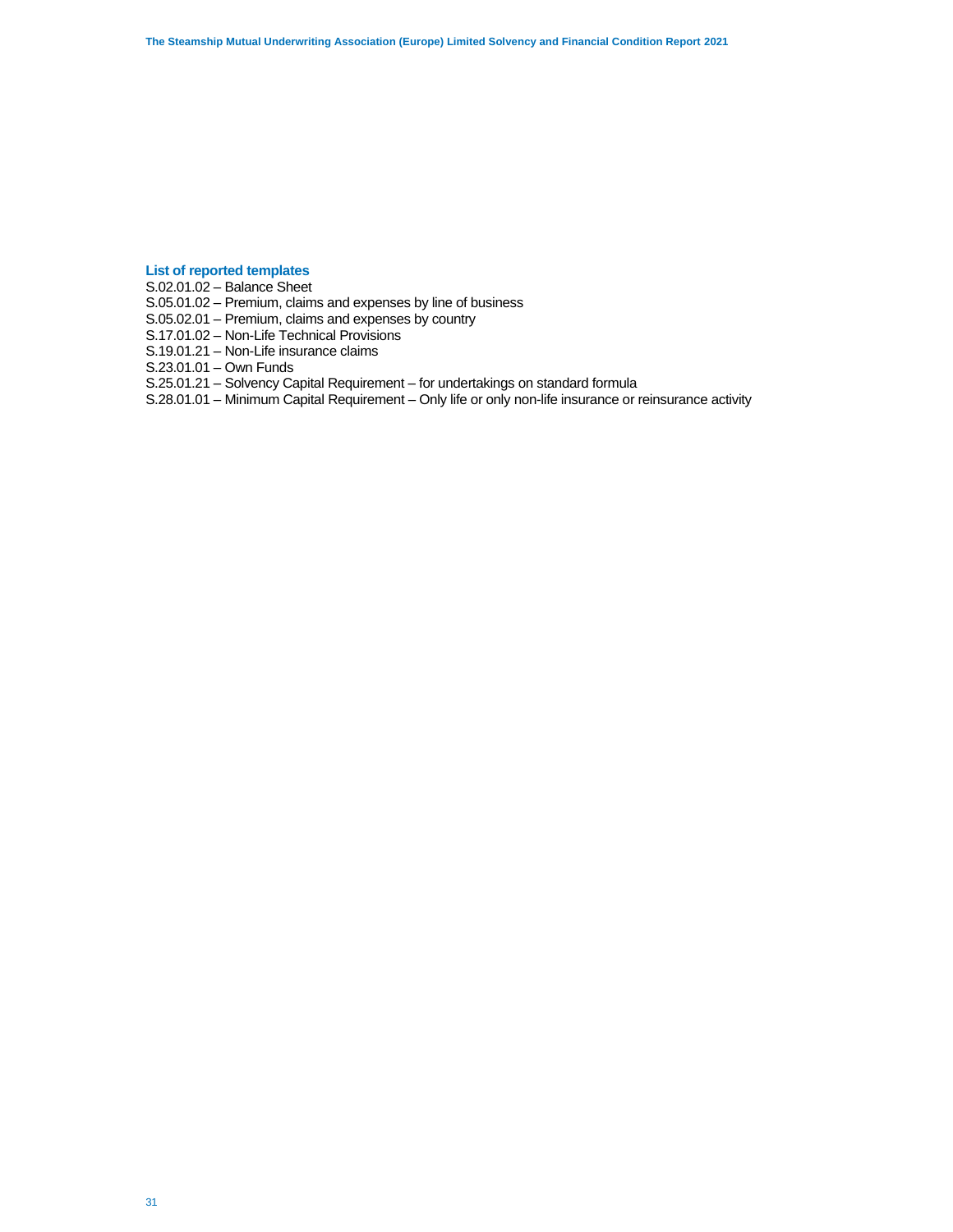## List of reported templates

S.02.01.02 – Balance Sheet
S.05.01.02 – Premium, claims and expenses by line of business
S.05.02.01 – Premium, claims and expenses by country
S.17.01.02 – Non-Life Technical Provisions
S.19.01.21 – Non-Life insurance claims
S.23.01.01 – Own Funds
S.25.01.21 – Solvency Capital Requirement – for undertakings on standard formula
S.28.01.01 – Minimum Capital Requirement – Only life or only non-life insurance or reinsurance activity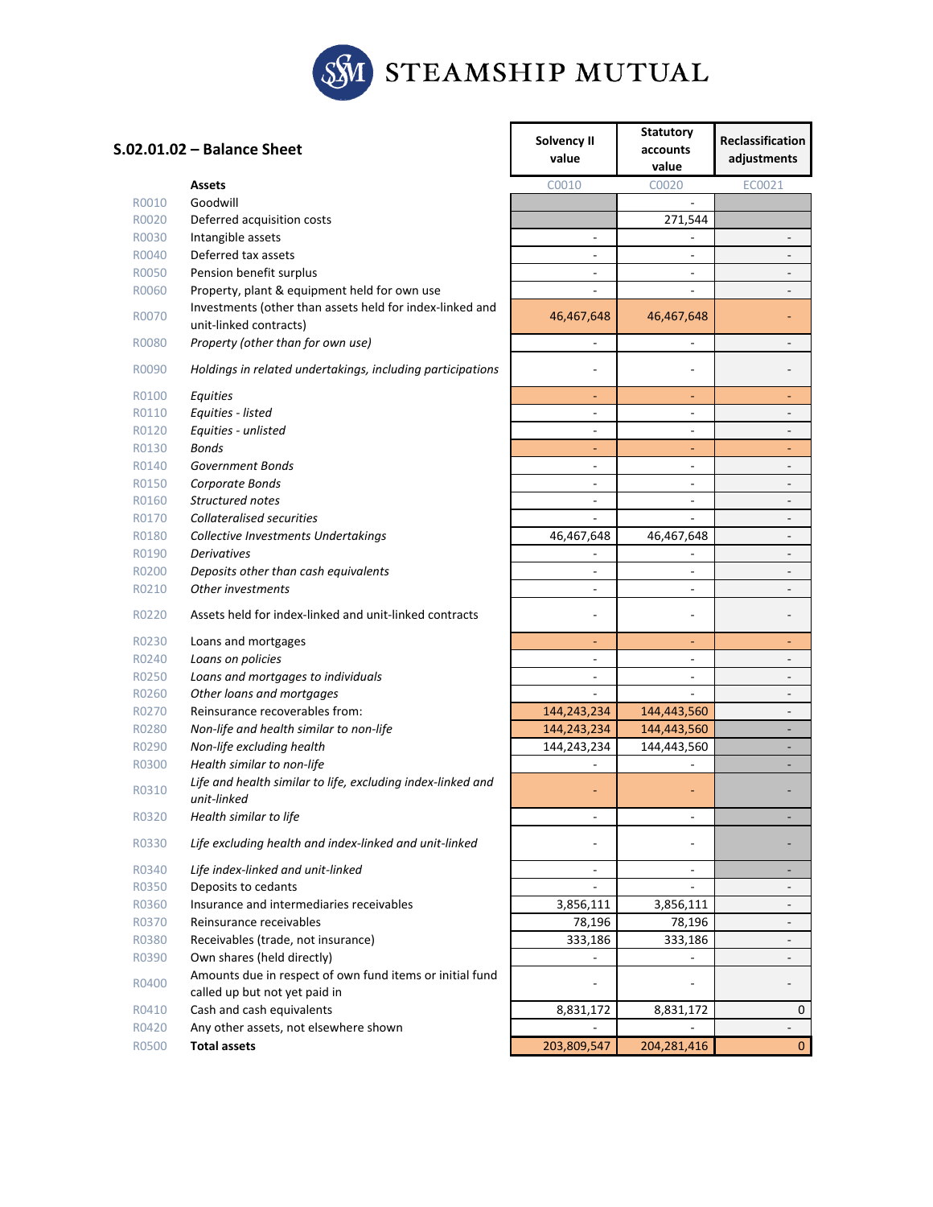# STEAMSHIP MUTUAL

## S.02.01.02 – Balance Sheet

| | | Solvency II value | Statutory accounts value | Reclassification adjustments |
|---|---|---|---|---|
| | **Assets** | C0010 | C0020 | EC0021 |
| R0010 | Goodwill | | - | |
| R0020 | Deferred acquisition costs | | 271,544 | |
| R0030 | Intangible assets | - | - | - |
| R0040 | Deferred tax assets | - | - | - |
| R0050 | Pension benefit surplus | - | - | - |
| R0060 | Property, plant & equipment held for own use | - | - | - |
| R0070 | Investments (other than assets held for index-linked and unit-linked contracts) | 46,467,648 | 46,467,648 | - |
| R0080 | *Property (other than for own use)* | - | - | - |
| R0090 | *Holdings in related undertakings, including participations* | - | - | - |
| R0100 | *Equities* | - | - | - |
| R0110 | *Equities - listed* | - | - | - |
| R0120 | *Equities - unlisted* | - | - | - |
| R0130 | *Bonds* | - | - | - |
| R0140 | *Government Bonds* | - | - | - |
| R0150 | *Corporate Bonds* | - | - | - |
| R0160 | *Structured notes* | - | - | - |
| R0170 | *Collateralised securities* | - | - | - |
| R0180 | *Collective Investments Undertakings* | 46,467,648 | 46,467,648 | - |
| R0190 | *Derivatives* | - | - | - |
| R0200 | *Deposits other than cash equivalents* | - | - | - |
| R0210 | *Other investments* | - | - | - |
| R0220 | Assets held for index-linked and unit-linked contracts | - | - | - |
| R0230 | Loans and mortgages | - | - | - |
| R0240 | *Loans on policies* | - | - | - |
| R0250 | *Loans and mortgages to individuals* | - | - | - |
| R0260 | *Other loans and mortgages* | - | - | - |
| R0270 | Reinsurance recoverables from: | 144,243,234 | 144,443,560 | - |
| R0280 | *Non-life and health similar to non-life* | 144,243,234 | 144,443,560 | - |
| R0290 | *Non-life excluding health* | 144,243,234 | 144,443,560 | - |
| R0300 | *Health similar to non-life* | - | - | - |
| R0310 | *Life and health similar to life, excluding index-linked and unit-linked* | - | - | - |
| R0320 | *Health similar to life* | - | - | - |
| R0330 | *Life excluding health and index-linked and unit-linked* | - | - | - |
| R0340 | *Life index-linked and unit-linked* | - | - | - |
| R0350 | Deposits to cedants | - | - | - |
| R0360 | Insurance and intermediaries receivables | 3,856,111 | 3,856,111 | - |
| R0370 | Reinsurance receivables | 78,196 | 78,196 | - |
| R0380 | Receivables (trade, not insurance) | 333,186 | 333,186 | - |
| R0390 | Own shares (held directly) | - | - | - |
| R0400 | Amounts due in respect of own fund items or initial fund called up but not yet paid in | - | - | - |
| R0410 | Cash and cash equivalents | 8,831,172 | 8,831,172 | 0 |
| R0420 | Any other assets, not elsewhere shown | - | - | - |
| R0500 | **Total assets** | 203,809,547 | 204,281,416 | 0 |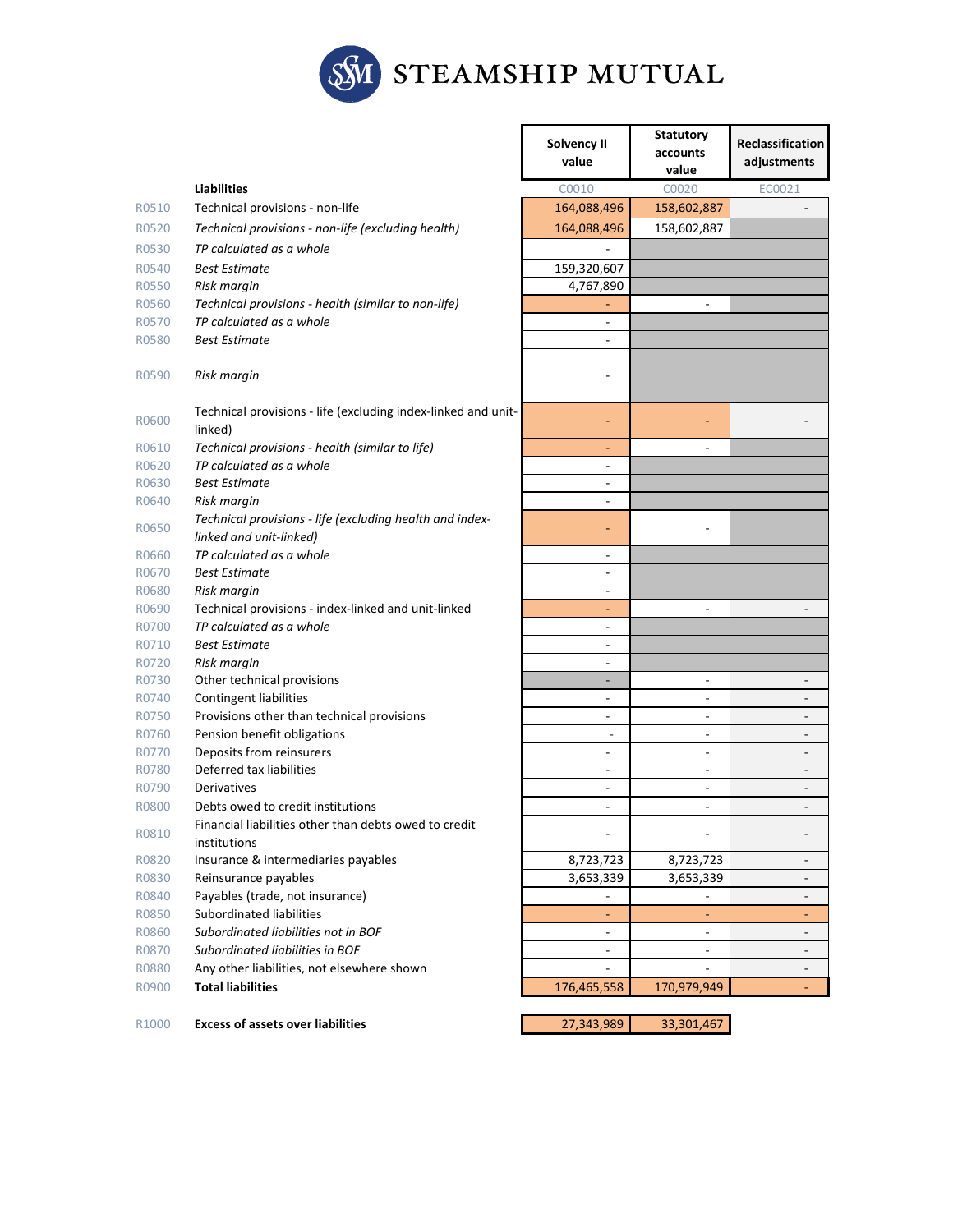# STEAMSHIP MUTUAL

| | | Solvency II value | Statutory accounts value | Reclassification adjustments |
|---|---|---|---|---|
| | **Liabilities** | C0010 | C0020 | EC0021 |
| R0510 | Technical provisions - non-life | 164,088,496 | 158,602,887 | - |
| R0520 | *Technical provisions - non-life (excluding health)* | 164,088,496 | 158,602,887 | |
| R0530 | *TP calculated as a whole* | - | | |
| R0540 | *Best Estimate* | 159,320,607 | | |
| R0550 | *Risk margin* | 4,767,890 | | |
| R0560 | *Technical provisions - health (similar to non-life)* | - | - | |
| R0570 | *TP calculated as a whole* | - | | |
| R0580 | *Best Estimate* | - | | |
| R0590 | *Risk margin* | - | | |
| R0600 | Technical provisions - life (excluding index-linked and unit-linked) | - | - | - |
| R0610 | *Technical provisions - health (similar to life)* | - | - | |
| R0620 | *TP calculated as a whole* | - | | |
| R0630 | *Best Estimate* | - | | |
| R0640 | *Risk margin* | - | | |
| R0650 | *Technical provisions - life (excluding health and index-linked and unit-linked)* | - | - | |
| R0660 | *TP calculated as a whole* | - | | |
| R0670 | *Best Estimate* | - | | |
| R0680 | *Risk margin* | - | | |
| R0690 | Technical provisions - index-linked and unit-linked | - | - | - |
| R0700 | *TP calculated as a whole* | - | | |
| R0710 | *Best Estimate* | - | | |
| R0720 | *Risk margin* | - | | |
| R0730 | Other technical provisions | - | - | - |
| R0740 | Contingent liabilities | - | - | - |
| R0750 | Provisions other than technical provisions | - | - | - |
| R0760 | Pension benefit obligations | - | - | - |
| R0770 | Deposits from reinsurers | - | - | - |
| R0780 | Deferred tax liabilities | - | - | - |
| R0790 | Derivatives | - | - | - |
| R0800 | Debts owed to credit institutions | - | - | - |
| R0810 | Financial liabilities other than debts owed to credit institutions | - | - | - |
| R0820 | Insurance & intermediaries payables | 8,723,723 | 8,723,723 | - |
| R0830 | Reinsurance payables | 3,653,339 | 3,653,339 | - |
| R0840 | Payables (trade, not insurance) | - | - | - |
| R0850 | Subordinated liabilities | - | - | - |
| R0860 | *Subordinated liabilities not in BOF* | - | - | - |
| R0870 | *Subordinated liabilities in BOF* | - | - | - |
| R0880 | Any other liabilities, not elsewhere shown | - | - | - |
| R0900 | **Total liabilities** | 176,465,558 | 170,979,949 | - |
| | | | | |
| R1000 | **Excess of assets over liabilities** | 27,343,989 | 33,301,467 | |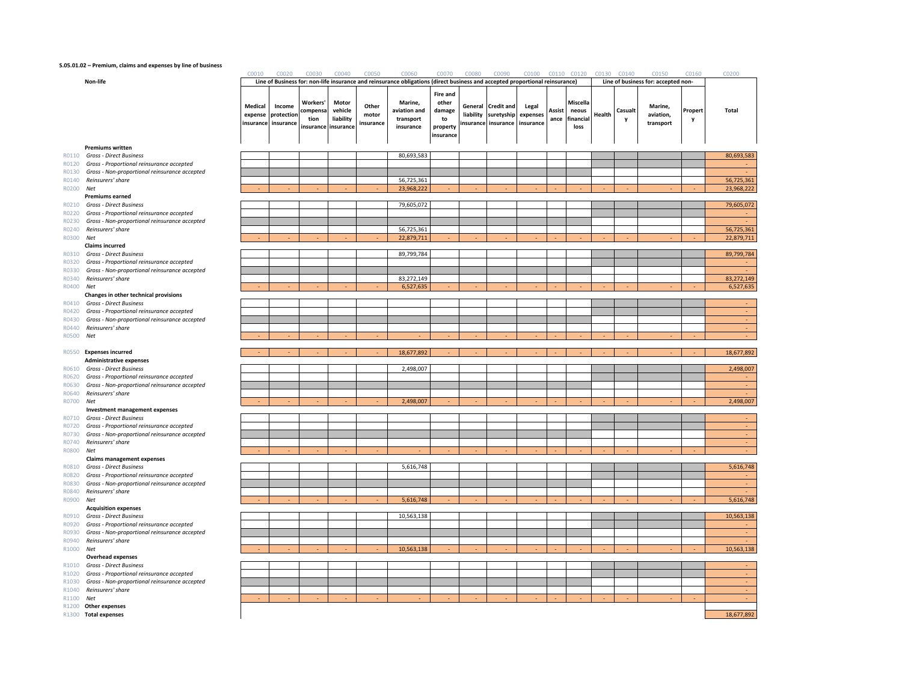**S.05.01.02 – Premium, claims and expenses by line of business**

| | | C0010 | C0020 | C0030 | C0040 | C0050 | C0060 | C0070 | C0080 | C0090 | C0100 | C0110 | C0120 | C0130 | C0140 | C0150 | C0160 | C0200 |
|---|---|---|---|---|---|---|---|---|---|---|---|---|---|---|---|---|---|---|
| | **Non-life** | **Line of Business for: non-life insurance and reinsurance obligations (direct business and accepted proportional reinsurance)** | | | | | | | | | | | | **Line of business for: accepted non-** | | | | |
| | | **Medical expense insurance** | **Income protection insurance** | **Workers' compensation insurance** | **Motor vehicle liability insurance** | **Other motor insurance** | **Marine, aviation and transport insurance** | **Fire and other damage to property insurance** | **General liability insurance** | **Credit and suretyship insurance** | **Legal expenses insurance** | **Assistance** | **Miscellaneous financial loss** | **Health** | **Casualty** | **Marine, aviation, transport** | **Property** | **Total** |
| | **Premiums written** | | | | | | | | | | | | | | | | | |
| R0110 | *Gross - Direct Business* | | | | | | 80,693,583 | | | | | | | | | | | 80,693,583 |
| R0120 | *Gross - Proportional reinsurance accepted* | | | | | | | | | | | | | | | | | - |
| R0130 | *Gross - Non-proportional reinsurance accepted* | | | | | | | | | | | | | | | | | - |
| R0140 | *Reinsurers' share* | | | | | | 56,725,361 | | | | | | | | | | | 56,725,361 |
| R0200 | *Net* | - | - | - | - | - | 23,968,222 | - | - | - | - | - | - | - | - | - | - | 23,968,222 |
| | **Premiums earned** | | | | | | | | | | | | | | | | | |
| R0210 | *Gross - Direct Business* | | | | | | 79,605,072 | | | | | | | | | | | 79,605,072 |
| R0220 | *Gross - Proportional reinsurance accepted* | | | | | | | | | | | | | | | | | - |
| R0230 | *Gross - Non-proportional reinsurance accepted* | | | | | | | | | | | | | | | | | - |
| R0240 | *Reinsurers' share* | | | | | | 56,725,361 | | | | | | | | | | | 56,725,361 |
| R0300 | *Net* | - | - | - | - | - | 22,879,711 | - | - | - | - | - | - | - | - | - | - | 22,879,711 |
| | **Claims incurred** | | | | | | | | | | | | | | | | | |
| R0310 | *Gross - Direct Business* | | | | | | 89,799,784 | | | | | | | | | | | 89,799,784 |
| R0320 | *Gross - Proportional reinsurance accepted* | | | | | | | | | | | | | | | | | - |
| R0330 | *Gross - Non-proportional reinsurance accepted* | | | | | | | | | | | | | | | | | - |
| R0340 | *Reinsurers' share* | | | | | | 83,272,149 | | | | | | | | | | | 83,272,149 |
| R0400 | *Net* | - | - | - | - | - | 6,527,635 | - | - | - | - | - | - | - | - | - | - | 6,527,635 |
| | **Changes in other technical provisions** | | | | | | | | | | | | | | | | | |
| R0410 | *Gross - Direct Business* | | | | | | | | | | | | | | | | | - |
| R0420 | *Gross - Proportional reinsurance accepted* | | | | | | | | | | | | | | | | | - |
| R0430 | *Gross - Non-proportional reinsurance accepted* | | | | | | | | | | | | | | | | | - |
| R0440 | *Reinsurers' share* | | | | | | | | | | | | | | | | | - |
| R0500 | *Net* | - | - | - | - | - | - | - | - | - | - | - | - | - | - | - | - | - |
| R0550 | **Expenses incurred** | - | - | - | - | - | 18,677,892 | - | - | - | - | - | - | - | - | - | - | 18,677,892 |
| | **Administrative expenses** | | | | | | | | | | | | | | | | | |
| R0610 | *Gross - Direct Business* | | | | | | 2,498,007 | | | | | | | | | | | 2,498,007 |
| R0620 | *Gross - Proportional reinsurance accepted* | | | | | | | | | | | | | | | | | - |
| R0630 | *Gross - Non-proportional reinsurance accepted* | | | | | | | | | | | | | | | | | - |
| R0640 | *Reinsurers' share* | | | | | | | | | | | | | | | | | - |
| R0700 | *Net* | - | - | - | - | - | 2,498,007 | - | - | - | - | - | - | - | - | - | - | 2,498,007 |
| | **Investment management expenses** | | | | | | | | | | | | | | | | | |
| R0710 | *Gross - Direct Business* | | | | | | | | | | | | | | | | | - |
| R0720 | *Gross - Proportional reinsurance accepted* | | | | | | | | | | | | | | | | | - |
| R0730 | *Gross - Non-proportional reinsurance accepted* | | | | | | | | | | | | | | | | | - |
| R0740 | *Reinsurers' share* | | | | | | | | | | | | | | | | | - |
| R0800 | *Net* | - | - | - | - | - | - | - | - | - | - | - | - | - | - | - | - | - |
| | **Claims management expenses** | | | | | | | | | | | | | | | | | |
| R0810 | *Gross - Direct Business* | | | | | | 5,616,748 | | | | | | | | | | | 5,616,748 |
| R0820 | *Gross - Proportional reinsurance accepted* | | | | | | | | | | | | | | | | | - |
| R0830 | *Gross - Non-proportional reinsurance accepted* | | | | | | | | | | | | | | | | | - |
| R0840 | *Reinsurers' share* | | | | | | | | | | | | | | | | | - |
| R0900 | *Net* | - | - | - | - | - | 5,616,748 | - | - | - | - | - | - | - | - | - | - | 5,616,748 |
| | **Acquisition expenses** | | | | | | | | | | | | | | | | | |
| R0910 | *Gross - Direct Business* | | | | | | 10,563,138 | | | | | | | | | | | 10,563,138 |
| R0920 | *Gross - Proportional reinsurance accepted* | | | | | | | | | | | | | | | | | - |
| R0930 | *Gross - Non-proportional reinsurance accepted* | | | | | | | | | | | | | | | | | - |
| R0940 | *Reinsurers' share* | | | | | | | | | | | | | | | | | - |
| R1000 | *Net* | - | - | - | - | - | 10,563,138 | - | - | - | - | - | - | - | - | - | - | 10,563,138 |
| | **Overhead expenses** | | | | | | | | | | | | | | | | | |
| R1010 | *Gross - Direct Business* | | | | | | | | | | | | | | | | | - |
| R1020 | *Gross - Proportional reinsurance accepted* | | | | | | | | | | | | | | | | | - |
| R1030 | *Gross - Non-proportional reinsurance accepted* | | | | | | | | | | | | | | | | | - |
| R1040 | *Reinsurers' share* | | | | | | | | | | | | | | | | | - |
| R1100 | *Net* | - | - | - | - | - | - | - | - | - | - | - | - | - | - | - | - | - |
| R1200 | **Other expenses** | | | | | | | | | | | | | | | | | |
| R1300 | **Total expenses** | | | | | | | | | | | | | | | | | 18,677,892 |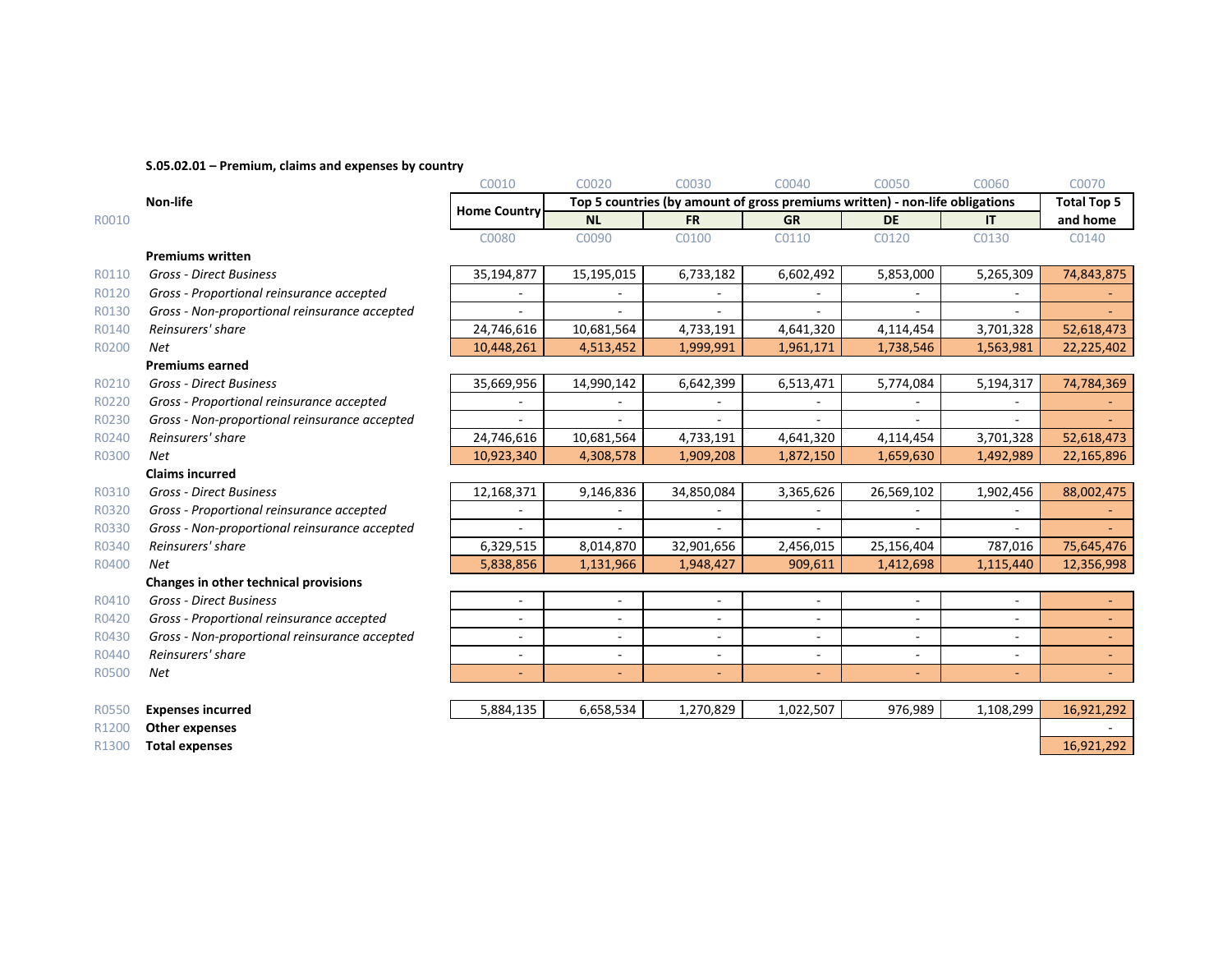**S.05.02.01 – Premium, claims and expenses by country**

| | | C0010 | C0020 | C0030 | C0040 | C0050 | C0060 | C0070 |
|---|---|---|---|---|---|---|---|---|
| | **Non-life** | **Home Country** | **Top 5 countries (by amount of gross premiums written) - non-life obligations** | | | | | **Total Top 5 and home** |
| R0010 | | | **NL** | **FR** | **GR** | **DE** | **IT** | |
| | | C0080 | C0090 | C0100 | C0110 | C0120 | C0130 | C0140 |
| | **Premiums written** | | | | | | | |
| R0110 | *Gross - Direct Business* | 35,194,877 | 15,195,015 | 6,733,182 | 6,602,492 | 5,853,000 | 5,265,309 | 74,843,875 |
| R0120 | *Gross - Proportional reinsurance accepted* | - | - | - | - | - | - | - |
| R0130 | *Gross - Non-proportional reinsurance accepted* | - | - | - | - | - | - | - |
| R0140 | *Reinsurers' share* | 24,746,616 | 10,681,564 | 4,733,191 | 4,641,320 | 4,114,454 | 3,701,328 | 52,618,473 |
| R0200 | *Net* | 10,448,261 | 4,513,452 | 1,999,991 | 1,961,171 | 1,738,546 | 1,563,981 | 22,225,402 |
| | **Premiums earned** | | | | | | | |
| R0210 | *Gross - Direct Business* | 35,669,956 | 14,990,142 | 6,642,399 | 6,513,471 | 5,774,084 | 5,194,317 | 74,784,369 |
| R0220 | *Gross - Proportional reinsurance accepted* | - | - | - | - | - | - | - |
| R0230 | *Gross - Non-proportional reinsurance accepted* | - | - | - | - | - | - | - |
| R0240 | *Reinsurers' share* | 24,746,616 | 10,681,564 | 4,733,191 | 4,641,320 | 4,114,454 | 3,701,328 | 52,618,473 |
| R0300 | *Net* | 10,923,340 | 4,308,578 | 1,909,208 | 1,872,150 | 1,659,630 | 1,492,989 | 22,165,896 |
| | **Claims incurred** | | | | | | | |
| R0310 | *Gross - Direct Business* | 12,168,371 | 9,146,836 | 34,850,084 | 3,365,626 | 26,569,102 | 1,902,456 | 88,002,475 |
| R0320 | *Gross - Proportional reinsurance accepted* | - | - | - | - | - | - | - |
| R0330 | *Gross - Non-proportional reinsurance accepted* | - | - | - | - | - | - | - |
| R0340 | *Reinsurers' share* | 6,329,515 | 8,014,870 | 32,901,656 | 2,456,015 | 25,156,404 | 787,016 | 75,645,476 |
| R0400 | *Net* | 5,838,856 | 1,131,966 | 1,948,427 | 909,611 | 1,412,698 | 1,115,440 | 12,356,998 |
| | **Changes in other technical provisions** | | | | | | | |
| R0410 | *Gross - Direct Business* | - | - | - | - | - | - | - |
| R0420 | *Gross - Proportional reinsurance accepted* | - | - | - | - | - | - | - |
| R0430 | *Gross - Non-proportional reinsurance accepted* | - | - | - | - | - | - | - |
| R0440 | *Reinsurers' share* | - | - | - | - | - | - | - |
| R0500 | *Net* | - | - | - | - | - | - | - |
| R0550 | **Expenses incurred** | 5,884,135 | 6,658,534 | 1,270,829 | 1,022,507 | 976,989 | 1,108,299 | 16,921,292 |
| R1200 | **Other expenses** | | | | | | | - |
| R1300 | **Total expenses** | | | | | | | 16,921,292 |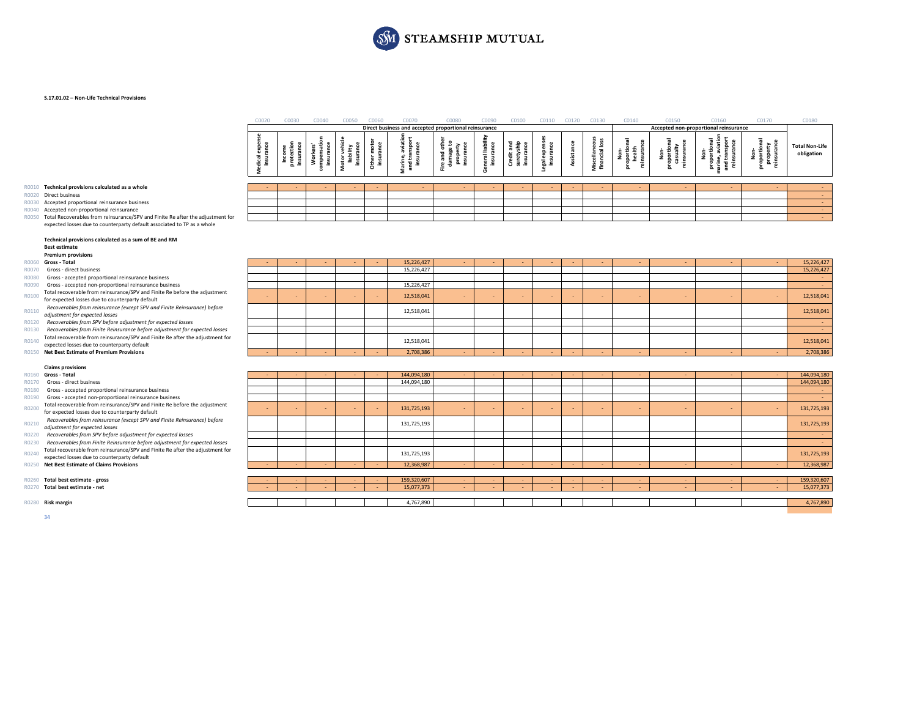**S.17.01.02 – Non-Life Technical Provisions**

| | | C0020 | C0030 | C0040 | C0050 | C0060 | C0070 | C0080 | C0090 | C0100 | C0110 | C0120 | C0130 | C0140 | C0150 | C0160 | C0170 | C0180 |
|---|---|---|---|---|---|---|---|---|---|---|---|---|---|---|---|---|---|---|
| | | Direct business and accepted proportional reinsurance | | | | | | | | | | | | Accepted non-proportional reinsurance | | | | |
| | | Medical expense insurance | Income protection insurance | Workers' compensation insurance | Motor vehicle liability insurance | Other motor insurance | Marine, aviation and transport insurance | Fire and other damage to property insurance | General liability insurance | Credit and suretyship insurance | Legal expenses insurance | Assistance | Miscellaneous financial loss | Non-proportional health reinsurance | Non-proportional casualty reinsurance | Non-proportional marine, aviation and transport reinsurance | Non-proportional property reinsurance | Total Non-Life obligation |
| R0010 | **Technical provisions calculated as a whole** | - | - | - | - | - | - | - | - | - | - | - | - | - | - | - | - | - |
| R0020 | Direct business | | | | | | | | | | | | | | | | | - |
| R0030 | Accepted proportional reinsurance business | | | | | | | | | | | | | | | | | - |
| R0040 | Accepted non-proportional reinsurance | | | | | | | | | | | | | | | | | - |
| R0050 | Total Recoverables from reinsurance/SPV and Finite Re after the adjustment for expected losses due to counterparty default associated to TP as a whole | | | | | | | | | | | | | | | | | - |
| | **Technical provisions calculated as a sum of BE and RM** | | | | | | | | | | | | | | | | | |
| | **Best estimate** | | | | | | | | | | | | | | | | | |
| | **Premium provisions** | | | | | | | | | | | | | | | | | |
| R0060 | **Gross - Total** | - | - | - | - | - | 15,226,427 | - | - | - | - | - | - | - | - | - | - | 15,226,427 |
| R0070 | Gross - direct business | | | | | | 15,226,427 | | | | | | | | | | | 15,226,427 |
| R0080 | Gross - accepted proportional reinsurance business | | | | | | | | | | | | | | | | | - |
| R0090 | Gross - accepted non-proportional reinsurance business | | | | | | 15,226,427 | | | | | | | | | | | - |
| R0100 | Total recoverable from reinsurance/SPV and Finite Re before the adjustment for expected losses due to counterparty default | - | - | - | - | - | 12,518,041 | - | - | - | - | - | - | - | - | - | - | 12,518,041 |
| R0110 | *Recoverables from reinsurance (except SPV and Finite Reinsurance) before adjustment for expected losses* | | | | | | 12,518,041 | | | | | | | | | | | 12,518,041 |
| R0120 | *Recoverables from SPV before adjustment for expected losses* | | | | | | | | | | | | | | | | | - |
| R0130 | *Recoverables from Finite Reinsurance before adjustment for expected losses* | | | | | | | | | | | | | | | | | - |
| R0140 | Total recoverable from reinsurance/SPV and Finite Re after the adjustment for expected losses due to counterparty default | | | | | | 12,518,041 | | | | | | | | | | | 12,518,041 |
| R0150 | **Net Best Estimate of Premium Provisions** | - | - | - | - | - | 2,708,386 | - | - | - | - | - | - | - | - | - | - | 2,708,386 |
| | **Claims provisions** | | | | | | | | | | | | | | | | | |
| R0160 | **Gross - Total** | - | - | - | - | - | 144,094,180 | - | - | - | - | - | - | - | - | - | - | 144,094,180 |
| R0170 | Gross - direct business | | | | | | 144,094,180 | | | | | | | | | | | 144,094,180 |
| R0180 | Gross - accepted proportional reinsurance business | | | | | | | | | | | | | | | | | - |
| R0190 | Gross - accepted non-proportional reinsurance business | | | | | | | | | | | | | | | | | - |
| R0200 | Total recoverable from reinsurance/SPV and Finite Re before the adjustment for expected losses due to counterparty default | - | - | - | - | - | 131,725,193 | - | - | - | - | - | - | - | - | - | - | 131,725,193 |
| R0210 | *Recoverables from reinsurance (except SPV and Finite Reinsurance) before adjustment for expected losses* | | | | | | 131,725,193 | | | | | | | | | | | 131,725,193 |
| R0220 | *Recoverables from SPV before adjustment for expected losses* | | | | | | | | | | | | | | | | | - |
| R0230 | *Recoverables from Finite Reinsurance before adjustment for expected losses* | | | | | | | | | | | | | | | | | - |
| R0240 | Total recoverable from reinsurance/SPV and Finite Re after the adjustment for expected losses due to counterparty default | | | | | | 131,725,193 | | | | | | | | | | | 131,725,193 |
| R0250 | **Net Best Estimate of Claims Provisions** | - | - | - | - | - | 12,368,987 | - | - | - | - | - | - | - | - | - | - | 12,368,987 |
| R0260 | **Total best estimate - gross** | - | - | - | - | - | 159,320,607 | - | - | - | - | - | - | - | - | - | - | 159,320,607 |
| R0270 | **Total best estimate - net** | - | - | - | - | - | 15,077,373 | - | - | - | - | - | - | - | - | - | - | 15,077,373 |
| R0280 | **Risk margin** | | | | | | 4,767,890 | | | | | | | | | | | 4,767,890 |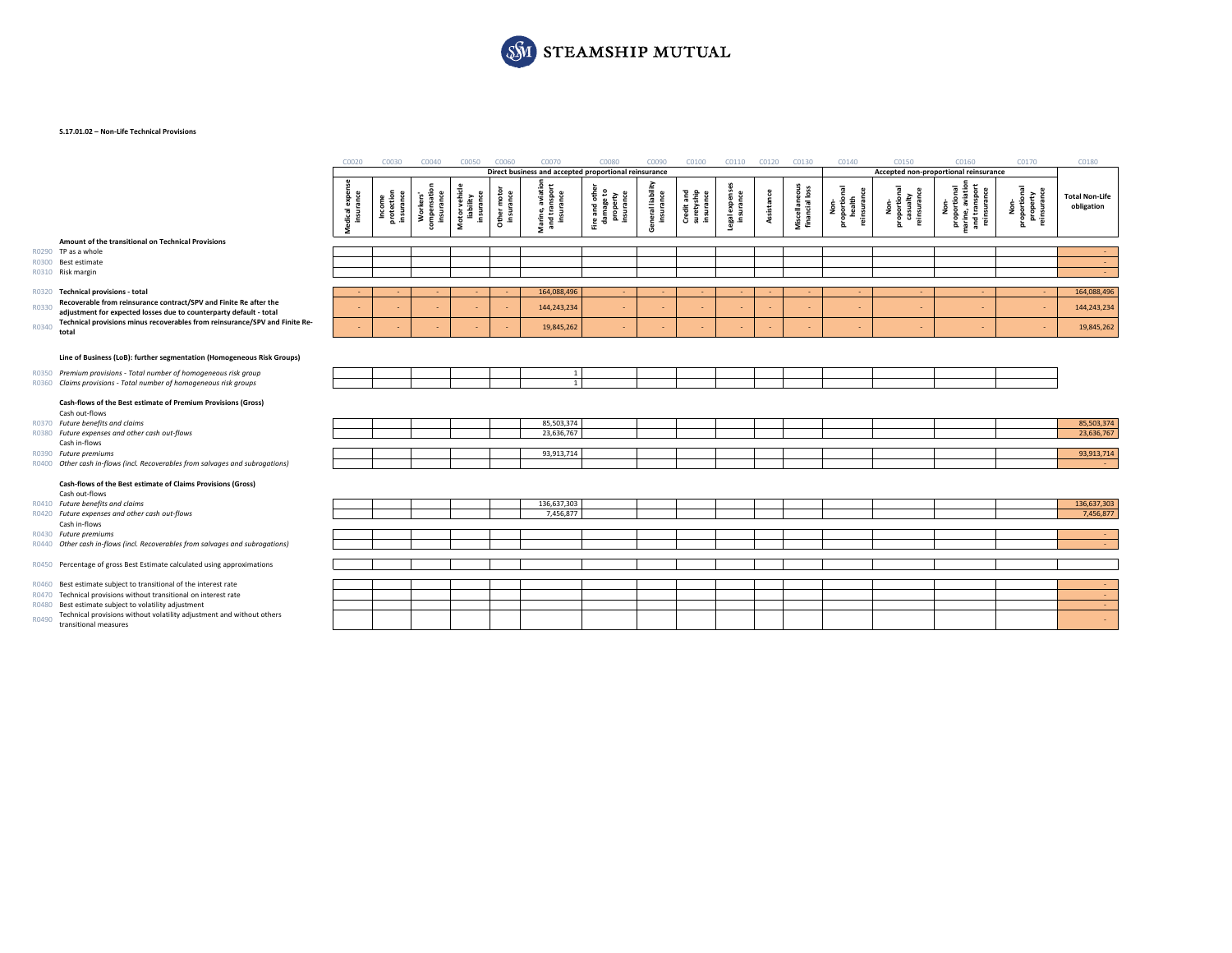**S.17.01.02 – Non-Life Technical Provisions**

| | | C0020 | C0030 | C0040 | C0050 | C0060 | C0070 | C0080 | C0090 | C0100 | C0110 | C0120 | C0130 | C0140 | C0150 | C0160 | C0170 | C0180 |
|---|---|---|---|---|---|---|---|---|---|---|---|---|---|---|---|---|---|---|
| | | Direct business and accepted proportional reinsurance | | | | | | | | | | | | Accepted non-proportional reinsurance | | | | |
| | | Medical expense insurance | Income protection insurance | Workers' compensation insurance | Motor vehicle liability insurance | Other motor insurance | Marine, aviation and transport insurance | Fire and other damage to property insurance | General liability insurance | Credit and suretyship insurance | Legal expenses insurance | Assistance | Miscellaneous financial loss | Non-proportional health reinsurance | Non-proportional casualty reinsurance | Non-proportional marine, aviation and transport reinsurance | Non-proportional property reinsurance | Total Non-Life obligation |
| | **Amount of the transitional on Technical Provisions** | | | | | | | | | | | | | | | | | |
| R0290 | TP as a whole | | | | | | | | | | | | | | | | | - |
| R0300 | Best estimate | | | | | | | | | | | | | | | | | - |
| R0310 | Risk margin | | | | | | | | | | | | | | | | | - |
| R0320 | **Technical provisions - total** | - | - | - | - | - | 164,088,496 | - | - | - | - | - | - | - | - | - | - | 164,088,496 |
| R0330 | **Recoverable from reinsurance contract/SPV and Finite Re after the adjustment for expected losses due to counterparty default - total** | - | - | - | - | - | 144,243,234 | - | - | - | - | - | - | - | - | - | - | 144,243,234 |
| R0340 | **Technical provisions minus recoverables from reinsurance/SPV and Finite Re-total** | - | - | - | - | - | 19,845,262 | - | - | - | - | - | - | - | - | - | - | 19,845,262 |
| | **Line of Business (LoB): further segmentation (Homogeneous Risk Groups)** | | | | | | | | | | | | | | | | | |
| R0350 | *Premium provisions - Total number of homogeneous risk group* | | | | | | 1 | | | | | | | | | | | |
| R0360 | *Claims provisions - Total number of homogeneous risk groups* | | | | | | 1 | | | | | | | | | | | |
| | **Cash-flows of the Best estimate of Premium Provisions (Gross)** | | | | | | | | | | | | | | | | | |
| | Cash out-flows | | | | | | | | | | | | | | | | | |
| R0370 | *Future benefits and claims* | | | | | | 85,503,374 | | | | | | | | | | | 85,503,374 |
| R0380 | *Future expenses and other cash out-flows* | | | | | | 23,636,767 | | | | | | | | | | | 23,636,767 |
| | Cash in-flows | | | | | | | | | | | | | | | | | |
| R0390 | *Future premiums* | | | | | | 93,913,714 | | | | | | | | | | | 93,913,714 |
| R0400 | *Other cash in-flows (incl. Recoverables from salvages and subrogations)* | | | | | | | | | | | | | | | | | - |
| | **Cash-flows of the Best estimate of Claims Provisions (Gross)** | | | | | | | | | | | | | | | | | |
| | Cash out-flows | | | | | | | | | | | | | | | | | |
| R0410 | *Future benefits and claims* | | | | | | 136,637,303 | | | | | | | | | | | 136,637,303 |
| R0420 | *Future expenses and other cash out-flows* | | | | | | 7,456,877 | | | | | | | | | | | 7,456,877 |
| | Cash in-flows | | | | | | | | | | | | | | | | | |
| R0430 | *Future premiums* | | | | | | | | | | | | | | | | | - |
| R0440 | *Other cash in-flows (incl. Recoverables from salvages and subrogations)* | | | | | | | | | | | | | | | | | - |
| R0450 | Percentage of gross Best Estimate calculated using approximations | | | | | | | | | | | | | | | | | |
| R0460 | Best estimate subject to transitional of the interest rate | | | | | | | | | | | | | | | | | - |
| R0470 | Technical provisions without transitional on interest rate | | | | | | | | | | | | | | | | | - |
| R0480 | Best estimate subject to volatility adjustment | | | | | | | | | | | | | | | | | - |
| R0490 | Technical provisions without volatility adjustment and without others transitional measures | | | | | | | | | | | | | | | | | - |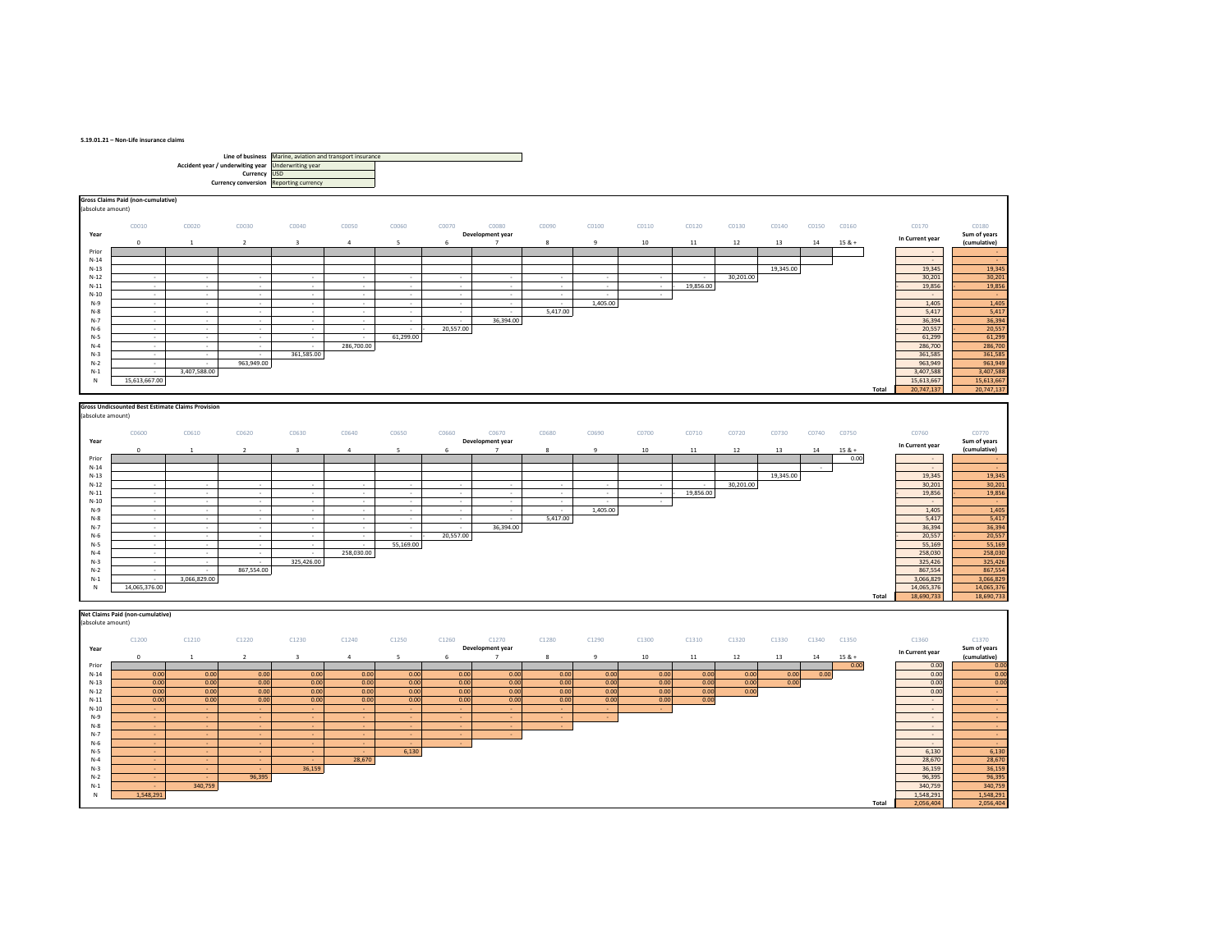**S.19.01.21 – Non-Life insurance claims**

| | |
|---|---|
| **Line of business** | Marine, aviation and transport insurance |
| **Accident year / underwriting year** | Underwriting year |
| **Currency** | USD |
| **Currency conversion** | Reporting currency |

**Gross Claims Paid (non-cumulative)**
(absolute amount)

| | C0010 | C0020 | C0030 | C0040 | C0050 | C0060 | C0070 | C0080 | C0090 | C0100 | C0110 | C0120 | C0130 | C0140 | C0150 | C0160 | C0170 | C0180 |
|---|---|---|---|---|---|---|---|---|---|---|---|---|---|---|---|---|---|---|
| **Year** | Development year | | | | | | | | | | | | | | | | **In Current year** | **Sum of years (cumulative)** |
| | 0 | 1 | 2 | 3 | 4 | 5 | 6 | 7 | 8 | 9 | 10 | 11 | 12 | 13 | 14 | 15 & + | | |
| Prior | | | | | | | | | | | | | | | | | - | - |
| N-14 | | | | | | | | | | | | | | | | | - | - |
| N-13 | | | | | | | | | | | | | | 19,345.00 | | | 19,345 | 19,345 |
| N-12 | - | - | - | - | - | - | - | - | - | - | - | - | 30,201.00 | | | | 30,201 | 30,201 |
| N-11 | - | - | - | - | - | - | - | - | - | - | - | 19,856.00 | | | | | 19,856 | 19,856 |
| N-10 | - | - | - | - | - | - | - | - | - | - | - | | | | | | - | - |
| N-9 | - | - | - | - | - | - | - | - | - | 1,405.00 | | | | | | | 1,405 | 1,405 |
| N-8 | - | - | - | - | - | - | - | - | 5,417.00 | | | | | | | | 5,417 | 5,417 |
| N-7 | - | - | - | - | - | - | - | 36,394.00 | | | | | | | | | 36,394 | 36,394 |
| N-6 | - | - | - | - | - | - | 20,557.00 | | | | | | | | | | 20,557 | 20,557 |
| N-5 | - | - | - | - | - | 61,299.00 | | | | | | | | | | | 61,299 | 61,299 |
| N-4 | - | - | - | - | 286,700.00 | | | | | | | | | | | | 286,700 | 286,700 |
| N-3 | - | - | - | 361,585.00 | | | | | | | | | | | | | 361,585 | 361,585 |
| N-2 | - | - | 963,949.00 | | | | | | | | | | | | | | 963,949 | 963,949 |
| N-1 | - | 3,407,588.00 | | | | | | | | | | | | | | | 3,407,588 | 3,407,588 |
| N | 15,613,667.00 | | | | | | | | | | | | | | | | 15,613,667 | 15,613,667 |
| | | | | | | | | | | | | | | | | **Total** | 20,747,137 | 20,747,137 |

**Gross Undicsounted Best Estimate Claims Provision**
(absolute amount)

| | C0600 | C0610 | C0620 | C0630 | C0640 | C0650 | C0660 | C0670 | C0680 | C0690 | C0700 | C0710 | C0720 | C0730 | C0740 | C0750 | C0760 | C0770 |
|---|---|---|---|---|---|---|---|---|---|---|---|---|---|---|---|---|---|---|
| **Year** | Development year | | | | | | | | | | | | | | | | **In Current year** | **Sum of years (cumulative)** |
| | 0 | 1 | 2 | 3 | 4 | 5 | 6 | 7 | 8 | 9 | 10 | 11 | 12 | 13 | 14 | 15 & + | | |
| Prior | | | | | | | | | | | | | | | | 0.00 | - | - |
| N-14 | | | | | | | | | | | | | | | - | | - | - |
| N-13 | | | | | | | | | | | | | | 19,345.00 | | | 19,345 | 19,345 |
| N-12 | - | - | - | - | - | - | - | - | - | - | - | - | 30,201.00 | | | | 30,201 | 30,201 |
| N-11 | - | - | - | - | - | - | - | - | - | - | - | 19,856.00 | | | | | 19,856 | 19,856 |
| N-10 | - | - | - | - | - | - | - | - | - | - | - | | | | | | - | - |
| N-9 | - | - | - | - | - | - | - | - | - | 1,405.00 | | | | | | | 1,405 | 1,405 |
| N-8 | - | - | - | - | - | - | - | - | 5,417.00 | | | | | | | | 5,417 | 5,417 |
| N-7 | - | - | - | - | - | - | - | 36,394.00 | | | | | | | | | 36,394 | 36,394 |
| N-6 | - | - | - | - | - | - | 20,557.00 | | | | | | | | | | 20,557 | 20,557 |
| N-5 | - | - | - | - | - | 55,169.00 | | | | | | | | | | | 55,169 | 55,169 |
| N-4 | - | - | - | - | 258,030.00 | | | | | | | | | | | | 258,030 | 258,030 |
| N-3 | - | - | - | 325,426.00 | | | | | | | | | | | | | 325,426 | 325,426 |
| N-2 | - | - | 867,554.00 | | | | | | | | | | | | | | 867,554 | 867,554 |
| N-1 | - | 3,066,829.00 | | | | | | | | | | | | | | | 3,066,829 | 3,066,829 |
| N | 14,065,376.00 | | | | | | | | | | | | | | | | 14,065,376 | 14,065,376 |
| | | | | | | | | | | | | | | | | **Total** | 18,690,733 | 18,690,733 |

**Net Claims Paid (non-cumulative)**
(absolute amount)

| | C1200 | C1210 | C1220 | C1230 | C1240 | C1250 | C1260 | C1270 | C1280 | C1290 | C1300 | C1310 | C1320 | C1330 | C1340 | C1350 | C1360 | C1370 |
|---|---|---|---|---|---|---|---|---|---|---|---|---|---|---|---|---|---|---|
| **Year** | Development year | | | | | | | | | | | | | | | | **In Current year** | **Sum of years (cumulative)** |
| | 0 | 1 | 2 | 3 | 4 | 5 | 6 | 7 | 8 | 9 | 10 | 11 | 12 | 13 | 14 | 15 & + | | |
| Prior | | | | | | | | | | | | | | | | 0.00 | 0.00 | 0.00 |
| N-14 | 0.00 | 0.00 | 0.00 | 0.00 | 0.00 | 0.00 | 0.00 | 0.00 | 0.00 | 0.00 | 0.00 | 0.00 | 0.00 | 0.00 | 0.00 | | 0.00 | 0.00 |
| N-13 | 0.00 | 0.00 | 0.00 | 0.00 | 0.00 | 0.00 | 0.00 | 0.00 | 0.00 | 0.00 | 0.00 | 0.00 | 0.00 | 0.00 | | | 0.00 | 0.00 |
| N-12 | 0.00 | 0.00 | 0.00 | 0.00 | 0.00 | 0.00 | 0.00 | 0.00 | 0.00 | 0.00 | 0.00 | 0.00 | 0.00 | | | | 0.00 | - |
| N-11 | 0.00 | 0.00 | 0.00 | 0.00 | 0.00 | 0.00 | 0.00 | 0.00 | 0.00 | 0.00 | 0.00 | 0.00 | | | | | - | - |
| N-10 | - | - | - | - | - | - | - | - | - | - | - | | | | | | - | - |
| N-9 | - | - | - | - | - | - | - | - | - | - | | | | | | | - | - |
| N-8 | - | - | - | - | - | - | - | - | - | | | | | | | | - | - |
| N-7 | - | - | - | - | - | - | - | - | | | | | | | | | - | - |
| N-6 | - | - | - | - | - | - | - | | | | | | | | | | - | - |
| N-5 | - | - | - | - | - | 6,130 | | | | | | | | | | | 6,130 | 6,130 |
| N-4 | - | - | - | - | 28,670 | | | | | | | | | | | | 28,670 | 28,670 |
| N-3 | - | - | - | 36,159 | | | | | | | | | | | | | 36,159 | 36,159 |
| N-2 | - | - | 96,395 | | | | | | | | | | | | | | 96,395 | 96,395 |
| N-1 | - | 340,759 | | | | | | | | | | | | | | | 340,759 | 340,759 |
| N | 1,548,291 | | | | | | | | | | | | | | | | 1,548,291 | 1,548,291 |
| | | | | | | | | | | | | | | | | **Total** | 2,056,404 | 2,056,404 |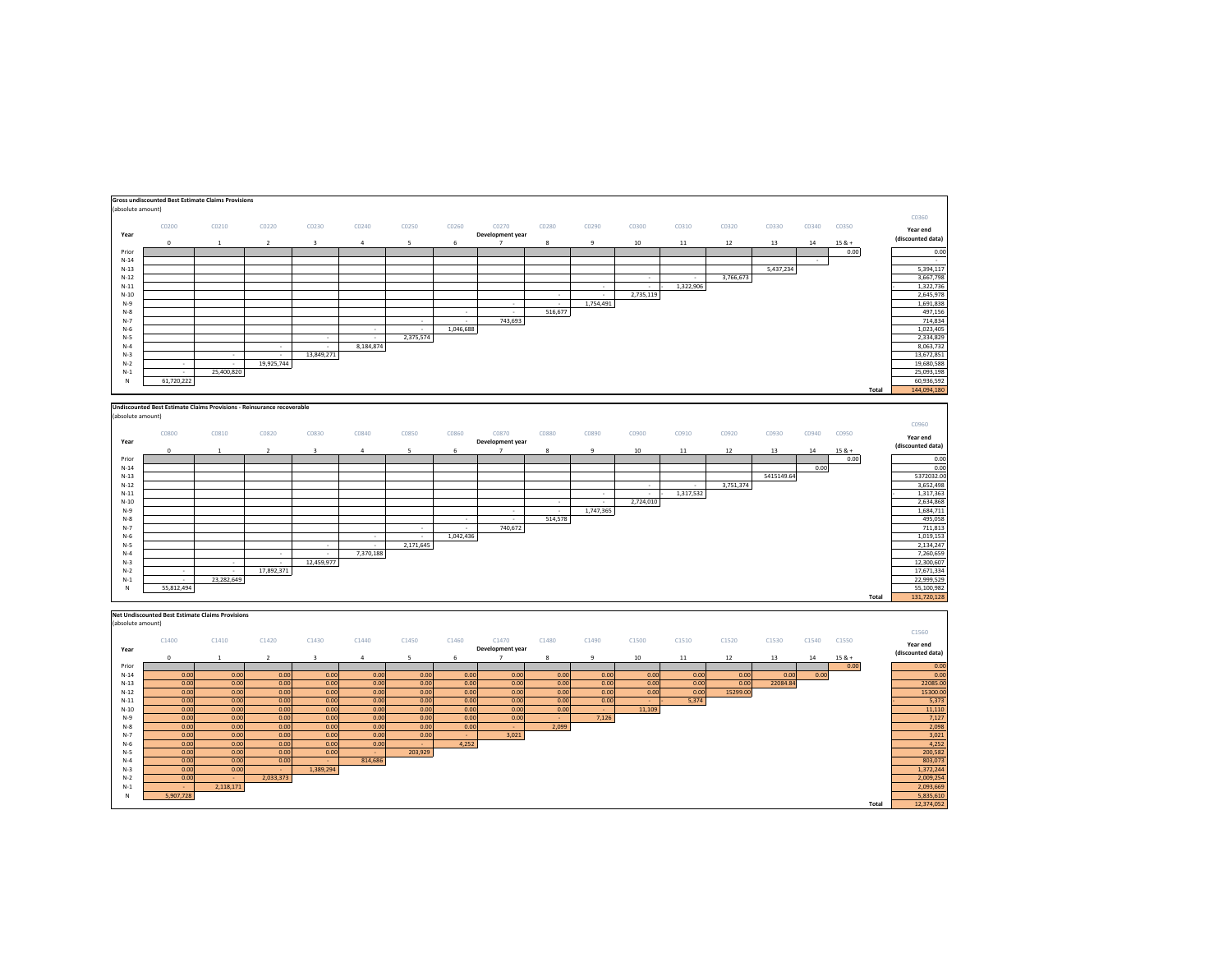**Gross undiscounted Best Estimate Claims Provisions**
(absolute amount)

| Year | C0200 | C0210 | C0220 | C0230 | C0240 | C0250 | C0260 | C0270 | C0280 | C0290 | C0300 | C0310 | C0320 | C0330 | C0340 | C0350 | C0360 |
|---|---|---|---|---|---|---|---|---|---|---|---|---|---|---|---|---|---|
| | | | | | | | | Development year | | | | | | | | | Year end (discounted data) |
| | 0 | 1 | 2 | 3 | 4 | 5 | 6 | 7 | 8 | 9 | 10 | 11 | 12 | 13 | 14 | 15 & + | |
| Prior | | | | | | | | | | | | | | | | 0.00 | 0.00 |
| N-14 | | | | | | | | | | | | | | | - | | - |
| N-13 | | | | | | | | | | | | | | 5,437,234 | | | 5,394,117 |
| N-12 | | | | | | | | | | | - | - | 3,766,673 | | | | 3,667,798 |
| N-11 | | | | | | | | | | - | - | 1,322,906 | | | | | 1,322,736 |
| N-10 | | | | | | | | | - | - | 2,735,119 | | | | | | 2,645,978 |
| N-9 | | | | | | | | - | - | 1,754,491 | | | | | | | 1,691,838 |
| N-8 | | | | | | | - | - | 516,677 | | | | | | | | 497,156 |
| N-7 | | | | | | - | - | 743,693 | | | | | | | | | 714,834 |
| N-6 | | | | | - | - | 1,046,688 | | | | | | | | | | 1,023,405 |
| N-5 | | | | - | - | 2,375,574 | | | | | | | | | | | 2,334,829 |
| N-4 | | | - | - | 8,184,874 | | | | | | | | | | | | 8,063,732 |
| N-3 | | - | - | 13,849,271 | | | | | | | | | | | | | 13,672,851 |
| N-2 | - | - | 19,925,744 | | | | | | | | | | | | | | 19,680,588 |
| N-1 | - | 25,400,820 | | | | | | | | | | | | | | | 25,093,198 |
| N | 61,720,222 | | | | | | | | | | | | | | | | 60,936,592 |
| | | | | | | | | | | | | | | | | Total | 144,094,180 |

**Undiscounted Best Estimate Claims Provisions - Reinsurance recoverable**
(absolute amount)

| Year | C0800 | C0810 | C0820 | C0830 | C0840 | C0850 | C0860 | C0870 | C0880 | C0890 | C0900 | C0910 | C0920 | C0930 | C0940 | C0950 | C0960 |
|---|---|---|---|---|---|---|---|---|---|---|---|---|---|---|---|---|---|
| | | | | | | | | Development year | | | | | | | | | Year end (discounted data) |
| | 0 | 1 | 2 | 3 | 4 | 5 | 6 | 7 | 8 | 9 | 10 | 11 | 12 | 13 | 14 | 15 & + | |
| Prior | | | | | | | | | | | | | | | | 0.00 | 0.00 |
| N-14 | | | | | | | | | | | | | | | 0.00 | | 0.00 |
| N-13 | | | | | | | | | | | | | | 5415149.64 | | | 5372032.00 |
| N-12 | | | | | | | | | | | - | - | 3,751,374 | | | | 3,652,498 |
| N-11 | | | | | | | | | | - | - | 1,317,532 | | | | | 1,317,363 |
| N-10 | | | | | | | | | - | - | 2,724,010 | | | | | | 2,634,868 |
| N-9 | | | | | | | | - | - | 1,747,365 | | | | | | | 1,684,711 |
| N-8 | | | | | | | - | - | 514,578 | | | | | | | | 495,058 |
| N-7 | | | | | | - | - | 740,672 | | | | | | | | | 711,813 |
| N-6 | | | | | - | - | 1,042,436 | | | | | | | | | | 1,019,153 |
| N-5 | | | | - | - | 2,171,645 | | | | | | | | | | | 2,134,247 |
| N-4 | | | - | - | 7,370,188 | | | | | | | | | | | | 7,260,659 |
| N-3 | | - | - | 12,459,977 | | | | | | | | | | | | | 12,300,607 |
| N-2 | - | - | 17,892,371 | | | | | | | | | | | | | | 17,671,334 |
| N-1 | - | 23,282,649 | | | | | | | | | | | | | | | 22,999,529 |
| N | 55,812,494 | | | | | | | | | | | | | | | | 55,100,982 |
| | | | | | | | | | | | | | | | | Total | 131,720,128 |

**Net Undiscounted Best Estimate Claims Provisions**
(absolute amount)

| Year | C1400 | C1410 | C1420 | C1430 | C1440 | C1450 | C1460 | C1470 | C1480 | C1490 | C1500 | C1510 | C1520 | C1530 | C1540 | C1550 | C1560 |
|---|---|---|---|---|---|---|---|---|---|---|---|---|---|---|---|---|---|
| | | | | | | | | Development year | | | | | | | | | Year end (discounted data) |
| | 0 | 1 | 2 | 3 | 4 | 5 | 6 | 7 | 8 | 9 | 10 | 11 | 12 | 13 | 14 | 15 & + | |
| Prior | | | | | | | | | | | | | | | | 0.00 | 0.00 |
| N-14 | 0.00 | 0.00 | 0.00 | 0.00 | 0.00 | 0.00 | 0.00 | 0.00 | 0.00 | 0.00 | 0.00 | 0.00 | 0.00 | 0.00 | 0.00 | | 0.00 |
| N-13 | 0.00 | 0.00 | 0.00 | 0.00 | 0.00 | 0.00 | 0.00 | 0.00 | 0.00 | 0.00 | 0.00 | 0.00 | 0.00 | 22084.84 | | | 22085.00 |
| N-12 | 0.00 | 0.00 | 0.00 | 0.00 | 0.00 | 0.00 | 0.00 | 0.00 | 0.00 | 0.00 | 0.00 | 0.00 | 15299.00 | | | | 15300.00 |
| N-11 | 0.00 | 0.00 | 0.00 | 0.00 | 0.00 | 0.00 | 0.00 | 0.00 | 0.00 | 0.00 | - | 5,374 | | | | | 5,373 |
| N-10 | 0.00 | 0.00 | 0.00 | 0.00 | 0.00 | 0.00 | 0.00 | 0.00 | 0.00 | - | 11,109 | | | | | | 11,110 |
| N-9 | 0.00 | 0.00 | 0.00 | 0.00 | 0.00 | 0.00 | 0.00 | 0.00 | - | 7,126 | | | | | | | 7,127 |
| N-8 | 0.00 | 0.00 | 0.00 | 0.00 | 0.00 | 0.00 | 0.00 | - | 2,099 | | | | | | | | 2,098 |
| N-7 | 0.00 | 0.00 | 0.00 | 0.00 | 0.00 | 0.00 | - | 3,021 | | | | | | | | | 3,021 |
| N-6 | 0.00 | 0.00 | 0.00 | 0.00 | 0.00 | - | 4,252 | | | | | | | | | | 4,252 |
| N-5 | 0.00 | 0.00 | 0.00 | 0.00 | - | 203,929 | | | | | | | | | | | 200,582 |
| N-4 | 0.00 | 0.00 | 0.00 | - | 814,686 | | | | | | | | | | | | 803,073 |
| N-3 | 0.00 | 0.00 | - | 1,389,294 | | | | | | | | | | | | | 1,372,244 |
| N-2 | 0.00 | - | 2,033,373 | | | | | | | | | | | | | | 2,009,254 |
| N-1 | - | 2,118,171 | | | | | | | | | | | | | | | 2,093,669 |
| N | 5,907,728 | | | | | | | | | | | | | | | | 5,835,610 |
| | | | | | | | | | | | | | | | | Total | 12,374,052 |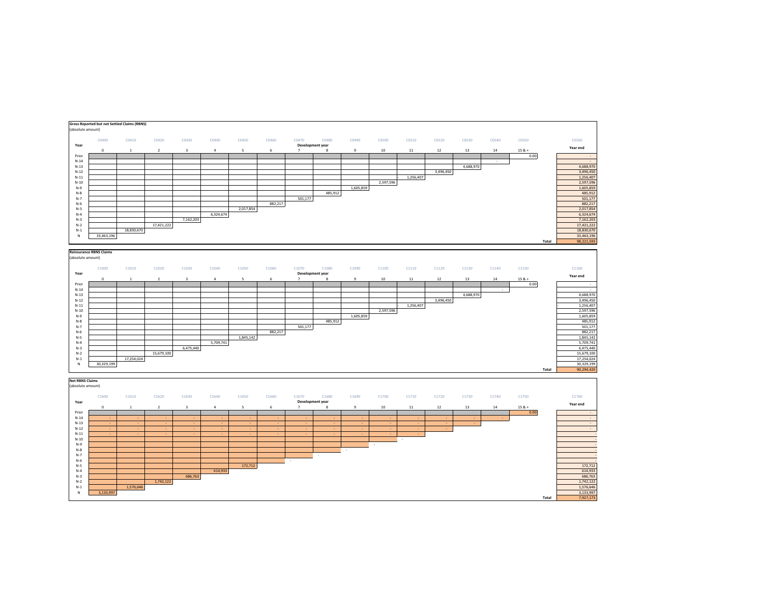**Gross Reported but not Settled Claims (RBNS)**
(absolute amount)

| Year | C0400<br>0 | C0410<br>1 | C0420<br>2 | C0430<br>3 | C0440<br>4 | C0450<br>5 | C0460<br>6 | C0470<br>7 | C0480<br>8 | C0490<br>9 | C0500<br>10 | C0510<br>11 | C0520<br>12 | C0530<br>13 | C0540<br>14 | C0550<br>15 & + | C0560<br>Year end |
|---|---|---|---|---|---|---|---|---|---|---|---|---|---|---|---|---|---|
| Prior | | | | | | | | | | | | | | | | 0.00 | - |
| N-14 | | | | | | | | | | | | | | | - | | - |
| N-13 | | | | | | | | | | | | | | 4,688,970 | | | 4,688,970 |
| N-12 | | | | | | | | | | | | | 3,496,450 | | | | 3,496,450 |
| N-11 | | | | | | | | | | | | 1,256,407 | | | | | 1,256,407 |
| N-10 | | | | | | | | | | | 2,597,596 | | | | | | 2,597,596 |
| N-9 | | | | | | | | | | 1,605,859 | | | | | | | 1,605,859 |
| N-8 | | | | | | | | | 485,912 | | | | | | | | 485,912 |
| N-7 | | | | | | | | 501,177 | | | | | | | | | 501,177 |
| N-6 | | | | | | | 882,217 | | | | | | | | | | 882,217 |
| N-5 | | | | | | 2,017,854 | | | | | | | | | | | 2,017,854 |
| N-4 | | | | | 6,324,674 | | | | | | | | | | | | 6,324,674 |
| N-3 | | | | 7,162,203 | | | | | | | | | | | | | 7,162,203 |
| N-2 | | | 17,421,222 | | | | | | | | | | | | | | 17,421,222 |
| N-1 | | 18,830,670 | | | | | | | | | | | | | | | 18,830,670 |
| N | 33,463,196 | | | | | | | | | | | | | | | | 33,463,196 |
| | | | | | | | | | | | | | | | | Total | 98,221,593 |

**Reinsurance RBNS Claims**
(absolute amount)

| Year | C1000<br>0 | C1010<br>1 | C1020<br>2 | C1030<br>3 | C1040<br>4 | C1050<br>5 | C1060<br>6 | C1070<br>7 | C1080<br>8 | C1090<br>9 | C1100<br>10 | C1110<br>11 | C1120<br>12 | C1130<br>13 | C1140<br>14 | C1150<br>15 & + | C1160<br>Year end |
|---|---|---|---|---|---|---|---|---|---|---|---|---|---|---|---|---|---|
| Prior | | | | | | | | | | | | | | | | 0.00 | - |
| N-14 | | | | | | | | | | | | | | | - | | - |
| N-13 | | | | | | | | | | | | | | 4,688,970 | | | 4,688,970 |
| N-12 | | | | | | | | | | | | | 3,496,450 | | | | 3,496,450 |
| N-11 | | | | | | | | | | | | 1,256,407 | | | | | 1,256,407 |
| N-10 | | | | | | | | | | | 2,597,596 | | | | | | 2,597,596 |
| N-9 | | | | | | | | | | 1,605,859 | | | | | | | 1,605,859 |
| N-8 | | | | | | | | | 485,912 | | | | | | | | 485,912 |
| N-7 | | | | | | | | 501,177 | | | | | | | | | 501,177 |
| N-6 | | | | | | | 882,217 | | | | | | | | | | 882,217 |
| N-5 | | | | | | 1,845,142 | | | | | | | | | | | 1,845,142 |
| N-4 | | | | | 5,709,741 | | | | | | | | | | | | 5,709,741 |
| N-3 | | | | 6,475,440 | | | | | | | | | | | | | 6,475,440 |
| N-2 | | | 15,679,100 | | | | | | | | | | | | | | 15,679,100 |
| N-1 | | 17,254,024 | | | | | | | | | | | | | | | 17,254,024 |
| N | 30,329,199 | | | | | | | | | | | | | | | | 30,329,199 |
| | | | | | | | | | | | | | | | | Total | 90,294,420 |

**Net RBNS Claims**
(absolute amount)

| Year | C1600<br>0 | C1610<br>1 | C1620<br>2 | C1630<br>3 | C1640<br>4 | C1650<br>5 | C1660<br>6 | C1670<br>7 | C1680<br>8 | C1690<br>9 | C1700<br>10 | C1710<br>11 | C1720<br>12 | C1730<br>13 | C1740<br>14 | C1750<br>15 & + | C1760<br>Year end |
|---|---|---|---|---|---|---|---|---|---|---|---|---|---|---|---|---|---|
| Prior | | | | | | | | | | | | | | | | 0.00 | - |
| N-14 | - | - | - | - | - | - | - | - | - | - | - | - | - | - | - | | - |
| N-13 | - | - | - | - | - | - | - | - | - | - | - | - | - | - | | | - |
| N-12 | - | - | - | - | - | - | - | - | - | - | - | - | - | | | | - |
| N-11 | - | - | - | - | - | - | - | - | - | - | - | - | | | | | - |
| N-10 | | | | | | | | | | | | - | | | | | - |
| N-9 | | | | | | | | | | | - | | | | | | - |
| N-8 | | | | | | | | | | - | | | | | | | - |
| N-7 | | | | | | | | | - | | | | | | | | - |
| N-6 | | | | | | | | - | | | | | | | | | - |
| N-5 | | | | | | 172,712 | | | | | | | | | | | 172,712 |
| N-4 | | | | | 614,933 | | | | | | | | | | | | 614,933 |
| N-3 | | | | 686,763 | | | | | | | | | | | | | 686,763 |
| N-2 | | | 1,742,122 | | | | | | | | | | | | | | 1,742,122 |
| N-1 | | 1,576,646 | | | | | | | | | | | | | | | 1,576,646 |
| N | 3,133,997 | | | | | | | | | | | | | | | | 3,133,997 |
| | | | | | | | | | | | | | | | | Total | 7,927,173 |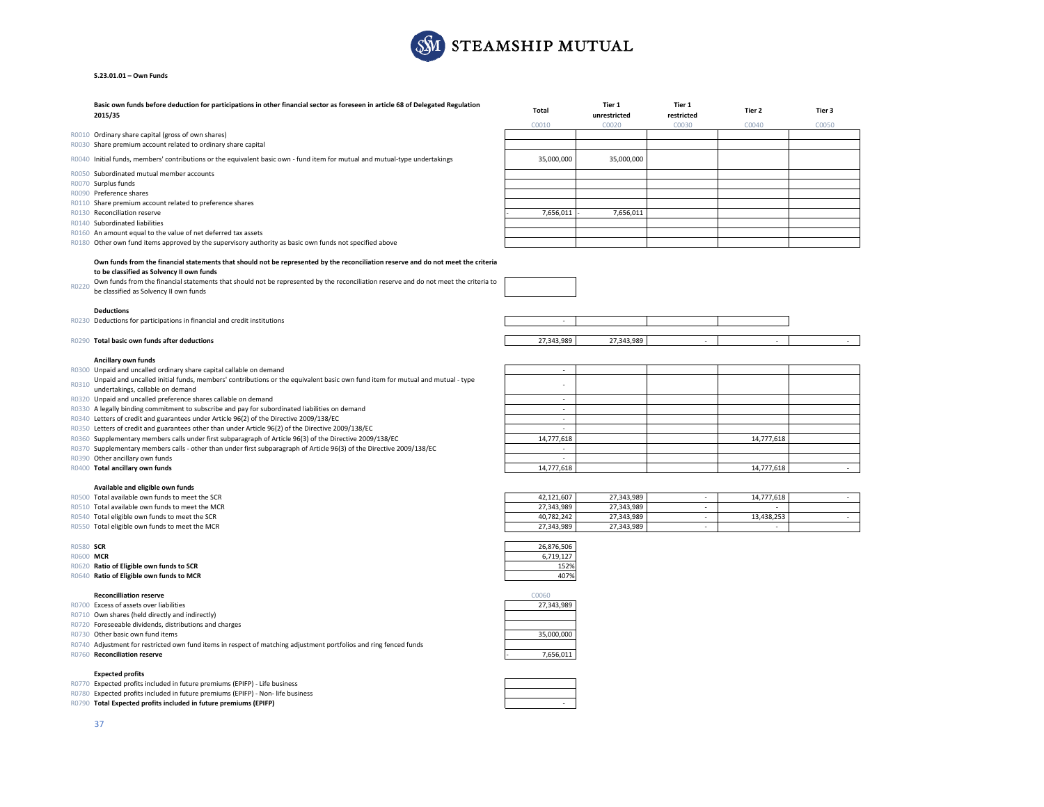**S.23.01.01 – Own Funds**

| | Basic own funds before deduction for participations in other financial sector as foreseen in article 68 of Delegated Regulation 2015/35 | Total | Tier 1 unrestricted | Tier 1 restricted | Tier 2 | Tier 3 |
|---|---|---|---|---|---|---|
| | | C0010 | C0020 | C0030 | C0040 | C0050 |
| R0010 | Ordinary share capital (gross of own shares) | | | | | |
| R0030 | Share premium account related to ordinary share capital | | | | | |
| R0040 | Initial funds, members' contributions or the equivalent basic own - fund item for mutual and mutual-type undertakings | 35,000,000 | 35,000,000 | | | |
| R0050 | Subordinated mutual member accounts | | | | | |
| R0070 | Surplus funds | | | | | |
| R0090 | Preference shares | | | | | |
| R0110 | Share premium account related to preference shares | | | | | |
| R0130 | Reconciliation reserve | - 7,656,011 | - 7,656,011 | | | |
| R0140 | Subordinated liabilities | | | | | |
| R0160 | An amount equal to the value of net deferred tax assets | | | | | |
| R0180 | Other own fund items approved by the supervisory authority as basic own funds not specified above | | | | | |
| | **Own funds from the financial statements that should not be represented by the reconciliation reserve and do not meet the criteria to be classified as Solvency II own funds** | | | | | |
| R0220 | Own funds from the financial statements that should not be represented by the reconciliation reserve and do not meet the criteria to be classified as Solvency II own funds | | | | | |
| | **Deductions** | | | | | |
| R0230 | Deductions for participations in financial and credit institutions | - | | | | |
| R0290 | **Total basic own funds after deductions** | 27,343,989 | 27,343,989 | - | - | - |
| | **Ancillary own funds** | | | | | |
| R0300 | Unpaid and uncalled ordinary share capital callable on demand | - | | | | |
| R0310 | Unpaid and uncalled initial funds, members' contributions or the equivalent basic own fund item for mutual and mutual - type undertakings, callable on demand | - | | | | |
| R0320 | Unpaid and uncalled preference shares callable on demand | - | | | | |
| R0330 | A legally binding commitment to subscribe and pay for subordinated liabilities on demand | - | | | | |
| R0340 | Letters of credit and guarantees under Article 96(2) of the Directive 2009/138/EC | - | | | | |
| R0350 | Letters of credit and guarantees other than under Article 96(2) of the Directive 2009/138/EC | - | | | | |
| R0360 | Supplementary members calls under first subparagraph of Article 96(3) of the Directive 2009/138/EC | 14,777,618 | | | 14,777,618 | |
| R0370 | Supplementary members calls - other than under first subparagraph of Article 96(3) of the Directive 2009/138/EC | - | | | | |
| R0390 | Other ancillary own funds | - | | | | |
| R0400 | **Total ancillary own funds** | 14,777,618 | | | 14,777,618 | - |
| | **Available and eligible own funds** | | | | | |
| R0500 | Total available own funds to meet the SCR | 42,121,607 | 27,343,989 | - | 14,777,618 | - |
| R0510 | Total available own funds to meet the MCR | 27,343,989 | 27,343,989 | - | - | |
| R0540 | Total eligible own funds to meet the SCR | 40,782,242 | 27,343,989 | - | 13,438,253 | - |
| R0550 | Total eligible own funds to meet the MCR | 27,343,989 | 27,343,989 | - | - | |
| R0580 | **SCR** | 26,876,506 | | | | |
| R0600 | **MCR** | 6,719,127 | | | | |
| R0620 | **Ratio of Eligible own funds to SCR** | 152% | | | | |
| R0640 | **Ratio of Eligible own funds to MCR** | 407% | | | | |

| | **Reconcilliation reserve** | C0060 |
|---|---|---|
| R0700 | Excess of assets over liabilities | 27,343,989 |
| R0710 | Own shares (held directly and indirectly) | |
| R0720 | Foreseeable dividends, distributions and charges | |
| R0730 | Other basic own fund items | 35,000,000 |
| R0740 | Adjustment for restricted own fund items in respect of matching adjustment portfolios and ring fenced funds | |
| R0760 | **Reconciliation reserve** | - 7,656,011 |
| | **Expected profits** | |
| R0770 | Expected profits included in future premiums (EPIFP) - Life business | |
| R0780 | Expected profits included in future premiums (EPIFP) - Non- life business | |
| R0790 | **Total Expected profits included in future premiums (EPIFP)** | - |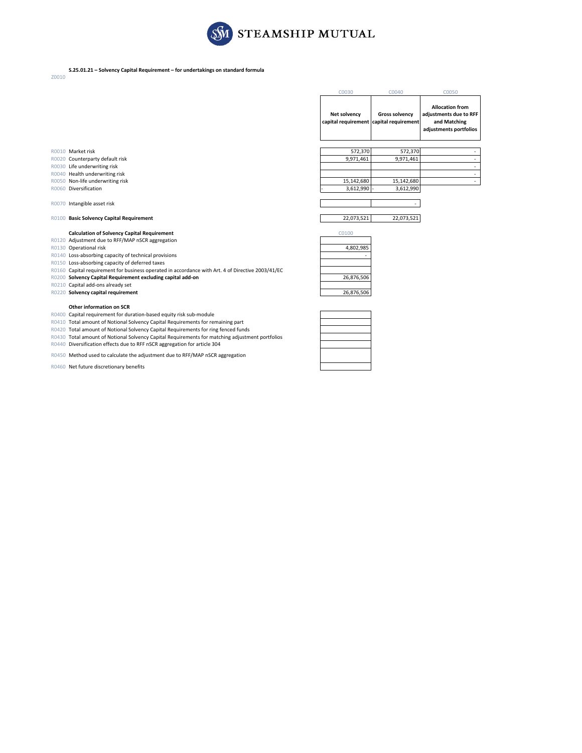**S.25.01.21 – Solvency Capital Requirement – for undertakings on standard formula**

Z0010

| | | C0030 | C0040 | C0050 |
|---|---|---|---|---|
| | | **Net solvency capital requirement** | **Gross solvency capital requirement** | **Allocation from adjustments due to RFF and Matching adjustments portfolios** |
| R0010 | Market risk | 572,370 | 572,370 | - |
| R0020 | Counterparty default risk | 9,971,461 | 9,971,461 | - |
| R0030 | Life underwriting risk | | | - |
| R0040 | Health underwriting risk | | | - |
| R0050 | Non-life underwriting risk | 15,142,680 | 15,142,680 | - |
| R0060 | Diversification | - 3,612,990 | - 3,612,990 | |
| R0070 | Intangible asset risk | | - | |
| R0100 | **Basic Solvency Capital Requirement** | 22,073,521 | 22,073,521 | |

| | **Calculation of Solvency Capital Requirement** | C0100 |
|---|---|---|
| R0120 | Adjustment due to RFF/MAP nSCR aggregation | |
| R0130 | Operational risk | 4,802,985 |
| R0140 | Loss-absorbing capacity of technical provisions | - |
| R0150 | Loss-absorbing capacity of deferred taxes | |
| R0160 | Capital requirement for business operated in accordance with Art. 4 of Directive 2003/41/EC | |
| R0200 | **Solvency Capital Requirement excluding capital add-on** | 26,876,506 |
| R0210 | Capital add-ons already set | |
| R0220 | **Solvency capital requirement** | 26,876,506 |

| | **Other information on SCR** | |
|---|---|---|
| R0400 | Capital requirement for duration-based equity risk sub-module | |
| R0410 | Total amount of Notional Solvency Capital Requirements for remaining part | |
| R0420 | Total amount of Notional Solvency Capital Requirements for ring fenced funds | |
| R0430 | Total amount of Notional Solvency Capital Requirements for matching adjustment portfolios | |
| R0440 | Diversification effects due to RFF nSCR aggregation for article 304 | |
| R0450 | Method used to calculate the adjustment due to RFF/MAP nSCR aggregation | |
| R0460 | Net future discretionary benefits | |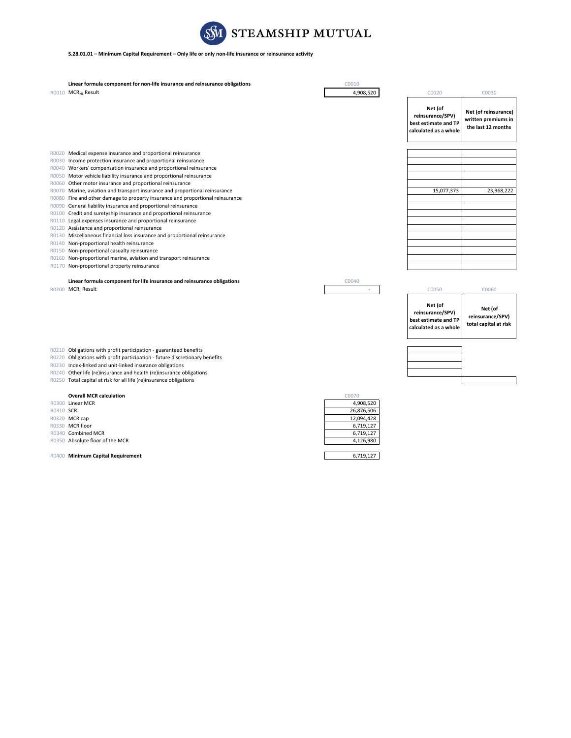## S.28.01.01 – Minimum Capital Requirement – Only life or only non-life insurance or reinsurance activity

**Linear formula component for non-life insurance and reinsurance obligations**

| | | C0010 |
|---|---|---|
| R0010 | $MCR_{NL}$ Result | 4,908,520 |

| | | C0020 Net (of reinsurance/SPV) best estimate and TP calculated as a whole | C0030 Net (of reinsurance) written premiums in the last 12 months |
|---|---|---|---|
| R0020 | Medical expense insurance and proportional reinsurance | | |
| R0030 | Income protection insurance and proportional reinsurance | | |
| R0040 | Workers' compensation insurance and proportional reinsurance | | |
| R0050 | Motor vehicle liability insurance and proportional reinsurance | | |
| R0060 | Other motor insurance and proportional reinsurance | | |
| R0070 | Marine, aviation and transport insurance and proportional reinsurance | 15,077,373 | 23,968,222 |
| R0080 | Fire and other damage to property insurance and proportional reinsurance | | |
| R0090 | General liability insurance and proportional reinsurance | | |
| R0100 | Credit and suretyship insurance and proportional reinsurance | | |
| R0110 | Legal expenses insurance and proportional reinsurance | | |
| R0120 | Assistance and proportional reinsurance | | |
| R0130 | Miscellaneous financial loss insurance and proportional reinsurance | | |
| R0140 | Non-proportional health reinsurance | | |
| R0150 | Non-proportional casualty reinsurance | | |
| R0160 | Non-proportional marine, aviation and transport reinsurance | | |
| R0170 | Non-proportional property reinsurance | | |

**Linear formula component for life insurance and reinsurance obligations**

| | | C0040 |
|---|---|---|
| R0200 | $MCR_L$ Result | - |

| | | C0050 Net (of reinsurance/SPV) best estimate and TP calculated as a whole | C0060 Net (of reinsurance/SPV) total capital at risk |
|---|---|---|---|
| R0210 | Obligations with profit participation - guaranteed benefits | | |
| R0220 | Obligations with profit participation - future discretionary benefits | | |
| R0230 | Index-linked and unit-linked insurance obligations | | |
| R0240 | Other life (re)insurance and health (re)insurance obligations | | |
| R0250 | Total capital at risk for all life (re)insurance obligations | | |

**Overall MCR calculation**

| | | C0070 |
|---|---|---|
| R0300 | Linear MCR | 4,908,520 |
| R0310 | SCR | 26,876,506 |
| R0320 | MCR cap | 12,094,428 |
| R0330 | MCR floor | 6,719,127 |
| R0340 | Combined MCR | 6,719,127 |
| R0350 | Absolute floor of the MCR | 4,126,980 |
| R0400 | **Minimum Capital Requirement** | 6,719,127 |